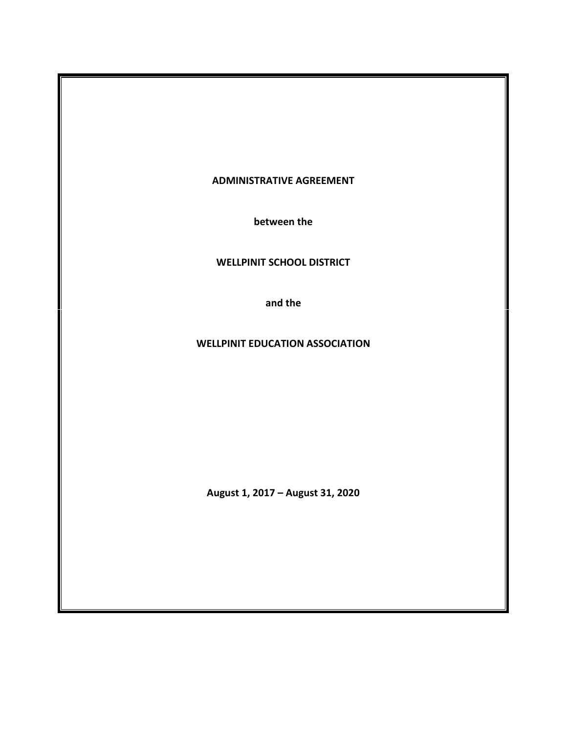**ADMINISTRATIVE AGREEMENT**

**between the**

**WELLPINIT SCHOOL DISTRICT**

**and the**

**WELLPINIT EDUCATION ASSOCIATION**

**August 1, 2017 – August 31, 2020**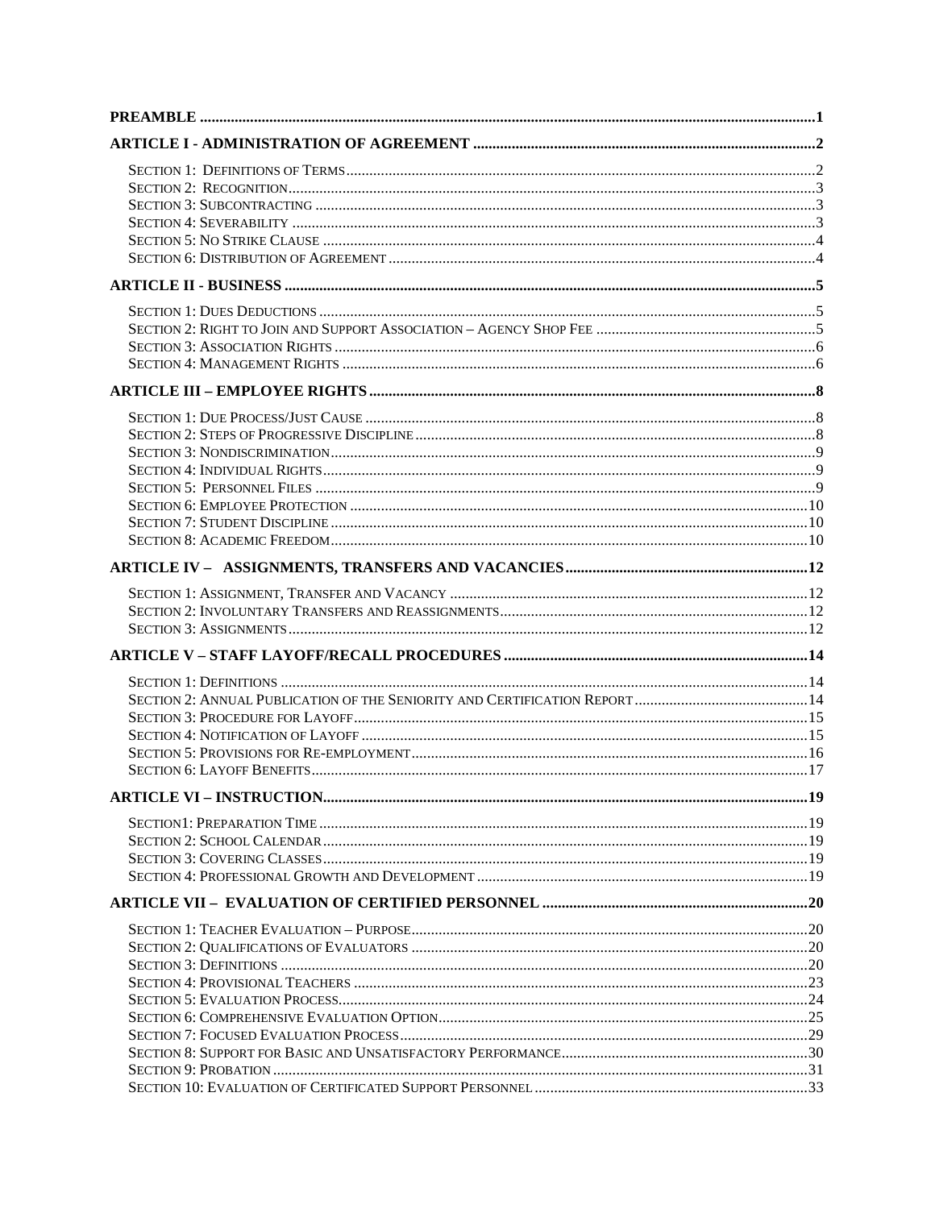**PREAMBLE** .......... **1**

**ARTICLE I - ADMINISTRATION OF AGREEMENT** .......... **2**

SECTION 1: DEFINITIONS OF TERMS .......... 2
SECTION 2: RECOGNITION .......... 3
SECTION 3: SUBCONTRACTING .......... 3
SECTION 4: SEVERABILITY .......... 3
SECTION 5: NO STRIKE CLAUSE .......... 4
SECTION 6: DISTRIBUTION OF AGREEMENT .......... 4

**ARTICLE II - BUSINESS** .......... **5**

SECTION 1: DUES DEDUCTIONS .......... 5
SECTION 2: RIGHT TO JOIN AND SUPPORT ASSOCIATION – AGENCY SHOP FEE .......... 5
SECTION 3: ASSOCIATION RIGHTS .......... 6
SECTION 4: MANAGEMENT RIGHTS .......... 6

**ARTICLE III – EMPLOYEE RIGHTS** .......... **8**

SECTION 1: DUE PROCESS/JUST CAUSE .......... 8
SECTION 2: STEPS OF PROGRESSIVE DISCIPLINE .......... 8
SECTION 3: NONDISCRIMINATION .......... 9
SECTION 4: INDIVIDUAL RIGHTS .......... 9
SECTION 5: PERSONNEL FILES .......... 9
SECTION 6: EMPLOYEE PROTECTION .......... 10
SECTION 7: STUDENT DISCIPLINE .......... 10
SECTION 8: ACADEMIC FREEDOM .......... 10

**ARTICLE IV – ASSIGNMENTS, TRANSFERS AND VACANCIES** .......... **12**

SECTION 1: ASSIGNMENT, TRANSFER AND VACANCY .......... 12
SECTION 2: INVOLUNTARY TRANSFERS AND REASSIGNMENTS .......... 12
SECTION 3: ASSIGNMENTS .......... 12

**ARTICLE V – STAFF LAYOFF/RECALL PROCEDURES** .......... **14**

SECTION 1: DEFINITIONS .......... 14
SECTION 2: ANNUAL PUBLICATION OF THE SENIORITY AND CERTIFICATION REPORT .......... 14
SECTION 3: PROCEDURE FOR LAYOFF .......... 15
SECTION 4: NOTIFICATION OF LAYOFF .......... 15
SECTION 5: PROVISIONS FOR RE-EMPLOYMENT .......... 16
SECTION 6: LAYOFF BENEFITS .......... 17

**ARTICLE VI – INSTRUCTION** .......... **19**

SECTION1: PREPARATION TIME .......... 19
SECTION 2: SCHOOL CALENDAR .......... 19
SECTION 3: COVERING CLASSES .......... 19
SECTION 4: PROFESSIONAL GROWTH AND DEVELOPMENT .......... 19

**ARTICLE VII – EVALUATION OF CERTIFIED PERSONNEL** .......... **20**

SECTION 1: TEACHER EVALUATION – PURPOSE .......... 20
SECTION 2: QUALIFICATIONS OF EVALUATORS .......... 20
SECTION 3: DEFINITIONS .......... 20
SECTION 4: PROVISIONAL TEACHERS .......... 23
SECTION 5: EVALUATION PROCESS .......... 24
SECTION 6: COMPREHENSIVE EVALUATION OPTION .......... 25
SECTION 7: FOCUSED EVALUATION PROCESS .......... 29
SECTION 8: SUPPORT FOR BASIC AND UNSATISFACTORY PERFORMANCE .......... 30
SECTION 9: PROBATION .......... 31
SECTION 10: EVALUATION OF CERTIFICATED SUPPORT PERSONNEL .......... 33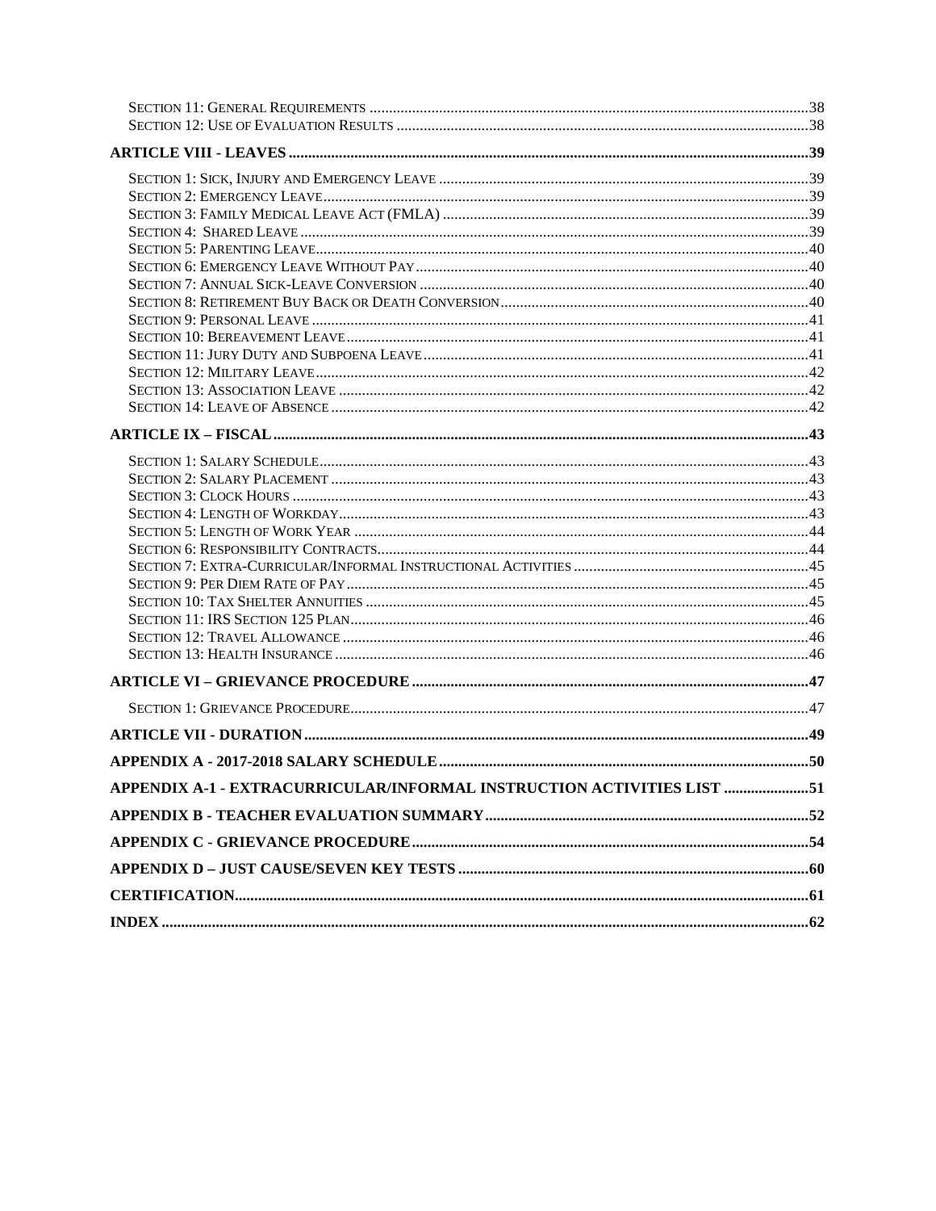Section 11: General Requirements ..........38
Section 12: Use of Evaluation Results ..........38

**ARTICLE VIII - LEAVES ..........39**

Section 1: Sick, Injury and Emergency Leave ..........39
Section 2: Emergency Leave ..........39
Section 3: Family Medical Leave Act (FMLA) ..........39
Section 4: Shared Leave ..........39
Section 5: Parenting Leave ..........40
Section 6: Emergency Leave Without Pay ..........40
Section 7: Annual Sick-Leave Conversion ..........40
Section 8: Retirement Buy Back or Death Conversion ..........40
Section 9: Personal Leave ..........41
Section 10: Bereavement Leave ..........41
Section 11: Jury Duty and Subpoena Leave ..........41
Section 12: Military Leave ..........42
Section 13: Association Leave ..........42
Section 14: Leave of Absence ..........42

**ARTICLE IX – FISCAL ..........43**

Section 1: Salary Schedule ..........43
Section 2: Salary Placement ..........43
Section 3: Clock Hours ..........43
Section 4: Length of Workday ..........43
Section 5: Length of Work Year ..........44
Section 6: Responsibility Contracts ..........44
Section 7: Extra-Curricular/Informal Instructional Activities ..........45
Section 9: Per Diem Rate of Pay ..........45
Section 10: Tax Shelter Annuities ..........45
Section 11: IRS Section 125 Plan ..........46
Section 12: Travel Allowance ..........46
Section 13: Health Insurance ..........46

**ARTICLE VI – GRIEVANCE PROCEDURE ..........47**

Section 1: Grievance Procedure ..........47

**ARTICLE VII - DURATION ..........49**

**APPENDIX A - 2017-2018 SALARY SCHEDULE ..........50**

**APPENDIX A-1 - EXTRACURRICULAR/INFORMAL INSTRUCTION ACTIVITIES LIST ..........51**

**APPENDIX B - TEACHER EVALUATION SUMMARY ..........52**

**APPENDIX C - GRIEVANCE PROCEDURE ..........54**

**APPENDIX D – JUST CAUSE/SEVEN KEY TESTS ..........60**

**CERTIFICATION ..........61**

**INDEX ..........62**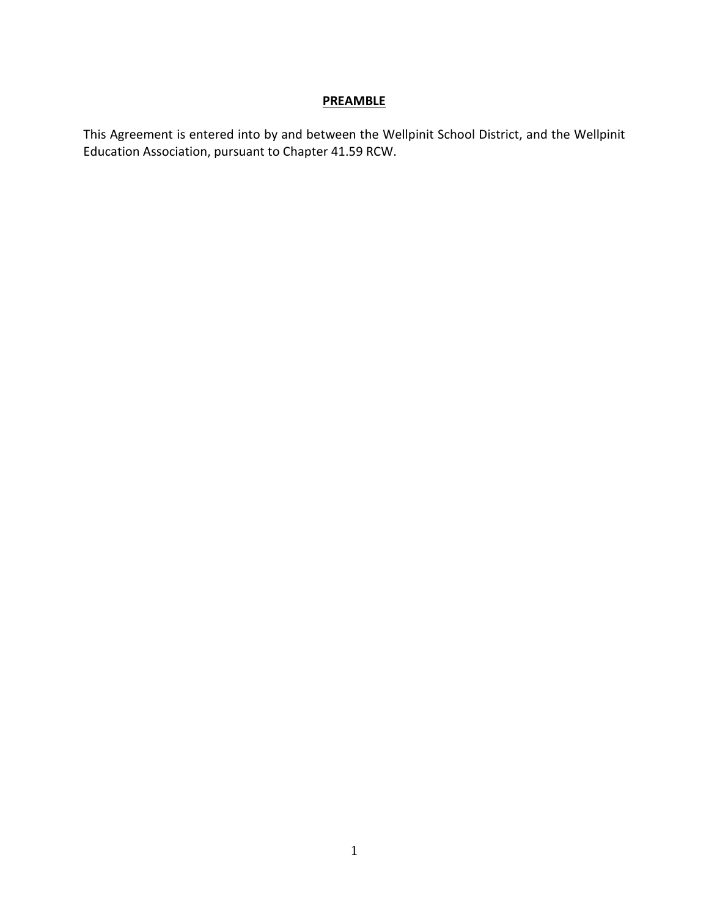## PREAMBLE

This Agreement is entered into by and between the Wellpinit School District, and the Wellpinit Education Association, pursuant to Chapter 41.59 RCW.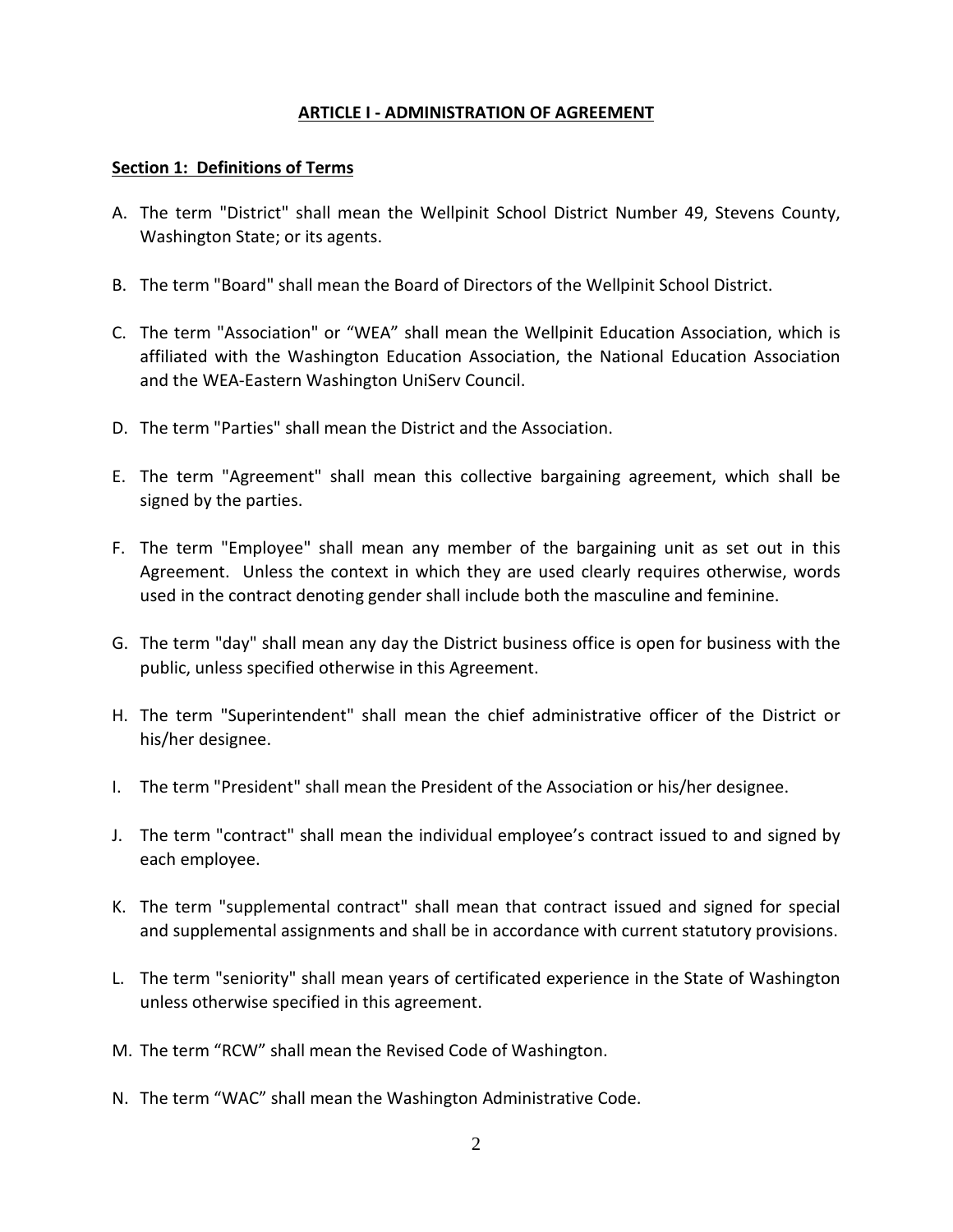## ARTICLE I - ADMINISTRATION OF AGREEMENT

### Section 1: Definitions of Terms

A. The term "District" shall mean the Wellpinit School District Number 49, Stevens County, Washington State; or its agents.

B. The term "Board" shall mean the Board of Directors of the Wellpinit School District.

C. The term "Association" or "WEA" shall mean the Wellpinit Education Association, which is affiliated with the Washington Education Association, the National Education Association and the WEA-Eastern Washington UniServ Council.

D. The term "Parties" shall mean the District and the Association.

E. The term "Agreement" shall mean this collective bargaining agreement, which shall be signed by the parties.

F. The term "Employee" shall mean any member of the bargaining unit as set out in this Agreement. Unless the context in which they are used clearly requires otherwise, words used in the contract denoting gender shall include both the masculine and feminine.

G. The term "day" shall mean any day the District business office is open for business with the public, unless specified otherwise in this Agreement.

H. The term "Superintendent" shall mean the chief administrative officer of the District or his/her designee.

I. The term "President" shall mean the President of the Association or his/her designee.

J. The term "contract" shall mean the individual employee's contract issued to and signed by each employee.

K. The term "supplemental contract" shall mean that contract issued and signed for special and supplemental assignments and shall be in accordance with current statutory provisions.

L. The term "seniority" shall mean years of certificated experience in the State of Washington unless otherwise specified in this agreement.

M. The term "RCW" shall mean the Revised Code of Washington.

N. The term "WAC" shall mean the Washington Administrative Code.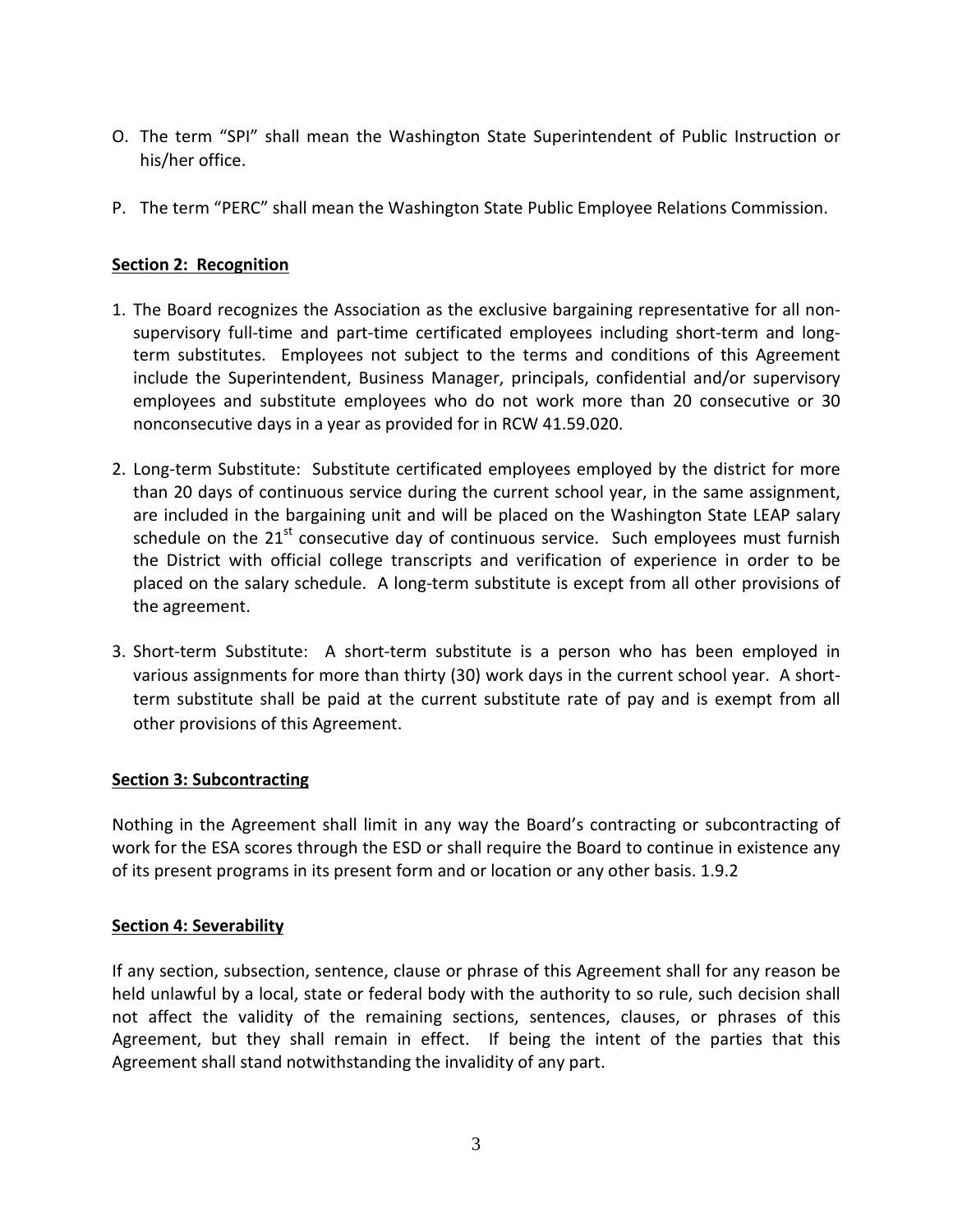O. The term "SPI" shall mean the Washington State Superintendent of Public Instruction or his/her office.

P. The term "PERC" shall mean the Washington State Public Employee Relations Commission.

**Section 2: Recognition**

1. The Board recognizes the Association as the exclusive bargaining representative for all non-supervisory full-time and part-time certificated employees including short-term and long-term substitutes. Employees not subject to the terms and conditions of this Agreement include the Superintendent, Business Manager, principals, confidential and/or supervisory employees and substitute employees who do not work more than 20 consecutive or 30 nonconsecutive days in a year as provided for in RCW 41.59.020.

2. Long-term Substitute: Substitute certificated employees employed by the district for more than 20 days of continuous service during the current school year, in the same assignment, are included in the bargaining unit and will be placed on the Washington State LEAP salary schedule on the 21st consecutive day of continuous service. Such employees must furnish the District with official college transcripts and verification of experience in order to be placed on the salary schedule. A long-term substitute is except from all other provisions of the agreement.

3. Short-term Substitute: A short-term substitute is a person who has been employed in various assignments for more than thirty (30) work days in the current school year. A short-term substitute shall be paid at the current substitute rate of pay and is exempt from all other provisions of this Agreement.

**Section 3: Subcontracting**

Nothing in the Agreement shall limit in any way the Board's contracting or subcontracting of work for the ESA scores through the ESD or shall require the Board to continue in existence any of its present programs in its present form and or location or any other basis. 1.9.2

**Section 4: Severability**

If any section, subsection, sentence, clause or phrase of this Agreement shall for any reason be held unlawful by a local, state or federal body with the authority to so rule, such decision shall not affect the validity of the remaining sections, sentences, clauses, or phrases of this Agreement, but they shall remain in effect. If being the intent of the parties that this Agreement shall stand notwithstanding the invalidity of any part.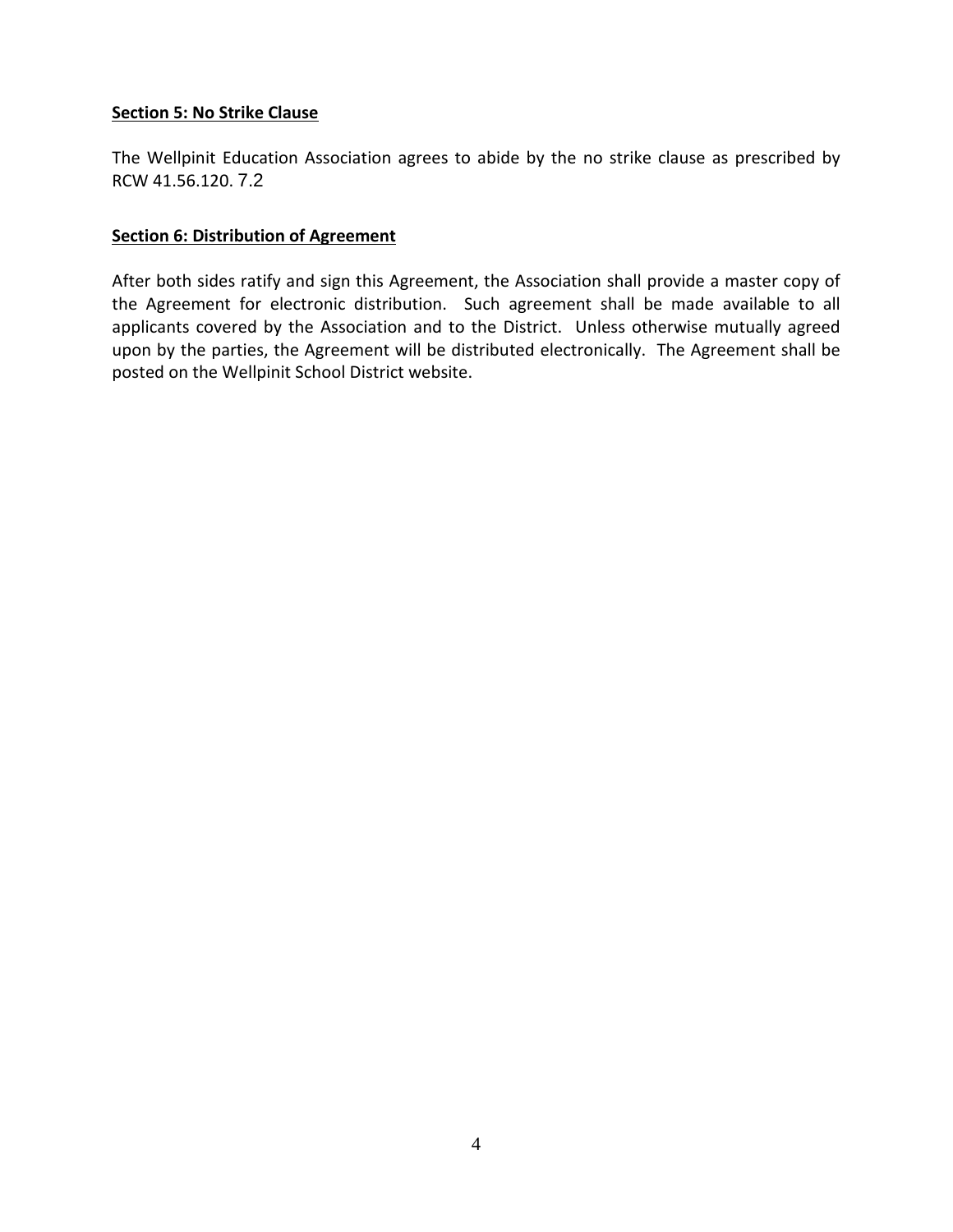**Section 5: No Strike Clause**

The Wellpinit Education Association agrees to abide by the no strike clause as prescribed by RCW 41.56.120. 7.2

**Section 6: Distribution of Agreement**

After both sides ratify and sign this Agreement, the Association shall provide a master copy of the Agreement for electronic distribution. Such agreement shall be made available to all applicants covered by the Association and to the District. Unless otherwise mutually agreed upon by the parties, the Agreement will be distributed electronically. The Agreement shall be posted on the Wellpinit School District website.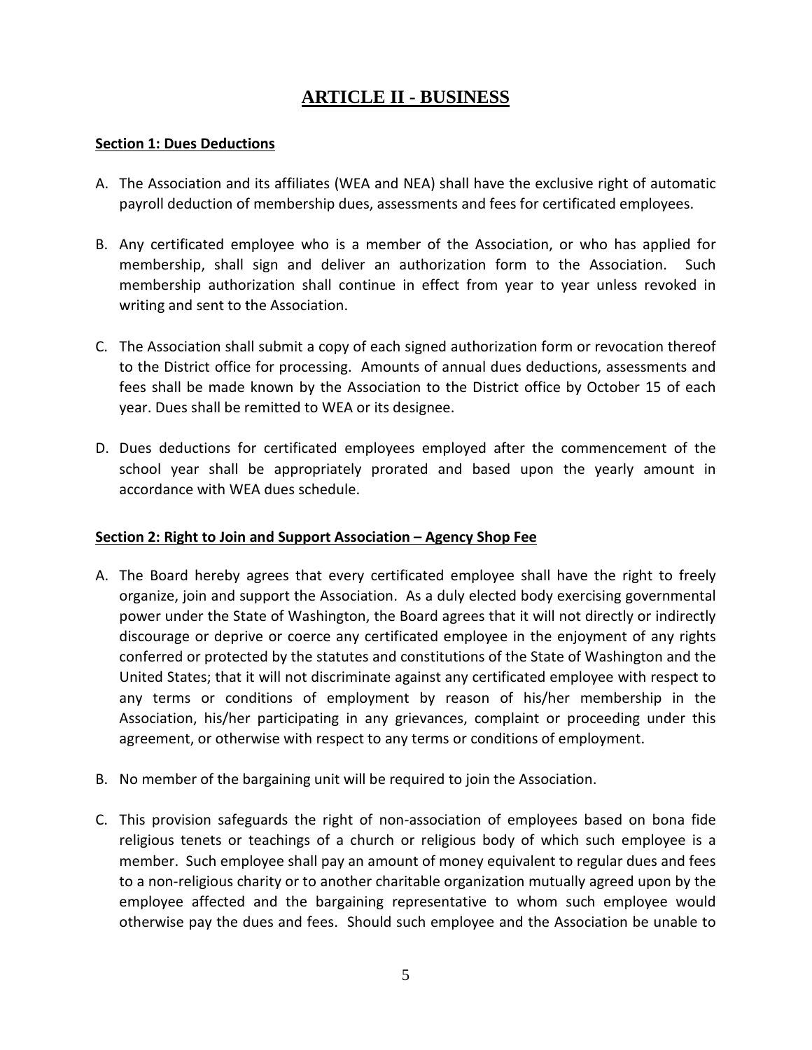# ARTICLE II - BUSINESS

**Section 1: Dues Deductions**

A. The Association and its affiliates (WEA and NEA) shall have the exclusive right of automatic payroll deduction of membership dues, assessments and fees for certificated employees.

B. Any certificated employee who is a member of the Association, or who has applied for membership, shall sign and deliver an authorization form to the Association. Such membership authorization shall continue in effect from year to year unless revoked in writing and sent to the Association.

C. The Association shall submit a copy of each signed authorization form or revocation thereof to the District office for processing. Amounts of annual dues deductions, assessments and fees shall be made known by the Association to the District office by October 15 of each year. Dues shall be remitted to WEA or its designee.

D. Dues deductions for certificated employees employed after the commencement of the school year shall be appropriately prorated and based upon the yearly amount in accordance with WEA dues schedule.

**Section 2: Right to Join and Support Association – Agency Shop Fee**

A. The Board hereby agrees that every certificated employee shall have the right to freely organize, join and support the Association. As a duly elected body exercising governmental power under the State of Washington, the Board agrees that it will not directly or indirectly discourage or deprive or coerce any certificated employee in the enjoyment of any rights conferred or protected by the statutes and constitutions of the State of Washington and the United States; that it will not discriminate against any certificated employee with respect to any terms or conditions of employment by reason of his/her membership in the Association, his/her participating in any grievances, complaint or proceeding under this agreement, or otherwise with respect to any terms or conditions of employment.

B. No member of the bargaining unit will be required to join the Association.

C. This provision safeguards the right of non-association of employees based on bona fide religious tenets or teachings of a church or religious body of which such employee is a member. Such employee shall pay an amount of money equivalent to regular dues and fees to a non-religious charity or to another charitable organization mutually agreed upon by the employee affected and the bargaining representative to whom such employee would otherwise pay the dues and fees. Should such employee and the Association be unable to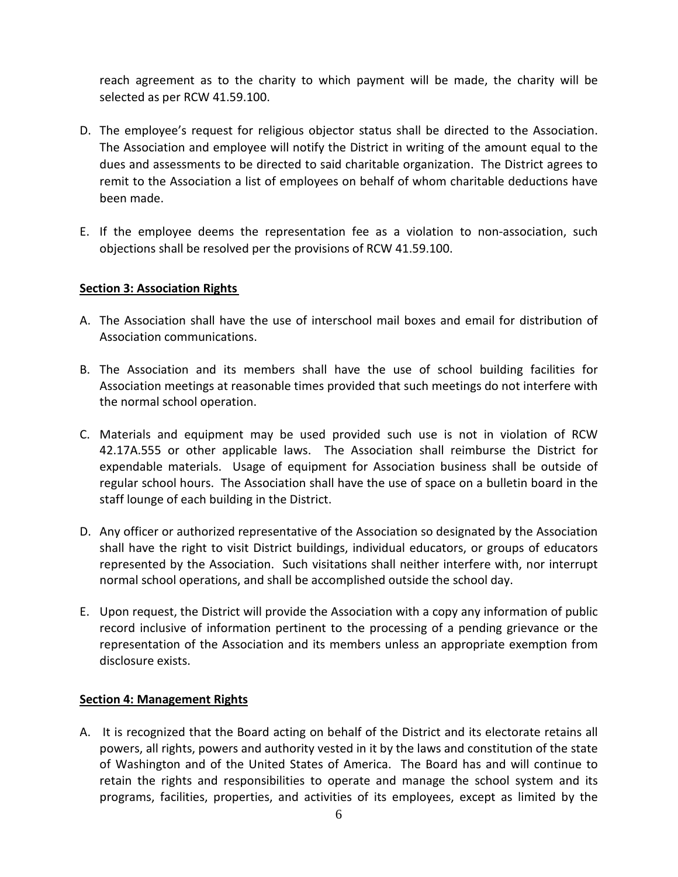reach agreement as to the charity to which payment will be made, the charity will be selected as per RCW 41.59.100.

D. The employee's request for religious objector status shall be directed to the Association. The Association and employee will notify the District in writing of the amount equal to the dues and assessments to be directed to said charitable organization. The District agrees to remit to the Association a list of employees on behalf of whom charitable deductions have been made.

E. If the employee deems the representation fee as a violation to non-association, such objections shall be resolved per the provisions of RCW 41.59.100.

**Section 3: Association Rights**

A. The Association shall have the use of interschool mail boxes and email for distribution of Association communications.

B. The Association and its members shall have the use of school building facilities for Association meetings at reasonable times provided that such meetings do not interfere with the normal school operation.

C. Materials and equipment may be used provided such use is not in violation of RCW 42.17A.555 or other applicable laws. The Association shall reimburse the District for expendable materials. Usage of equipment for Association business shall be outside of regular school hours. The Association shall have the use of space on a bulletin board in the staff lounge of each building in the District.

D. Any officer or authorized representative of the Association so designated by the Association shall have the right to visit District buildings, individual educators, or groups of educators represented by the Association. Such visitations shall neither interfere with, nor interrupt normal school operations, and shall be accomplished outside the school day.

E. Upon request, the District will provide the Association with a copy any information of public record inclusive of information pertinent to the processing of a pending grievance or the representation of the Association and its members unless an appropriate exemption from disclosure exists.

**Section 4: Management Rights**

A. It is recognized that the Board acting on behalf of the District and its electorate retains all powers, all rights, powers and authority vested in it by the laws and constitution of the state of Washington and of the United States of America. The Board has and will continue to retain the rights and responsibilities to operate and manage the school system and its programs, facilities, properties, and activities of its employees, except as limited by the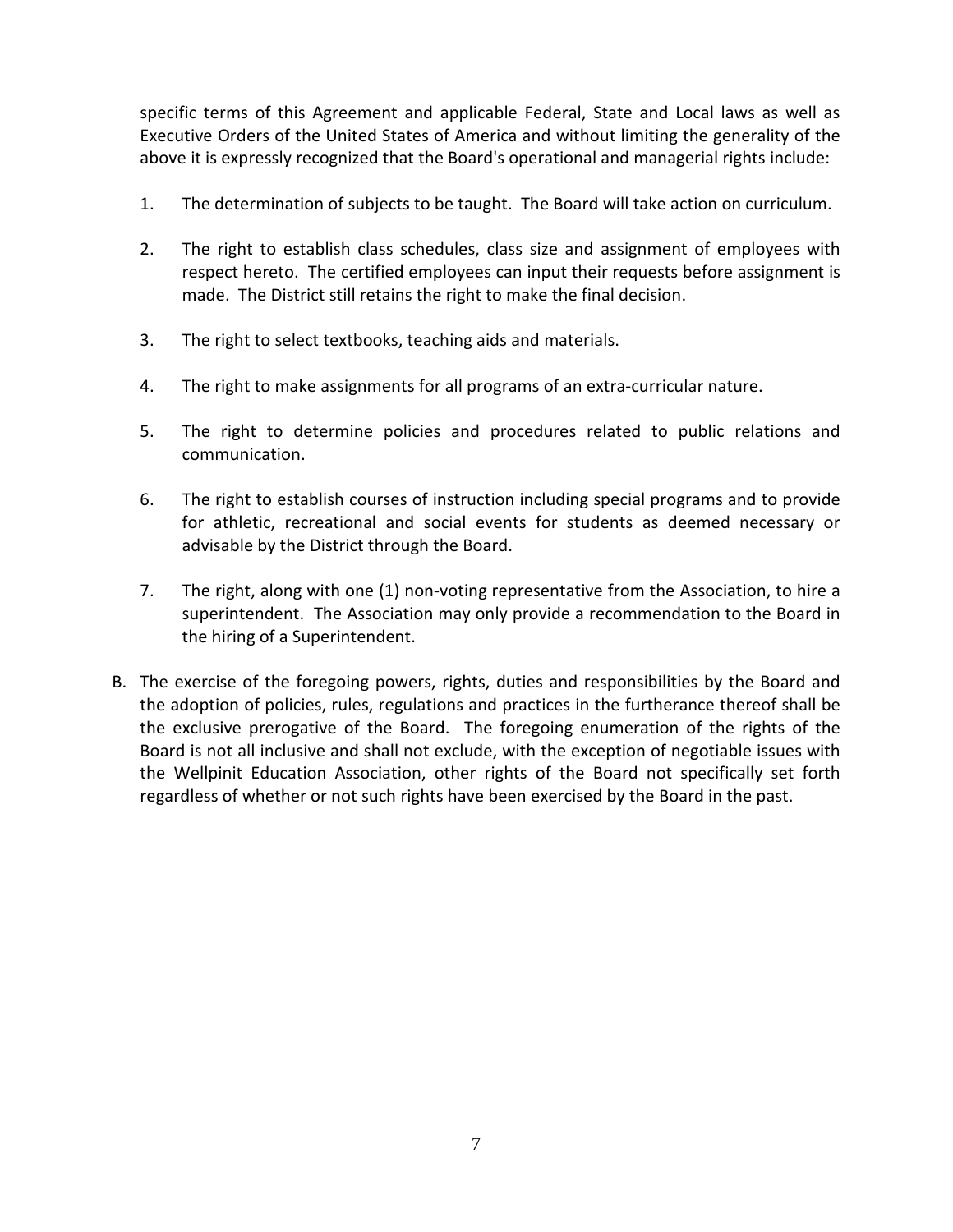specific terms of this Agreement and applicable Federal, State and Local laws as well as Executive Orders of the United States of America and without limiting the generality of the above it is expressly recognized that the Board's operational and managerial rights include:

1. The determination of subjects to be taught. The Board will take action on curriculum.

2. The right to establish class schedules, class size and assignment of employees with respect hereto. The certified employees can input their requests before assignment is made. The District still retains the right to make the final decision.

3. The right to select textbooks, teaching aids and materials.

4. The right to make assignments for all programs of an extra-curricular nature.

5. The right to determine policies and procedures related to public relations and communication.

6. The right to establish courses of instruction including special programs and to provide for athletic, recreational and social events for students as deemed necessary or advisable by the District through the Board.

7. The right, along with one (1) non-voting representative from the Association, to hire a superintendent. The Association may only provide a recommendation to the Board in the hiring of a Superintendent.

B. The exercise of the foregoing powers, rights, duties and responsibilities by the Board and the adoption of policies, rules, regulations and practices in the furtherance thereof shall be the exclusive prerogative of the Board. The foregoing enumeration of the rights of the Board is not all inclusive and shall not exclude, with the exception of negotiable issues with the Wellpinit Education Association, other rights of the Board not specifically set forth regardless of whether or not such rights have been exercised by the Board in the past.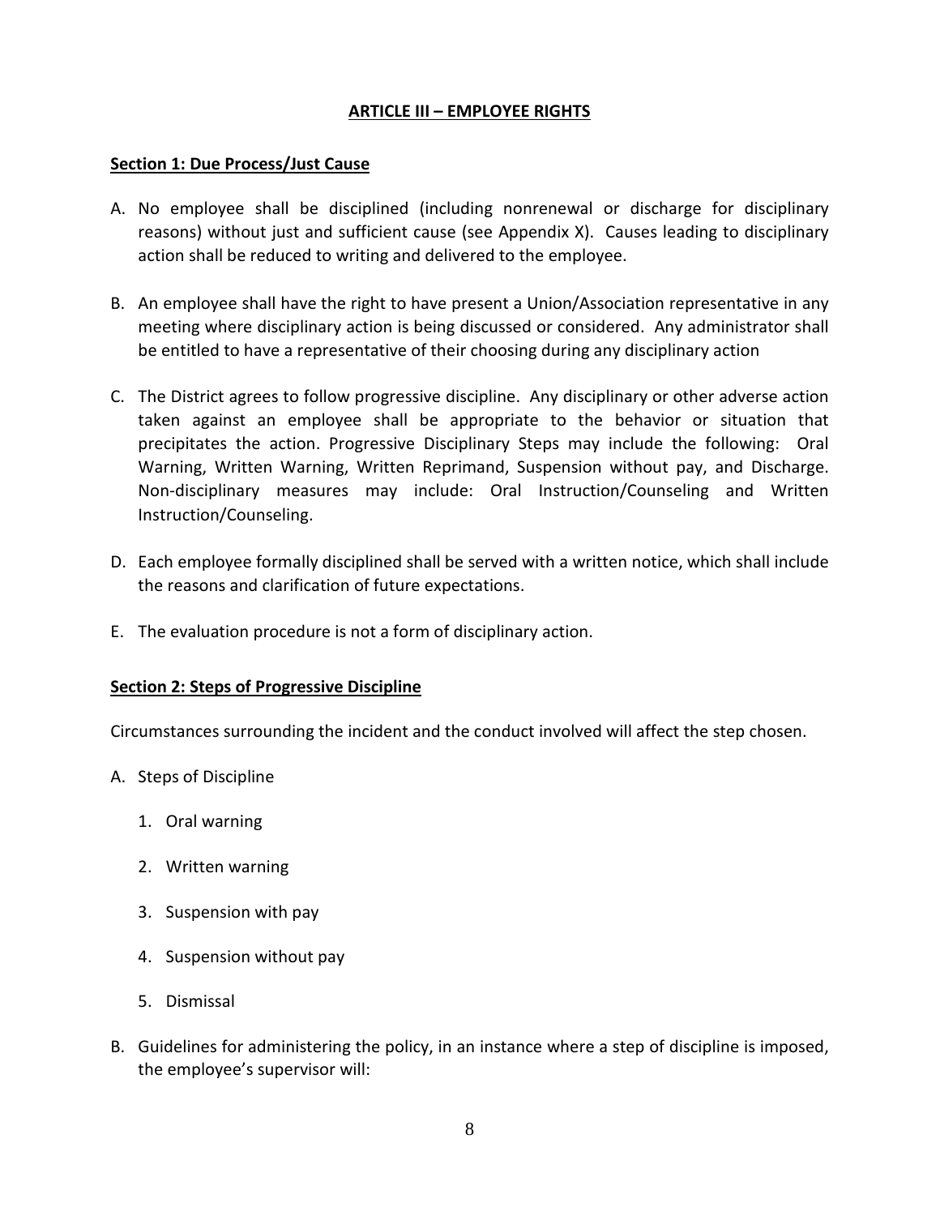## ARTICLE III – EMPLOYEE RIGHTS

### Section 1: Due Process/Just Cause

A. No employee shall be disciplined (including nonrenewal or discharge for disciplinary reasons) without just and sufficient cause (see Appendix X). Causes leading to disciplinary action shall be reduced to writing and delivered to the employee.

B. An employee shall have the right to have present a Union/Association representative in any meeting where disciplinary action is being discussed or considered. Any administrator shall be entitled to have a representative of their choosing during any disciplinary action

C. The District agrees to follow progressive discipline. Any disciplinary or other adverse action taken against an employee shall be appropriate to the behavior or situation that precipitates the action. Progressive Disciplinary Steps may include the following: Oral Warning, Written Warning, Written Reprimand, Suspension without pay, and Discharge. Non-disciplinary measures may include: Oral Instruction/Counseling and Written Instruction/Counseling.

D. Each employee formally disciplined shall be served with a written notice, which shall include the reasons and clarification of future expectations.

E. The evaluation procedure is not a form of disciplinary action.

### Section 2: Steps of Progressive Discipline

Circumstances surrounding the incident and the conduct involved will affect the step chosen.

A. Steps of Discipline

   1. Oral warning
   2. Written warning
   3. Suspension with pay
   4. Suspension without pay
   5. Dismissal

B. Guidelines for administering the policy, in an instance where a step of discipline is imposed, the employee's supervisor will: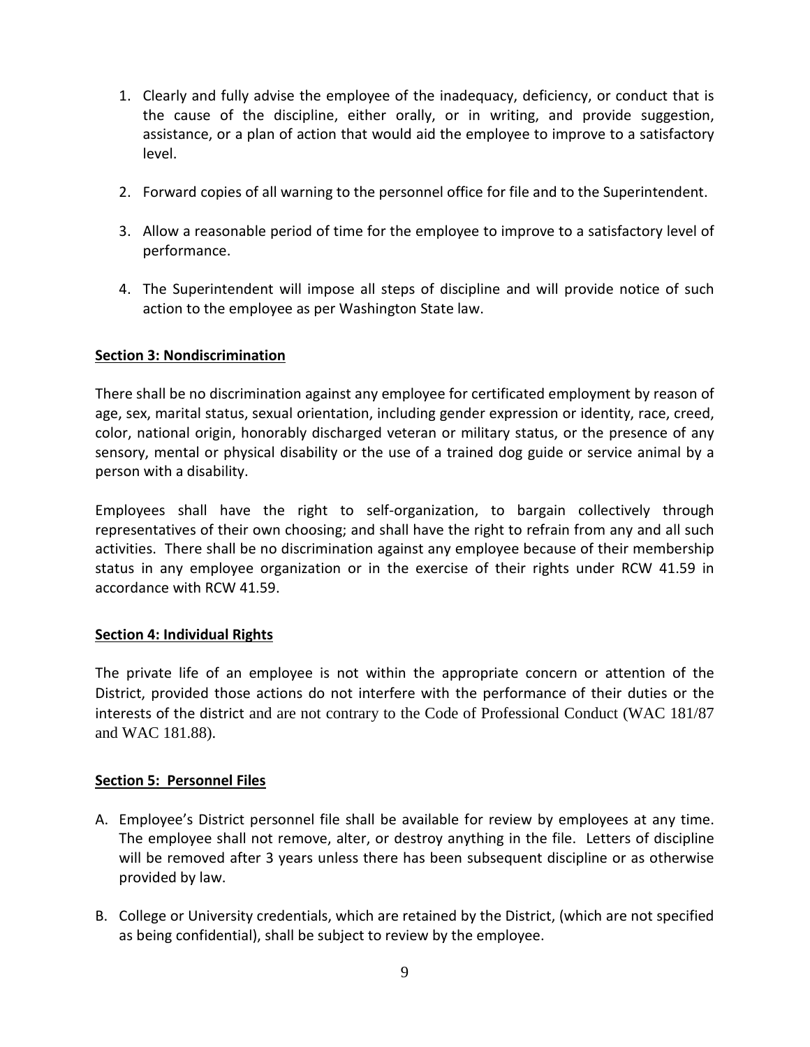1. Clearly and fully advise the employee of the inadequacy, deficiency, or conduct that is the cause of the discipline, either orally, or in writing, and provide suggestion, assistance, or a plan of action that would aid the employee to improve to a satisfactory level.

2. Forward copies of all warning to the personnel office for file and to the Superintendent.

3. Allow a reasonable period of time for the employee to improve to a satisfactory level of performance.

4. The Superintendent will impose all steps of discipline and will provide notice of such action to the employee as per Washington State law.

**Section 3: Nondiscrimination**

There shall be no discrimination against any employee for certificated employment by reason of age, sex, marital status, sexual orientation, including gender expression or identity, race, creed, color, national origin, honorably discharged veteran or military status, or the presence of any sensory, mental or physical disability or the use of a trained dog guide or service animal by a person with a disability.

Employees shall have the right to self-organization, to bargain collectively through representatives of their own choosing; and shall have the right to refrain from any and all such activities. There shall be no discrimination against any employee because of their membership status in any employee organization or in the exercise of their rights under RCW 41.59 in accordance with RCW 41.59.

**Section 4: Individual Rights**

The private life of an employee is not within the appropriate concern or attention of the District, provided those actions do not interfere with the performance of their duties or the interests of the district and are not contrary to the Code of Professional Conduct (WAC 181/87 and WAC 181.88).

**Section 5: Personnel Files**

A. Employee's District personnel file shall be available for review by employees at any time. The employee shall not remove, alter, or destroy anything in the file. Letters of discipline will be removed after 3 years unless there has been subsequent discipline or as otherwise provided by law.

B. College or University credentials, which are retained by the District, (which are not specified as being confidential), shall be subject to review by the employee.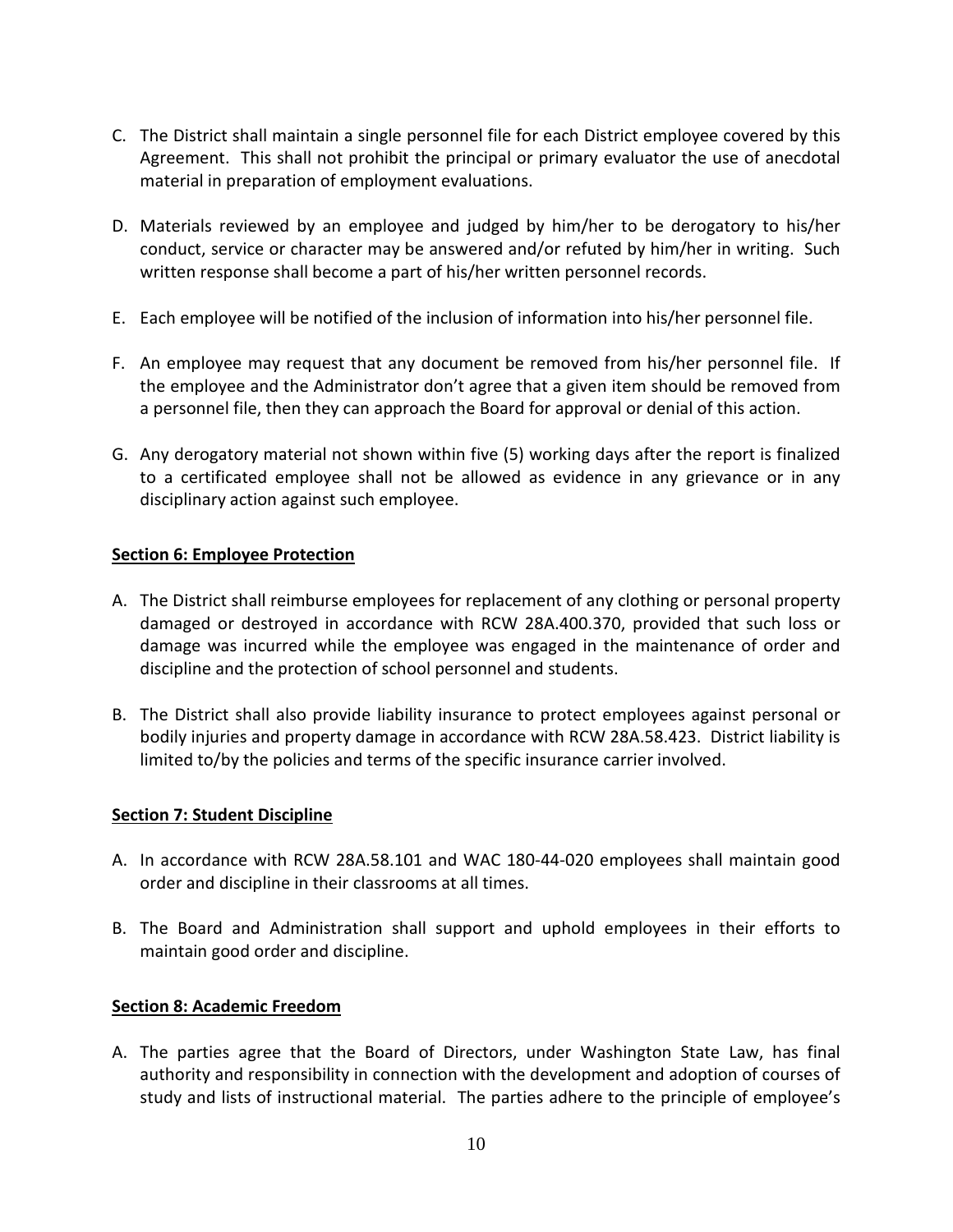C. The District shall maintain a single personnel file for each District employee covered by this Agreement. This shall not prohibit the principal or primary evaluator the use of anecdotal material in preparation of employment evaluations.

D. Materials reviewed by an employee and judged by him/her to be derogatory to his/her conduct, service or character may be answered and/or refuted by him/her in writing. Such written response shall become a part of his/her written personnel records.

E. Each employee will be notified of the inclusion of information into his/her personnel file.

F. An employee may request that any document be removed from his/her personnel file. If the employee and the Administrator don't agree that a given item should be removed from a personnel file, then they can approach the Board for approval or denial of this action.

G. Any derogatory material not shown within five (5) working days after the report is finalized to a certificated employee shall not be allowed as evidence in any grievance or in any disciplinary action against such employee.

**Section 6: Employee Protection**

A. The District shall reimburse employees for replacement of any clothing or personal property damaged or destroyed in accordance with RCW 28A.400.370, provided that such loss or damage was incurred while the employee was engaged in the maintenance of order and discipline and the protection of school personnel and students.

B. The District shall also provide liability insurance to protect employees against personal or bodily injuries and property damage in accordance with RCW 28A.58.423. District liability is limited to/by the policies and terms of the specific insurance carrier involved.

**Section 7: Student Discipline**

A. In accordance with RCW 28A.58.101 and WAC 180-44-020 employees shall maintain good order and discipline in their classrooms at all times.

B. The Board and Administration shall support and uphold employees in their efforts to maintain good order and discipline.

**Section 8: Academic Freedom**

A. The parties agree that the Board of Directors, under Washington State Law, has final authority and responsibility in connection with the development and adoption of courses of study and lists of instructional material. The parties adhere to the principle of employee's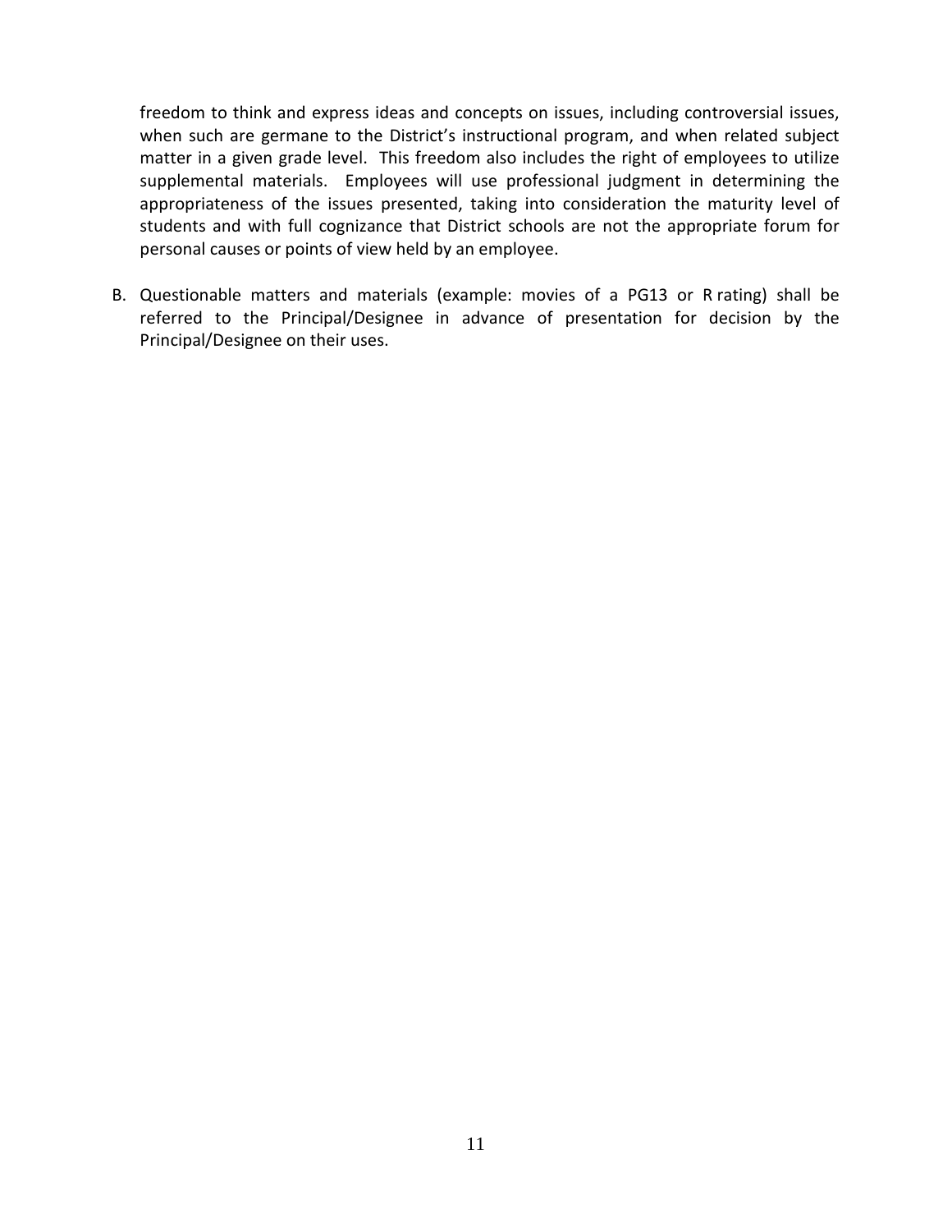freedom to think and express ideas and concepts on issues, including controversial issues, when such are germane to the District's instructional program, and when related subject matter in a given grade level. This freedom also includes the right of employees to utilize supplemental materials. Employees will use professional judgment in determining the appropriateness of the issues presented, taking into consideration the maturity level of students and with full cognizance that District schools are not the appropriate forum for personal causes or points of view held by an employee.

B. Questionable matters and materials (example: movies of a PG13 or R rating) shall be referred to the Principal/Designee in advance of presentation for decision by the Principal/Designee on their uses.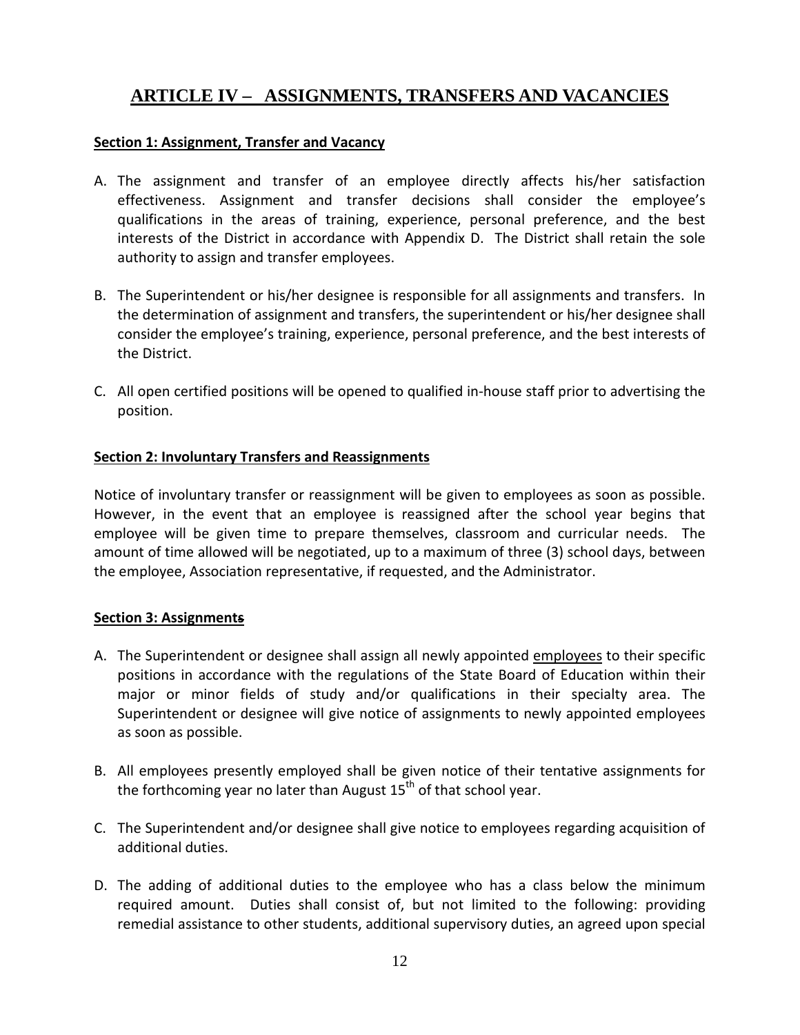# ARTICLE IV – ASSIGNMENTS, TRANSFERS AND VACANCIES

**Section 1: Assignment, Transfer and Vacancy**

A. The assignment and transfer of an employee directly affects his/her satisfaction effectiveness. Assignment and transfer decisions shall consider the employee's qualifications in the areas of training, experience, personal preference, and the best interests of the District in accordance with Appendix D. The District shall retain the sole authority to assign and transfer employees.

B. The Superintendent or his/her designee is responsible for all assignments and transfers. In the determination of assignment and transfers, the superintendent or his/her designee shall consider the employee's training, experience, personal preference, and the best interests of the District.

C. All open certified positions will be opened to qualified in-house staff prior to advertising the position.

**Section 2: Involuntary Transfers and Reassignments**

Notice of involuntary transfer or reassignment will be given to employees as soon as possible. However, in the event that an employee is reassigned after the school year begins that employee will be given time to prepare themselves, classroom and curricular needs. The amount of time allowed will be negotiated, up to a maximum of three (3) school days, between the employee, Association representative, if requested, and the Administrator.

**Section 3: Assignments**

A. The Superintendent or designee shall assign all newly appointed employees to their specific positions in accordance with the regulations of the State Board of Education within their major or minor fields of study and/or qualifications in their specialty area. The Superintendent or designee will give notice of assignments to newly appointed employees as soon as possible.

B. All employees presently employed shall be given notice of their tentative assignments for the forthcoming year no later than August 15th of that school year.

C. The Superintendent and/or designee shall give notice to employees regarding acquisition of additional duties.

D. The adding of additional duties to the employee who has a class below the minimum required amount. Duties shall consist of, but not limited to the following: providing remedial assistance to other students, additional supervisory duties, an agreed upon special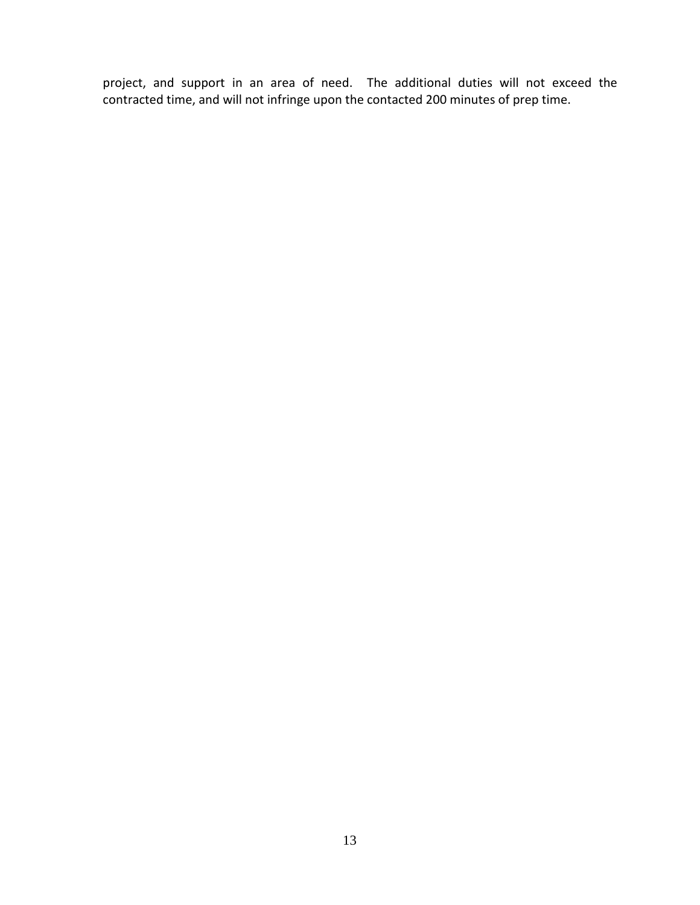project, and support in an area of need. The additional duties will not exceed the contracted time, and will not infringe upon the contacted 200 minutes of prep time.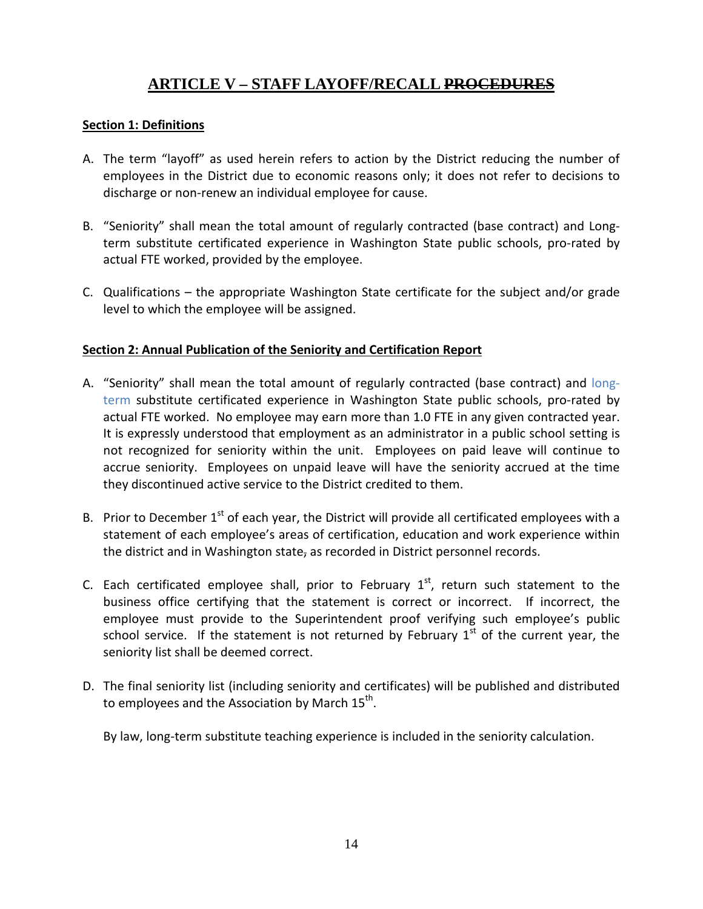# ARTICLE V – STAFF LAYOFF/RECALL ~~PROCEDURES~~

**Section 1: Definitions**

A. The term "layoff" as used herein refers to action by the District reducing the number of employees in the District due to economic reasons only; it does not refer to decisions to discharge or non-renew an individual employee for cause.

B. "Seniority" shall mean the total amount of regularly contracted (base contract) and Long-term substitute certificated experience in Washington State public schools, pro-rated by actual FTE worked, provided by the employee.

C. Qualifications – the appropriate Washington State certificate for the subject and/or grade level to which the employee will be assigned.

**Section 2: Annual Publication of the Seniority and Certification Report**

A. "Seniority" shall mean the total amount of regularly contracted (base contract) and long-term substitute certificated experience in Washington State public schools, pro-rated by actual FTE worked. No employee may earn more than 1.0 FTE in any given contracted year. It is expressly understood that employment as an administrator in a public school setting is not recognized for seniority within the unit. Employees on paid leave will continue to accrue seniority. Employees on unpaid leave will have the seniority accrued at the time they discontinued active service to the District credited to them.

B. Prior to December 1st of each year, the District will provide all certificated employees with a statement of each employee's areas of certification, education and work experience within the district and in Washington state~~,~~ as recorded in District personnel records.

C. Each certificated employee shall, prior to February 1st, return such statement to the business office certifying that the statement is correct or incorrect. If incorrect, the employee must provide to the Superintendent proof verifying such employee's public school service. If the statement is not returned by February 1st of the current year, the seniority list shall be deemed correct.

D. The final seniority list (including seniority and certificates) will be published and distributed to employees and the Association by March 15th.

By law, long-term substitute teaching experience is included in the seniority calculation.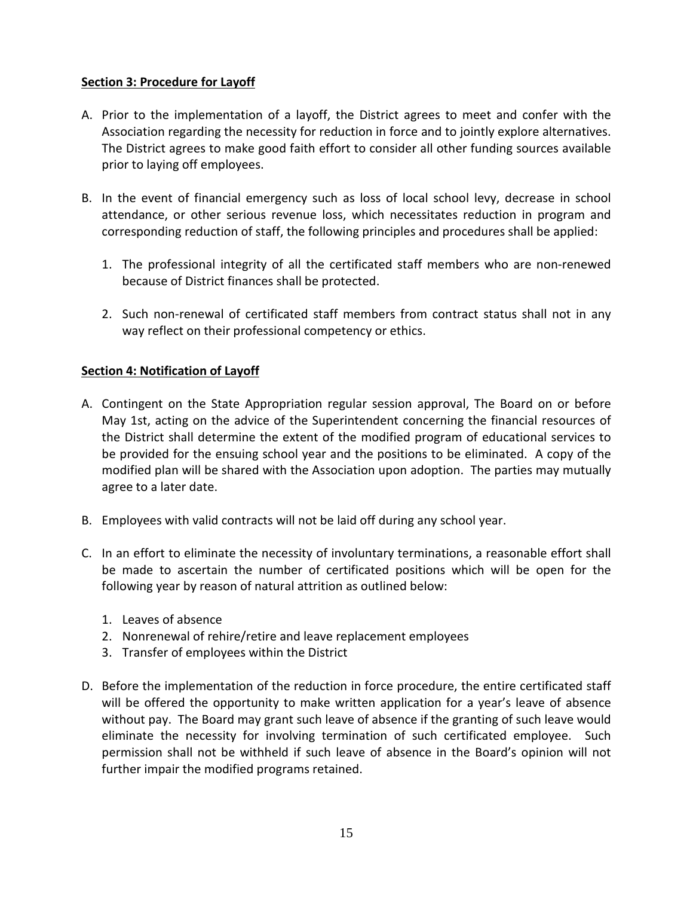**Section 3: Procedure for Layoff**

A. Prior to the implementation of a layoff, the District agrees to meet and confer with the Association regarding the necessity for reduction in force and to jointly explore alternatives. The District agrees to make good faith effort to consider all other funding sources available prior to laying off employees.

B. In the event of financial emergency such as loss of local school levy, decrease in school attendance, or other serious revenue loss, which necessitates reduction in program and corresponding reduction of staff, the following principles and procedures shall be applied:

   1. The professional integrity of all the certificated staff members who are non-renewed because of District finances shall be protected.

   2. Such non-renewal of certificated staff members from contract status shall not in any way reflect on their professional competency or ethics.

**Section 4: Notification of Layoff**

A. Contingent on the State Appropriation regular session approval, The Board on or before May 1st, acting on the advice of the Superintendent concerning the financial resources of the District shall determine the extent of the modified program of educational services to be provided for the ensuing school year and the positions to be eliminated. A copy of the modified plan will be shared with the Association upon adoption. The parties may mutually agree to a later date.

B. Employees with valid contracts will not be laid off during any school year.

C. In an effort to eliminate the necessity of involuntary terminations, a reasonable effort shall be made to ascertain the number of certificated positions which will be open for the following year by reason of natural attrition as outlined below:

   1. Leaves of absence
   2. Nonrenewal of rehire/retire and leave replacement employees
   3. Transfer of employees within the District

D. Before the implementation of the reduction in force procedure, the entire certificated staff will be offered the opportunity to make written application for a year's leave of absence without pay. The Board may grant such leave of absence if the granting of such leave would eliminate the necessity for involving termination of such certificated employee. Such permission shall not be withheld if such leave of absence in the Board's opinion will not further impair the modified programs retained.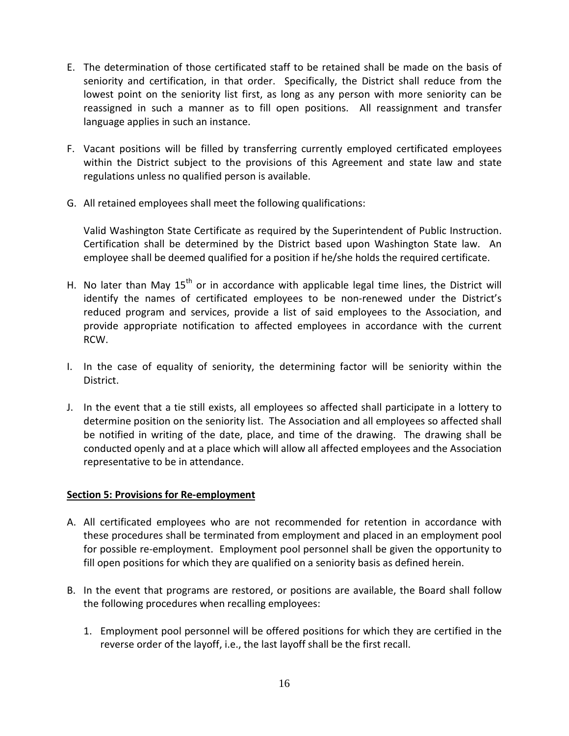E. The determination of those certificated staff to be retained shall be made on the basis of seniority and certification, in that order. Specifically, the District shall reduce from the lowest point on the seniority list first, as long as any person with more seniority can be reassigned in such a manner as to fill open positions. All reassignment and transfer language applies in such an instance.

F. Vacant positions will be filled by transferring currently employed certificated employees within the District subject to the provisions of this Agreement and state law and state regulations unless no qualified person is available.

G. All retained employees shall meet the following qualifications:

   Valid Washington State Certificate as required by the Superintendent of Public Instruction. Certification shall be determined by the District based upon Washington State law. An employee shall be deemed qualified for a position if he/she holds the required certificate.

H. No later than May 15th or in accordance with applicable legal time lines, the District will identify the names of certificated employees to be non-renewed under the District's reduced program and services, provide a list of said employees to the Association, and provide appropriate notification to affected employees in accordance with the current RCW.

I. In the case of equality of seniority, the determining factor will be seniority within the District.

J. In the event that a tie still exists, all employees so affected shall participate in a lottery to determine position on the seniority list. The Association and all employees so affected shall be notified in writing of the date, place, and time of the drawing. The drawing shall be conducted openly and at a place which will allow all affected employees and the Association representative to be in attendance.

**Section 5: Provisions for Re-employment**

A. All certificated employees who are not recommended for retention in accordance with these procedures shall be terminated from employment and placed in an employment pool for possible re-employment. Employment pool personnel shall be given the opportunity to fill open positions for which they are qualified on a seniority basis as defined herein.

B. In the event that programs are restored, or positions are available, the Board shall follow the following procedures when recalling employees:

   1. Employment pool personnel will be offered positions for which they are certified in the reverse order of the layoff, i.e., the last layoff shall be the first recall.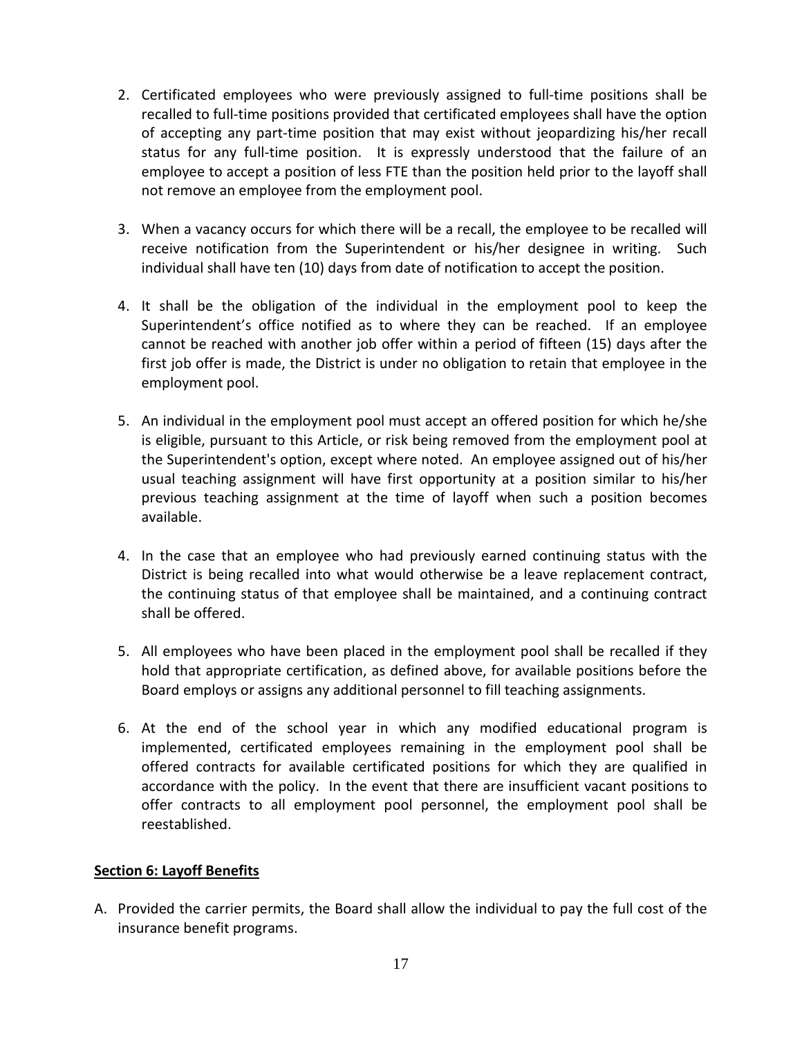2. Certificated employees who were previously assigned to full-time positions shall be recalled to full-time positions provided that certificated employees shall have the option of accepting any part-time position that may exist without jeopardizing his/her recall status for any full-time position. It is expressly understood that the failure of an employee to accept a position of less FTE than the position held prior to the layoff shall not remove an employee from the employment pool.

3. When a vacancy occurs for which there will be a recall, the employee to be recalled will receive notification from the Superintendent or his/her designee in writing. Such individual shall have ten (10) days from date of notification to accept the position.

4. It shall be the obligation of the individual in the employment pool to keep the Superintendent's office notified as to where they can be reached. If an employee cannot be reached with another job offer within a period of fifteen (15) days after the first job offer is made, the District is under no obligation to retain that employee in the employment pool.

5. An individual in the employment pool must accept an offered position for which he/she is eligible, pursuant to this Article, or risk being removed from the employment pool at the Superintendent's option, except where noted. An employee assigned out of his/her usual teaching assignment will have first opportunity at a position similar to his/her previous teaching assignment at the time of layoff when such a position becomes available.

4. In the case that an employee who had previously earned continuing status with the District is being recalled into what would otherwise be a leave replacement contract, the continuing status of that employee shall be maintained, and a continuing contract shall be offered.

5. All employees who have been placed in the employment pool shall be recalled if they hold that appropriate certification, as defined above, for available positions before the Board employs or assigns any additional personnel to fill teaching assignments.

6. At the end of the school year in which any modified educational program is implemented, certificated employees remaining in the employment pool shall be offered contracts for available certificated positions for which they are qualified in accordance with the policy. In the event that there are insufficient vacant positions to offer contracts to all employment pool personnel, the employment pool shall be reestablished.

**Section 6: Layoff Benefits**

A. Provided the carrier permits, the Board shall allow the individual to pay the full cost of the insurance benefit programs.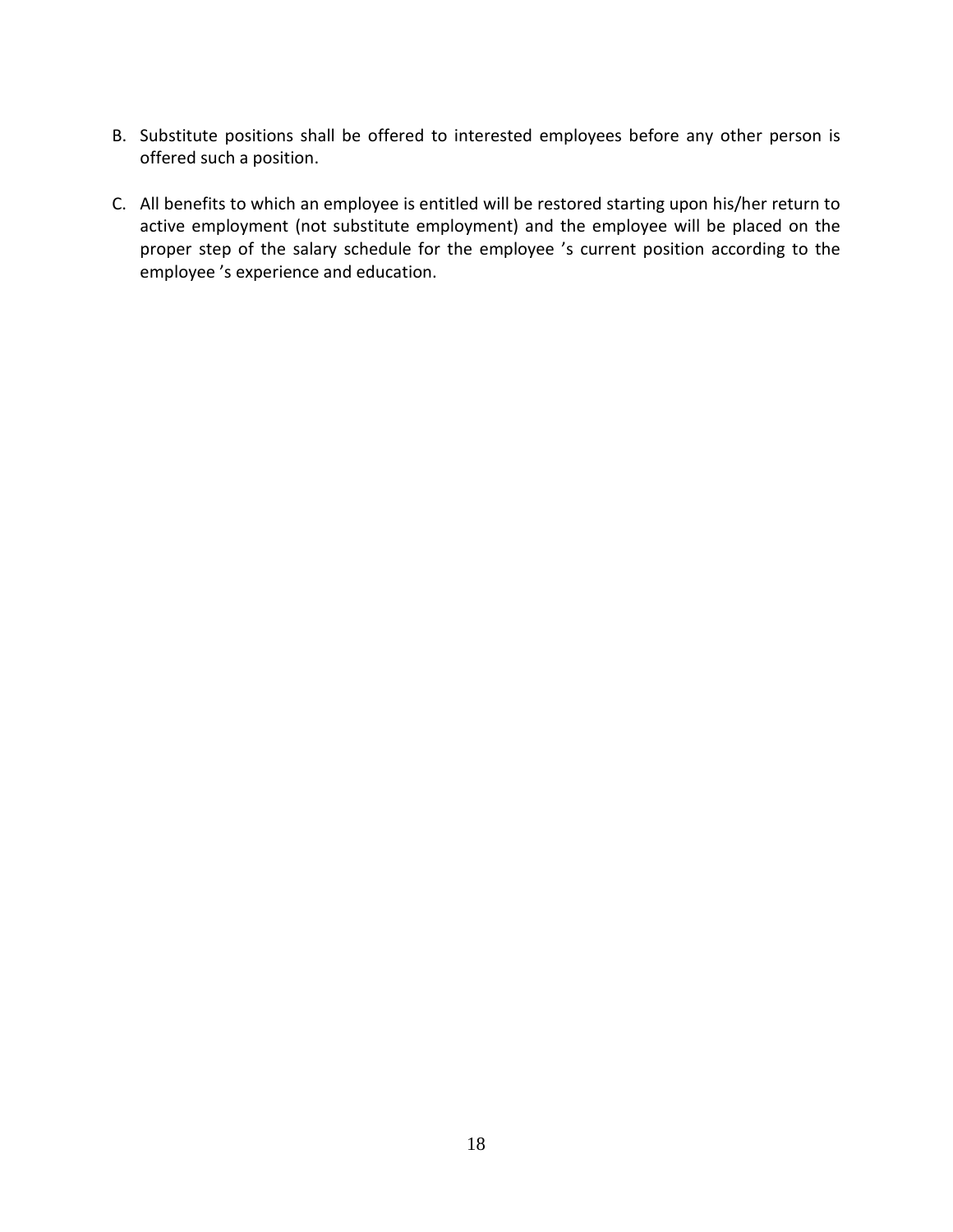B. Substitute positions shall be offered to interested employees before any other person is offered such a position.

C. All benefits to which an employee is entitled will be restored starting upon his/her return to active employment (not substitute employment) and the employee will be placed on the proper step of the salary schedule for the employee's current position according to the employee's experience and education.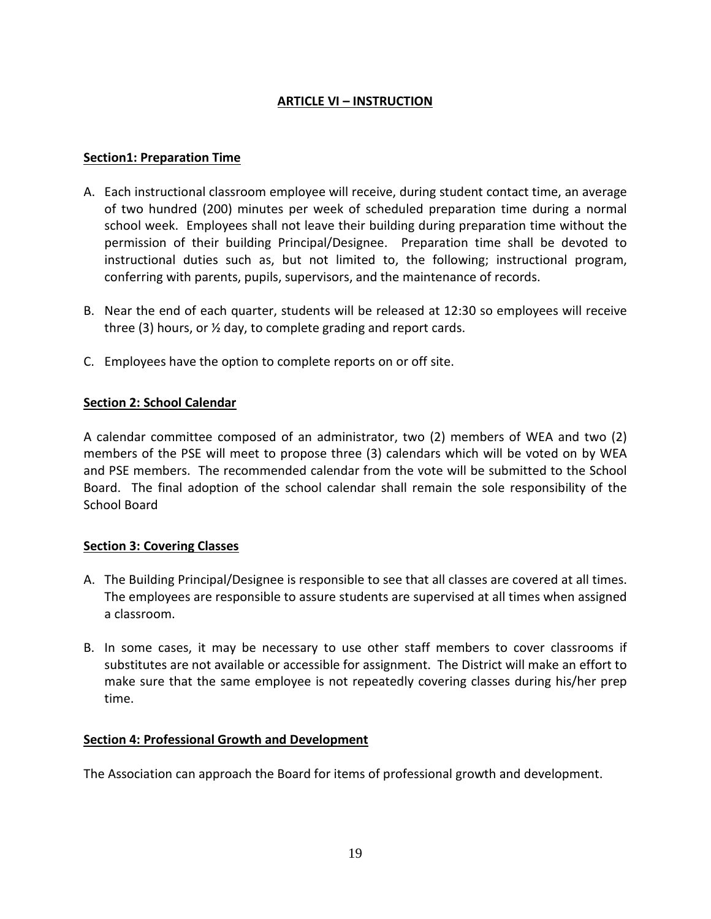# ARTICLE VI – INSTRUCTION

## Section1: Preparation Time

A. Each instructional classroom employee will receive, during student contact time, an average of two hundred (200) minutes per week of scheduled preparation time during a normal school week. Employees shall not leave their building during preparation time without the permission of their building Principal/Designee. Preparation time shall be devoted to instructional duties such as, but not limited to, the following; instructional program, conferring with parents, pupils, supervisors, and the maintenance of records.

B. Near the end of each quarter, students will be released at 12:30 so employees will receive three (3) hours, or ½ day, to complete grading and report cards.

C. Employees have the option to complete reports on or off site.

## Section 2: School Calendar

A calendar committee composed of an administrator, two (2) members of WEA and two (2) members of the PSE will meet to propose three (3) calendars which will be voted on by WEA and PSE members. The recommended calendar from the vote will be submitted to the School Board. The final adoption of the school calendar shall remain the sole responsibility of the School Board

## Section 3: Covering Classes

A. The Building Principal/Designee is responsible to see that all classes are covered at all times. The employees are responsible to assure students are supervised at all times when assigned a classroom.

B. In some cases, it may be necessary to use other staff members to cover classrooms if substitutes are not available or accessible for assignment. The District will make an effort to make sure that the same employee is not repeatedly covering classes during his/her prep time.

## Section 4: Professional Growth and Development

The Association can approach the Board for items of professional growth and development.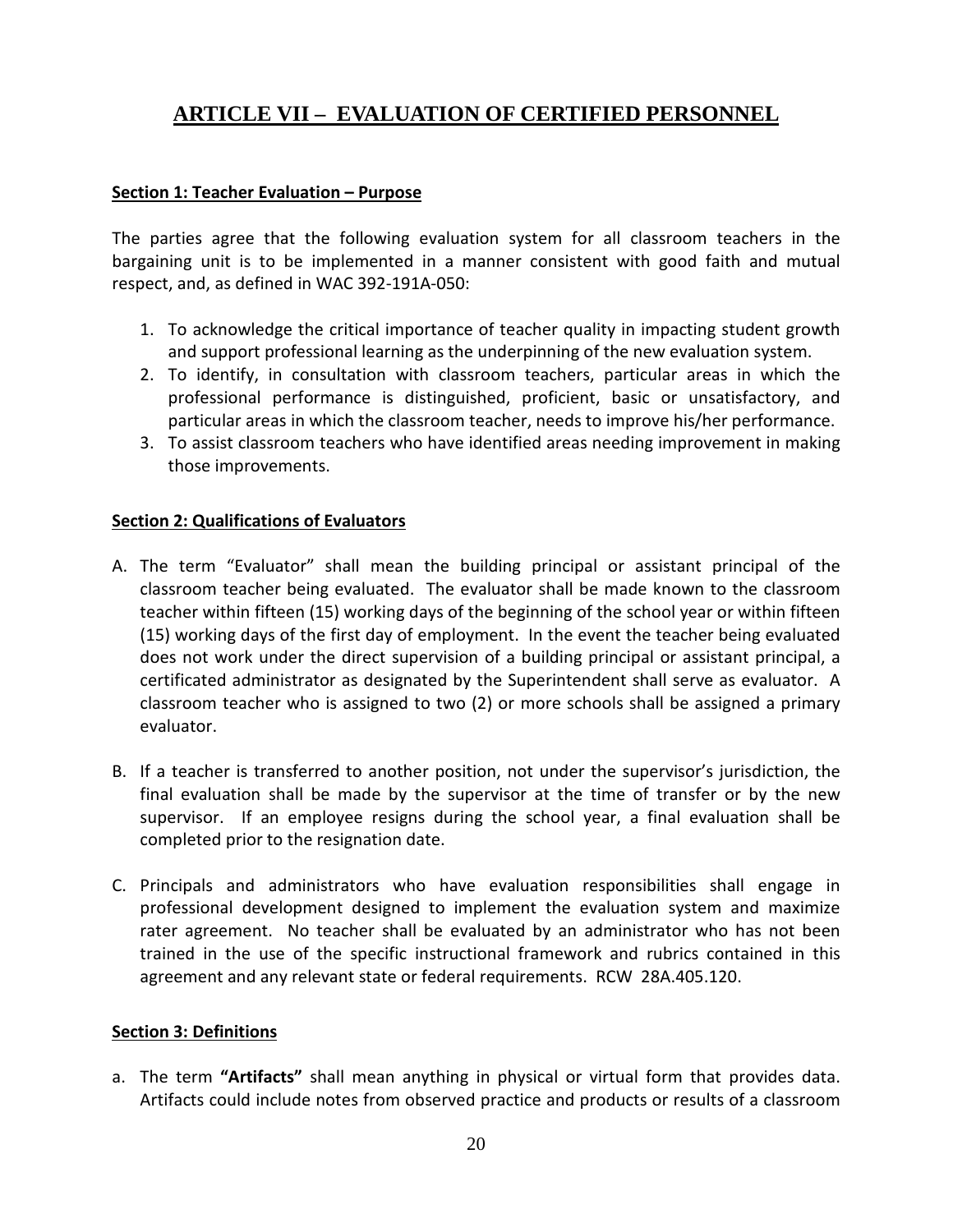# ARTICLE VII – EVALUATION OF CERTIFIED PERSONNEL

**Section 1: Teacher Evaluation – Purpose**

The parties agree that the following evaluation system for all classroom teachers in the bargaining unit is to be implemented in a manner consistent with good faith and mutual respect, and, as defined in WAC 392-191A-050:

1. To acknowledge the critical importance of teacher quality in impacting student growth and support professional learning as the underpinning of the new evaluation system.
2. To identify, in consultation with classroom teachers, particular areas in which the professional performance is distinguished, proficient, basic or unsatisfactory, and particular areas in which the classroom teacher, needs to improve his/her performance.
3. To assist classroom teachers who have identified areas needing improvement in making those improvements.

**Section 2: Qualifications of Evaluators**

A. The term "Evaluator" shall mean the building principal or assistant principal of the classroom teacher being evaluated. The evaluator shall be made known to the classroom teacher within fifteen (15) working days of the beginning of the school year or within fifteen (15) working days of the first day of employment. In the event the teacher being evaluated does not work under the direct supervision of a building principal or assistant principal, a certificated administrator as designated by the Superintendent shall serve as evaluator. A classroom teacher who is assigned to two (2) or more schools shall be assigned a primary evaluator.

B. If a teacher is transferred to another position, not under the supervisor's jurisdiction, the final evaluation shall be made by the supervisor at the time of transfer or by the new supervisor. If an employee resigns during the school year, a final evaluation shall be completed prior to the resignation date.

C. Principals and administrators who have evaluation responsibilities shall engage in professional development designed to implement the evaluation system and maximize rater agreement. No teacher shall be evaluated by an administrator who has not been trained in the use of the specific instructional framework and rubrics contained in this agreement and any relevant state or federal requirements. RCW 28A.405.120.

**Section 3: Definitions**

a. The term **"Artifacts"** shall mean anything in physical or virtual form that provides data. Artifacts could include notes from observed practice and products or results of a classroom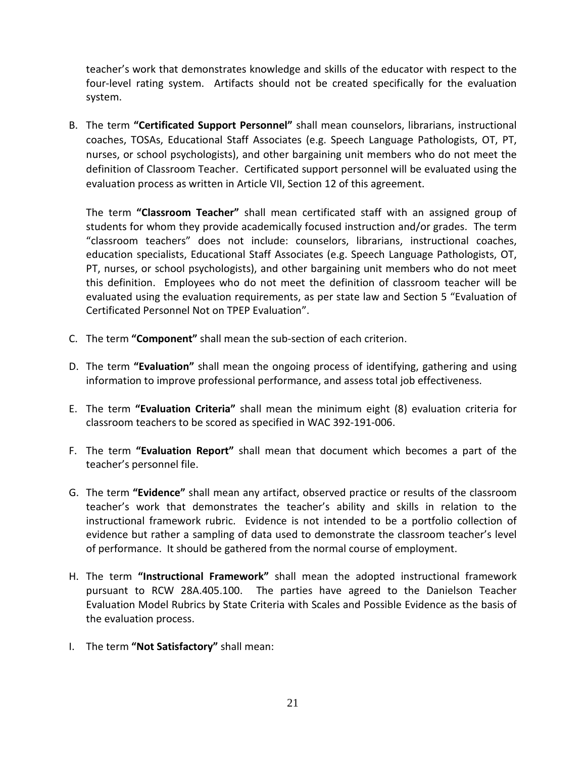teacher's work that demonstrates knowledge and skills of the educator with respect to the four-level rating system. Artifacts should not be created specifically for the evaluation system.

B. The term **"Certificated Support Personnel"** shall mean counselors, librarians, instructional coaches, TOSAs, Educational Staff Associates (e.g. Speech Language Pathologists, OT, PT, nurses, or school psychologists), and other bargaining unit members who do not meet the definition of Classroom Teacher. Certificated support personnel will be evaluated using the evaluation process as written in Article VII, Section 12 of this agreement.

   The term **"Classroom Teacher"** shall mean certificated staff with an assigned group of students for whom they provide academically focused instruction and/or grades. The term "classroom teachers" does not include: counselors, librarians, instructional coaches, education specialists, Educational Staff Associates (e.g. Speech Language Pathologists, OT, PT, nurses, or school psychologists), and other bargaining unit members who do not meet this definition. Employees who do not meet the definition of classroom teacher will be evaluated using the evaluation requirements, as per state law and Section 5 "Evaluation of Certificated Personnel Not on TPEP Evaluation".

C. The term **"Component"** shall mean the sub-section of each criterion.

D. The term **"Evaluation"** shall mean the ongoing process of identifying, gathering and using information to improve professional performance, and assess total job effectiveness.

E. The term **"Evaluation Criteria"** shall mean the minimum eight (8) evaluation criteria for classroom teachers to be scored as specified in WAC 392-191-006.

F. The term **"Evaluation Report"** shall mean that document which becomes a part of the teacher's personnel file.

G. The term **"Evidence"** shall mean any artifact, observed practice or results of the classroom teacher's work that demonstrates the teacher's ability and skills in relation to the instructional framework rubric. Evidence is not intended to be a portfolio collection of evidence but rather a sampling of data used to demonstrate the classroom teacher's level of performance. It should be gathered from the normal course of employment.

H. The term **"Instructional Framework"** shall mean the adopted instructional framework pursuant to RCW 28A.405.100. The parties have agreed to the Danielson Teacher Evaluation Model Rubrics by State Criteria with Scales and Possible Evidence as the basis of the evaluation process.

I. The term **"Not Satisfactory"** shall mean: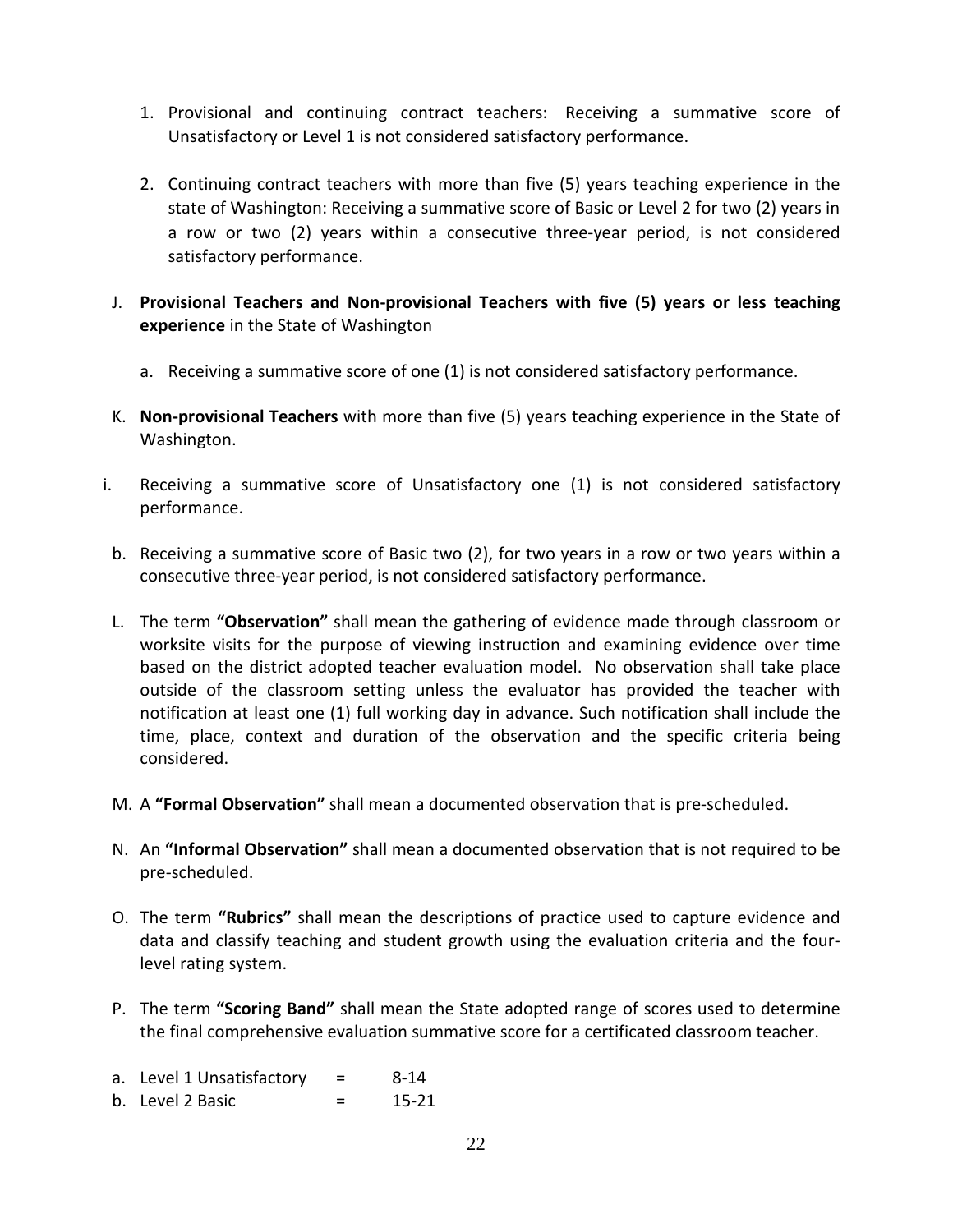1. Provisional and continuing contract teachers: Receiving a summative score of Unsatisfactory or Level 1 is not considered satisfactory performance.

2. Continuing contract teachers with more than five (5) years teaching experience in the state of Washington: Receiving a summative score of Basic or Level 2 for two (2) years in a row or two (2) years within a consecutive three-year period, is not considered satisfactory performance.

J. **Provisional Teachers and Non-provisional Teachers with five (5) years or less teaching experience** in the State of Washington

   a. Receiving a summative score of one (1) is not considered satisfactory performance.

K. **Non-provisional Teachers** with more than five (5) years teaching experience in the State of Washington.

i. Receiving a summative score of Unsatisfactory one (1) is not considered satisfactory performance.

b. Receiving a summative score of Basic two (2), for two years in a row or two years within a consecutive three-year period, is not considered satisfactory performance.

L. The term **"Observation"** shall mean the gathering of evidence made through classroom or worksite visits for the purpose of viewing instruction and examining evidence over time based on the district adopted teacher evaluation model. No observation shall take place outside of the classroom setting unless the evaluator has provided the teacher with notification at least one (1) full working day in advance. Such notification shall include the time, place, context and duration of the observation and the specific criteria being considered.

M. A **"Formal Observation"** shall mean a documented observation that is pre-scheduled.

N. An **"Informal Observation"** shall mean a documented observation that is not required to be pre-scheduled.

O. The term **"Rubrics"** shall mean the descriptions of practice used to capture evidence and data and classify teaching and student growth using the evaluation criteria and the four-level rating system.

P. The term **"Scoring Band"** shall mean the State adopted range of scores used to determine the final comprehensive evaluation summative score for a certificated classroom teacher.

a. Level 1 Unsatisfactory = 8-14
b. Level 2 Basic = 15-21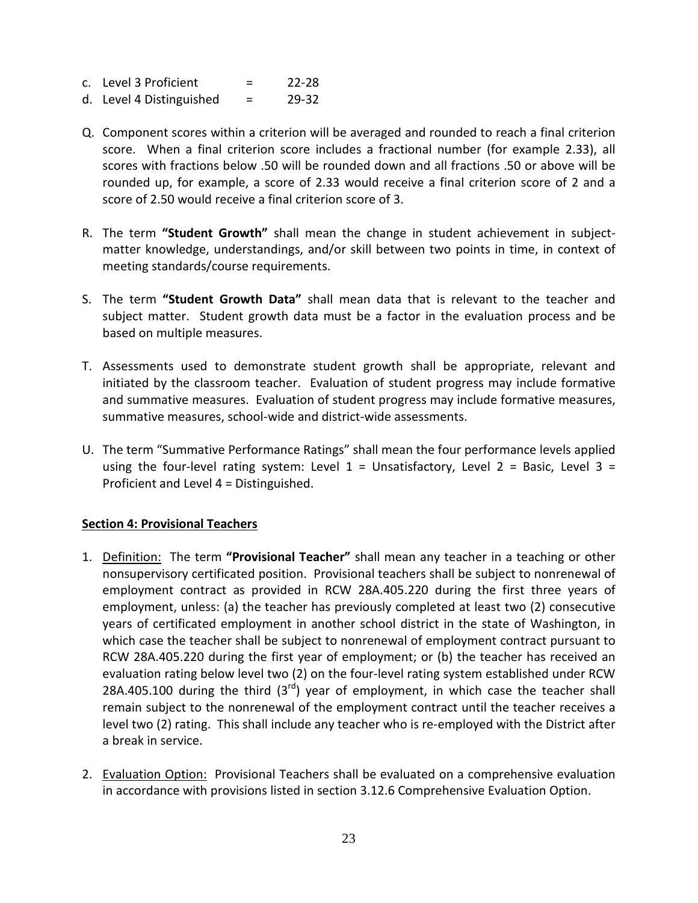c. Level 3 Proficient = 22-28
d. Level 4 Distinguished = 29-32

Q. Component scores within a criterion will be averaged and rounded to reach a final criterion score. When a final criterion score includes a fractional number (for example 2.33), all scores with fractions below .50 will be rounded down and all fractions .50 or above will be rounded up, for example, a score of 2.33 would receive a final criterion score of 2 and a score of 2.50 would receive a final criterion score of 3.

R. The term **"Student Growth"** shall mean the change in student achievement in subject-matter knowledge, understandings, and/or skill between two points in time, in context of meeting standards/course requirements.

S. The term **"Student Growth Data"** shall mean data that is relevant to the teacher and subject matter. Student growth data must be a factor in the evaluation process and be based on multiple measures.

T. Assessments used to demonstrate student growth shall be appropriate, relevant and initiated by the classroom teacher. Evaluation of student progress may include formative and summative measures. Evaluation of student progress may include formative measures, summative measures, school-wide and district-wide assessments.

U. The term "Summative Performance Ratings" shall mean the four performance levels applied using the four-level rating system: Level 1 = Unsatisfactory, Level 2 = Basic, Level 3 = Proficient and Level 4 = Distinguished.

## Section 4: Provisional Teachers

1. Definition: The term **"Provisional Teacher"** shall mean any teacher in a teaching or other nonsupervisory certificated position. Provisional teachers shall be subject to nonrenewal of employment contract as provided in RCW 28A.405.220 during the first three years of employment, unless: (a) the teacher has previously completed at least two (2) consecutive years of certificated employment in another school district in the state of Washington, in which case the teacher shall be subject to nonrenewal of employment contract pursuant to RCW 28A.405.220 during the first year of employment; or (b) the teacher has received an evaluation rating below level two (2) on the four-level rating system established under RCW 28A.405.100 during the third (3rd) year of employment, in which case the teacher shall remain subject to the nonrenewal of the employment contract until the teacher receives a level two (2) rating. This shall include any teacher who is re-employed with the District after a break in service.

2. Evaluation Option: Provisional Teachers shall be evaluated on a comprehensive evaluation in accordance with provisions listed in section 3.12.6 Comprehensive Evaluation Option.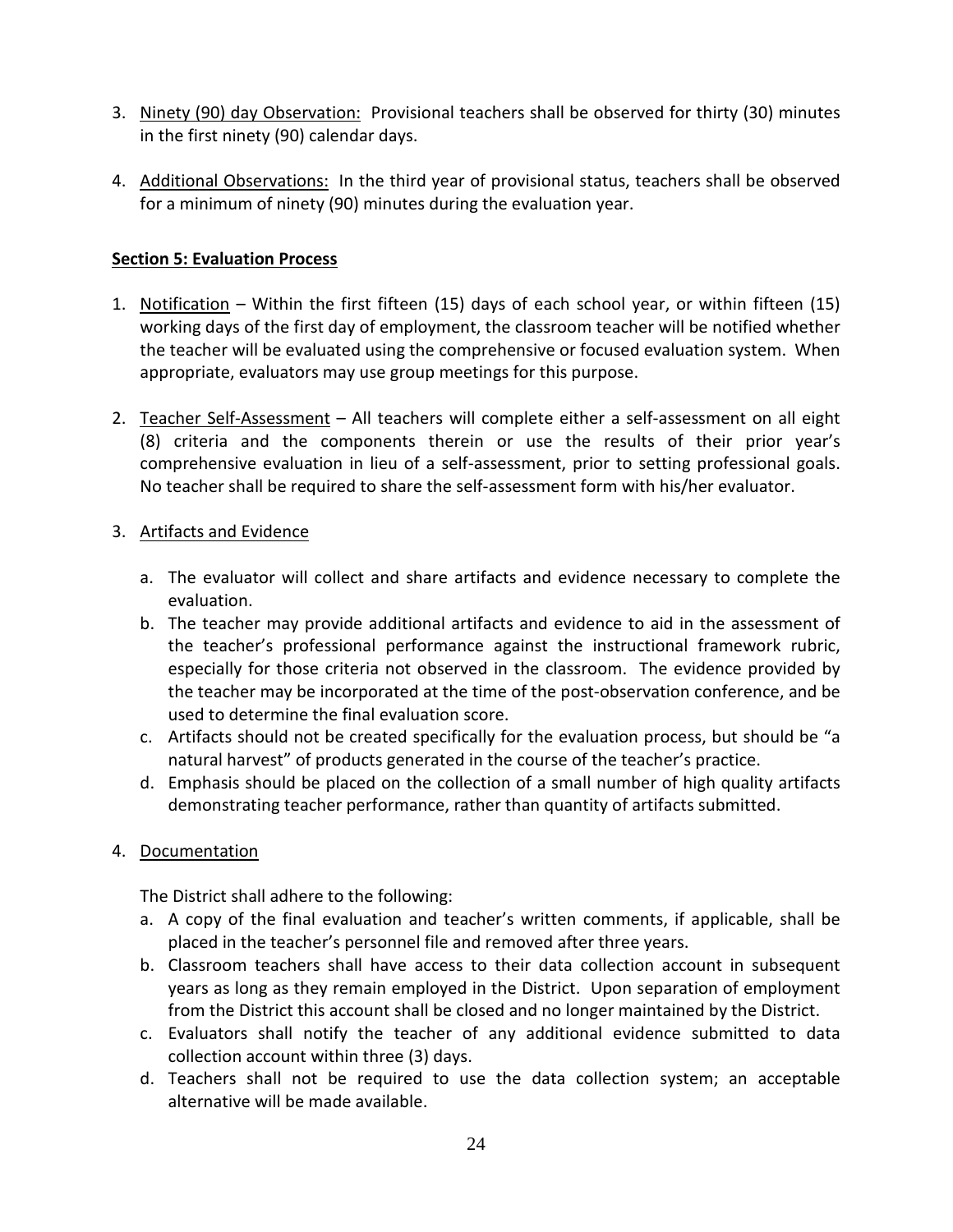3. Ninety (90) day Observation: Provisional teachers shall be observed for thirty (30) minutes in the first ninety (90) calendar days.

4. Additional Observations: In the third year of provisional status, teachers shall be observed for a minimum of ninety (90) minutes during the evaluation year.

**Section 5: Evaluation Process**

1. Notification – Within the first fifteen (15) days of each school year, or within fifteen (15) working days of the first day of employment, the classroom teacher will be notified whether the teacher will be evaluated using the comprehensive or focused evaluation system. When appropriate, evaluators may use group meetings for this purpose.

2. Teacher Self-Assessment – All teachers will complete either a self-assessment on all eight (8) criteria and the components therein or use the results of their prior year's comprehensive evaluation in lieu of a self-assessment, prior to setting professional goals. No teacher shall be required to share the self-assessment form with his/her evaluator.

3. Artifacts and Evidence

   a. The evaluator will collect and share artifacts and evidence necessary to complete the evaluation.
   b. The teacher may provide additional artifacts and evidence to aid in the assessment of the teacher's professional performance against the instructional framework rubric, especially for those criteria not observed in the classroom. The evidence provided by the teacher may be incorporated at the time of the post-observation conference, and be used to determine the final evaluation score.
   c. Artifacts should not be created specifically for the evaluation process, but should be "a natural harvest" of products generated in the course of the teacher's practice.
   d. Emphasis should be placed on the collection of a small number of high quality artifacts demonstrating teacher performance, rather than quantity of artifacts submitted.

4. Documentation

   The District shall adhere to the following:

   a. A copy of the final evaluation and teacher's written comments, if applicable, shall be placed in the teacher's personnel file and removed after three years.
   b. Classroom teachers shall have access to their data collection account in subsequent years as long as they remain employed in the District. Upon separation of employment from the District this account shall be closed and no longer maintained by the District.
   c. Evaluators shall notify the teacher of any additional evidence submitted to data collection account within three (3) days.
   d. Teachers shall not be required to use the data collection system; an acceptable alternative will be made available.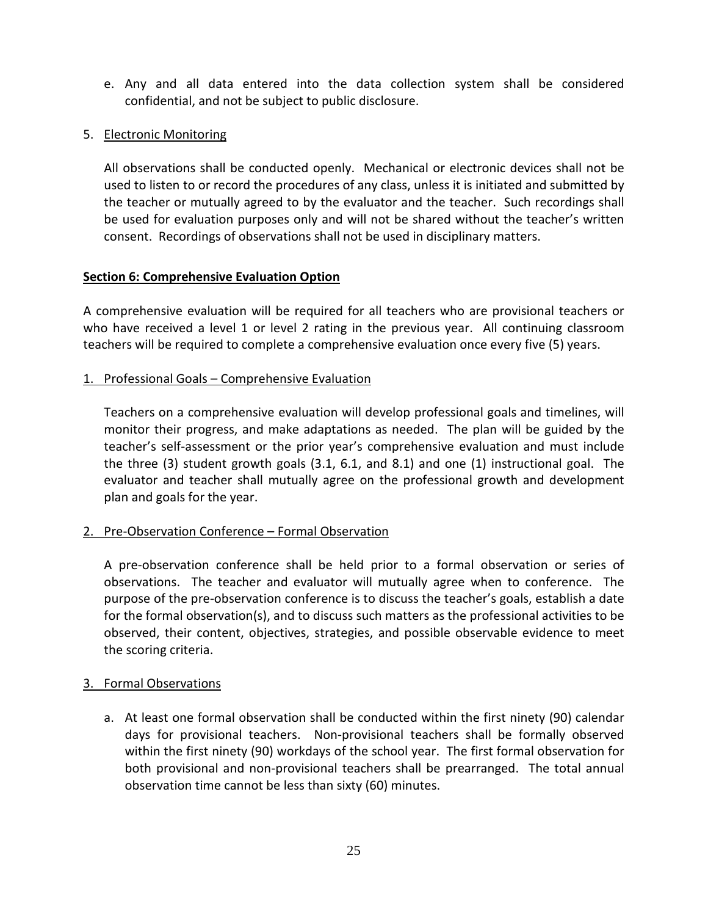e. Any and all data entered into the data collection system shall be considered confidential, and not be subject to public disclosure.

5. Electronic Monitoring

   All observations shall be conducted openly. Mechanical or electronic devices shall not be used to listen to or record the procedures of any class, unless it is initiated and submitted by the teacher or mutually agreed to by the evaluator and the teacher. Such recordings shall be used for evaluation purposes only and will not be shared without the teacher's written consent. Recordings of observations shall not be used in disciplinary matters.

## Section 6: Comprehensive Evaluation Option

A comprehensive evaluation will be required for all teachers who are provisional teachers or who have received a level 1 or level 2 rating in the previous year. All continuing classroom teachers will be required to complete a comprehensive evaluation once every five (5) years.

1. Professional Goals – Comprehensive Evaluation

   Teachers on a comprehensive evaluation will develop professional goals and timelines, will monitor their progress, and make adaptations as needed. The plan will be guided by the teacher's self-assessment or the prior year's comprehensive evaluation and must include the three (3) student growth goals (3.1, 6.1, and 8.1) and one (1) instructional goal. The evaluator and teacher shall mutually agree on the professional growth and development plan and goals for the year.

2. Pre-Observation Conference – Formal Observation

   A pre-observation conference shall be held prior to a formal observation or series of observations. The teacher and evaluator will mutually agree when to conference. The purpose of the pre-observation conference is to discuss the teacher's goals, establish a date for the formal observation(s), and to discuss such matters as the professional activities to be observed, their content, objectives, strategies, and possible observable evidence to meet the scoring criteria.

3. Formal Observations

   a. At least one formal observation shall be conducted within the first ninety (90) calendar days for provisional teachers. Non-provisional teachers shall be formally observed within the first ninety (90) workdays of the school year. The first formal observation for both provisional and non-provisional teachers shall be prearranged. The total annual observation time cannot be less than sixty (60) minutes.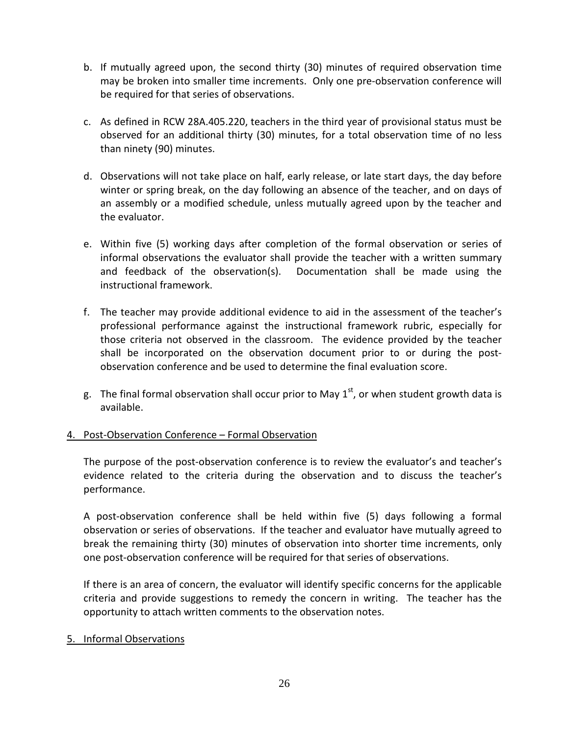b. If mutually agreed upon, the second thirty (30) minutes of required observation time may be broken into smaller time increments. Only one pre-observation conference will be required for that series of observations.

c. As defined in RCW 28A.405.220, teachers in the third year of provisional status must be observed for an additional thirty (30) minutes, for a total observation time of no less than ninety (90) minutes.

d. Observations will not take place on half, early release, or late start days, the day before winter or spring break, on the day following an absence of the teacher, and on days of an assembly or a modified schedule, unless mutually agreed upon by the teacher and the evaluator.

e. Within five (5) working days after completion of the formal observation or series of informal observations the evaluator shall provide the teacher with a written summary and feedback of the observation(s). Documentation shall be made using the instructional framework.

f. The teacher may provide additional evidence to aid in the assessment of the teacher's professional performance against the instructional framework rubric, especially for those criteria not observed in the classroom. The evidence provided by the teacher shall be incorporated on the observation document prior to or during the post-observation conference and be used to determine the final evaluation score.

g. The final formal observation shall occur prior to May 1st, or when student growth data is available.

4. Post-Observation Conference – Formal Observation

The purpose of the post-observation conference is to review the evaluator's and teacher's evidence related to the criteria during the observation and to discuss the teacher's performance.

A post-observation conference shall be held within five (5) days following a formal observation or series of observations. If the teacher and evaluator have mutually agreed to break the remaining thirty (30) minutes of observation into shorter time increments, only one post-observation conference will be required for that series of observations.

If there is an area of concern, the evaluator will identify specific concerns for the applicable criteria and provide suggestions to remedy the concern in writing. The teacher has the opportunity to attach written comments to the observation notes.

5. Informal Observations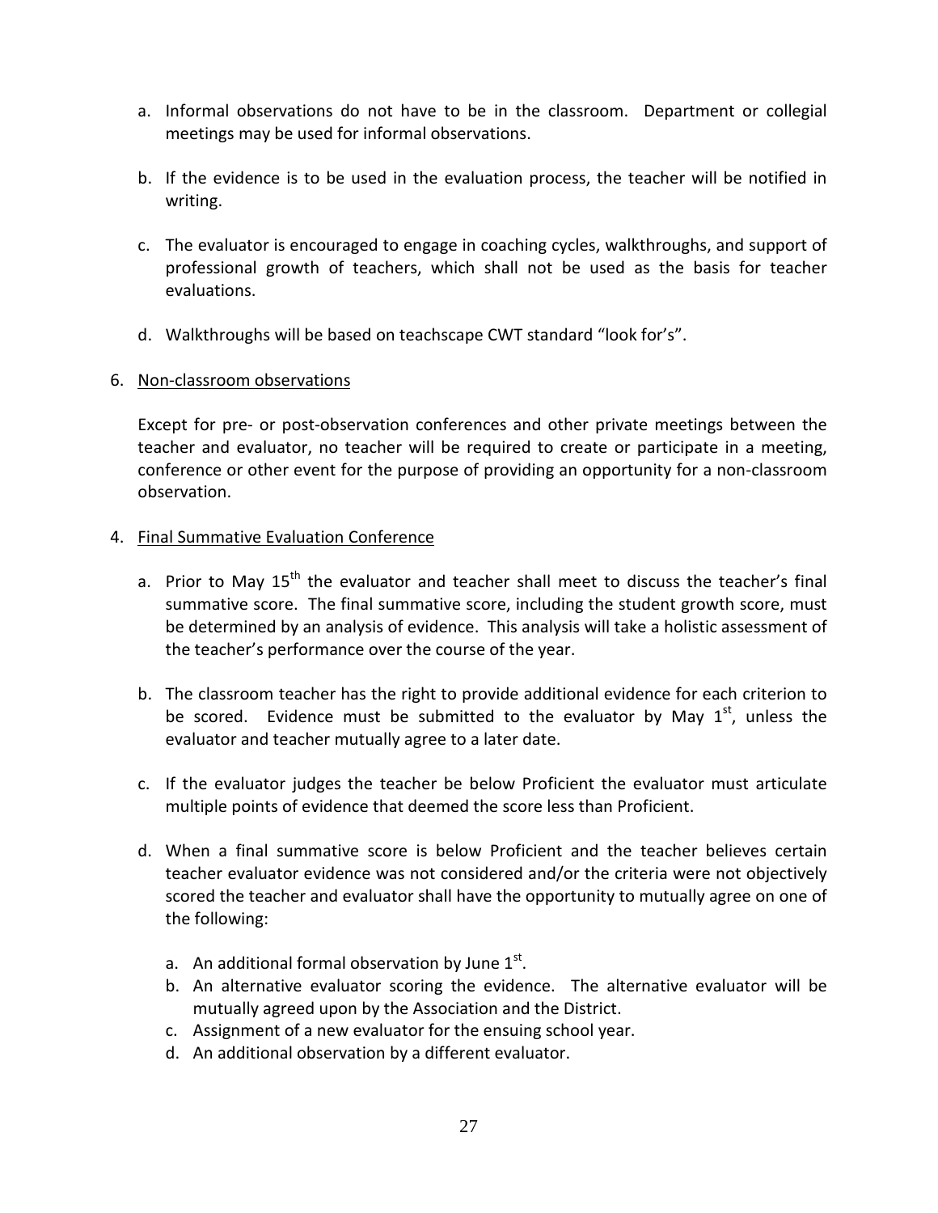a. Informal observations do not have to be in the classroom. Department or collegial meetings may be used for informal observations.

b. If the evidence is to be used in the evaluation process, the teacher will be notified in writing.

c. The evaluator is encouraged to engage in coaching cycles, walkthroughs, and support of professional growth of teachers, which shall not be used as the basis for teacher evaluations.

d. Walkthroughs will be based on teachscape CWT standard "look for's".

6. <u>Non-classroom observations</u>

Except for pre- or post-observation conferences and other private meetings between the teacher and evaluator, no teacher will be required to create or participate in a meeting, conference or other event for the purpose of providing an opportunity for a non-classroom observation.

4. <u>Final Summative Evaluation Conference</u>

a. Prior to May 15th the evaluator and teacher shall meet to discuss the teacher's final summative score. The final summative score, including the student growth score, must be determined by an analysis of evidence. This analysis will take a holistic assessment of the teacher's performance over the course of the year.

b. The classroom teacher has the right to provide additional evidence for each criterion to be scored. Evidence must be submitted to the evaluator by May 1st, unless the evaluator and teacher mutually agree to a later date.

c. If the evaluator judges the teacher be below Proficient the evaluator must articulate multiple points of evidence that deemed the score less than Proficient.

d. When a final summative score is below Proficient and the teacher believes certain teacher evaluator evidence was not considered and/or the criteria were not objectively scored the teacher and evaluator shall have the opportunity to mutually agree on one of the following:

   a. An additional formal observation by June 1st.
   b. An alternative evaluator scoring the evidence. The alternative evaluator will be mutually agreed upon by the Association and the District.
   c. Assignment of a new evaluator for the ensuing school year.
   d. An additional observation by a different evaluator.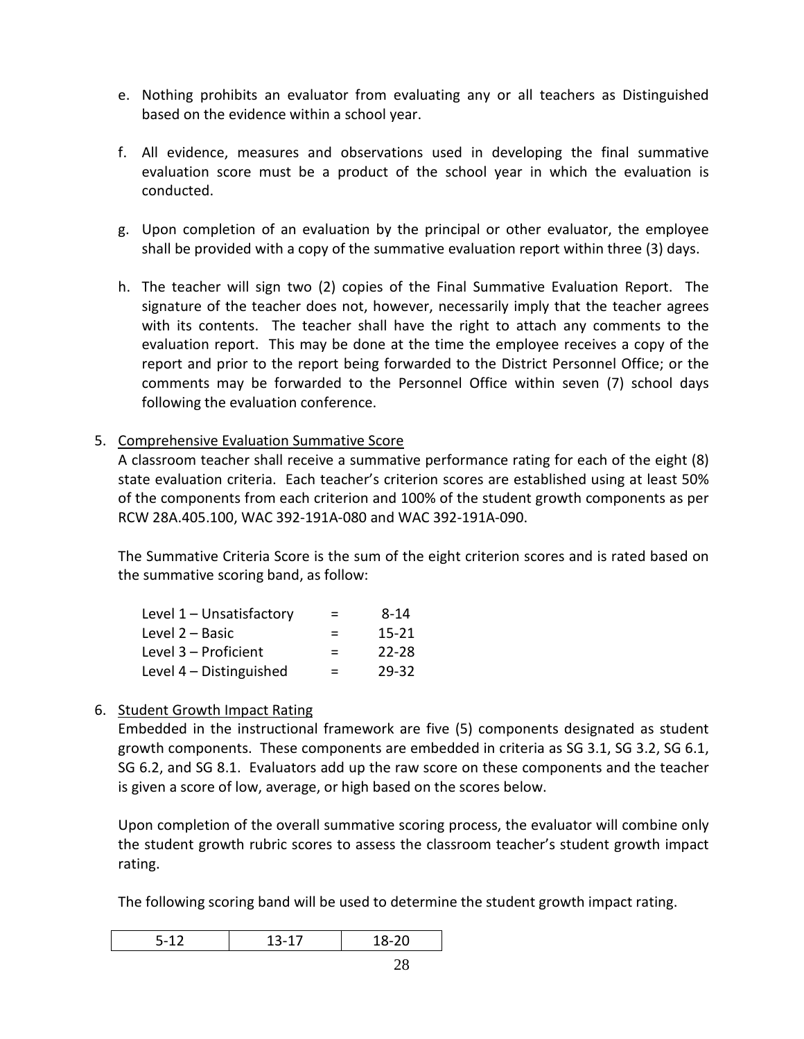e. Nothing prohibits an evaluator from evaluating any or all teachers as Distinguished based on the evidence within a school year.

f. All evidence, measures and observations used in developing the final summative evaluation score must be a product of the school year in which the evaluation is conducted.

g. Upon completion of an evaluation by the principal or other evaluator, the employee shall be provided with a copy of the summative evaluation report within three (3) days.

h. The teacher will sign two (2) copies of the Final Summative Evaluation Report. The signature of the teacher does not, however, necessarily imply that the teacher agrees with its contents. The teacher shall have the right to attach any comments to the evaluation report. This may be done at the time the employee receives a copy of the report and prior to the report being forwarded to the District Personnel Office; or the comments may be forwarded to the Personnel Office within seven (7) school days following the evaluation conference.

5. Comprehensive Evaluation Summative Score

A classroom teacher shall receive a summative performance rating for each of the eight (8) state evaluation criteria. Each teacher's criterion scores are established using at least 50% of the components from each criterion and 100% of the student growth components as per RCW 28A.405.100, WAC 392-191A-080 and WAC 392-191A-090.

The Summative Criteria Score is the sum of the eight criterion scores and is rated based on the summative scoring band, as follow:

| | | |
|---|---|---|
| Level 1 – Unsatisfactory | = | 8-14 |
| Level 2 – Basic | = | 15-21 |
| Level 3 – Proficient | = | 22-28 |
| Level 4 – Distinguished | = | 29-32 |

6. Student Growth Impact Rating

Embedded in the instructional framework are five (5) components designated as student growth components. These components are embedded in criteria as SG 3.1, SG 3.2, SG 6.1, SG 6.2, and SG 8.1. Evaluators add up the raw score on these components and the teacher is given a score of low, average, or high based on the scores below.

Upon completion of the overall summative scoring process, the evaluator will combine only the student growth rubric scores to assess the classroom teacher's student growth impact rating.

The following scoring band will be used to determine the student growth impact rating.

| 5-12 | 13-17 | 18-20 |
|---|---|---|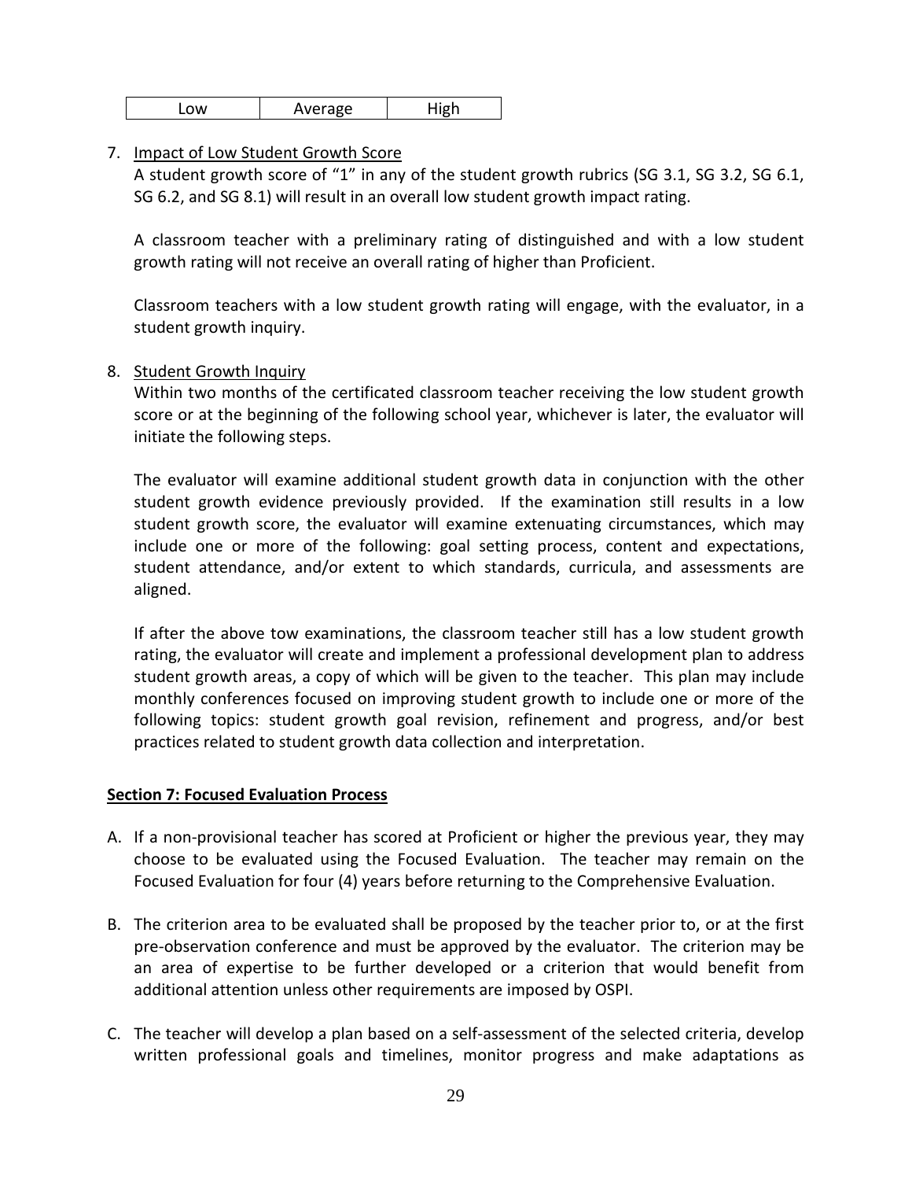| Low | Average | High |
|---|---|---|

7. Impact of Low Student Growth Score

   A student growth score of "1" in any of the student growth rubrics (SG 3.1, SG 3.2, SG 6.1, SG 6.2, and SG 8.1) will result in an overall low student growth impact rating.

   A classroom teacher with a preliminary rating of distinguished and with a low student growth rating will not receive an overall rating of higher than Proficient.

   Classroom teachers with a low student growth rating will engage, with the evaluator, in a student growth inquiry.

8. Student Growth Inquiry

   Within two months of the certificated classroom teacher receiving the low student growth score or at the beginning of the following school year, whichever is later, the evaluator will initiate the following steps.

   The evaluator will examine additional student growth data in conjunction with the other student growth evidence previously provided. If the examination still results in a low student growth score, the evaluator will examine extenuating circumstances, which may include one or more of the following: goal setting process, content and expectations, student attendance, and/or extent to which standards, curricula, and assessments are aligned.

   If after the above tow examinations, the classroom teacher still has a low student growth rating, the evaluator will create and implement a professional development plan to address student growth areas, a copy of which will be given to the teacher. This plan may include monthly conferences focused on improving student growth to include one or more of the following topics: student growth goal revision, refinement and progress, and/or best practices related to student growth data collection and interpretation.

**Section 7: Focused Evaluation Process**

A. If a non-provisional teacher has scored at Proficient or higher the previous year, they may choose to be evaluated using the Focused Evaluation. The teacher may remain on the Focused Evaluation for four (4) years before returning to the Comprehensive Evaluation.

B. The criterion area to be evaluated shall be proposed by the teacher prior to, or at the first pre-observation conference and must be approved by the evaluator. The criterion may be an area of expertise to be further developed or a criterion that would benefit from additional attention unless other requirements are imposed by OSPI.

C. The teacher will develop a plan based on a self-assessment of the selected criteria, develop written professional goals and timelines, monitor progress and make adaptations as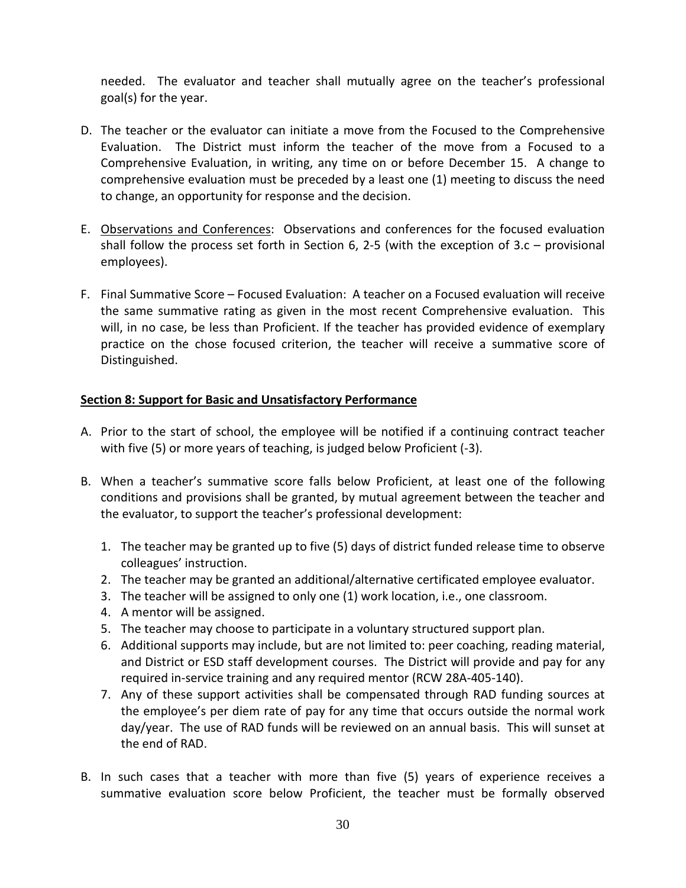needed. The evaluator and teacher shall mutually agree on the teacher's professional goal(s) for the year.

D. The teacher or the evaluator can initiate a move from the Focused to the Comprehensive Evaluation. The District must inform the teacher of the move from a Focused to a Comprehensive Evaluation, in writing, any time on or before December 15. A change to comprehensive evaluation must be preceded by a least one (1) meeting to discuss the need to change, an opportunity for response and the decision.

E. <u>Observations and Conferences</u>: Observations and conferences for the focused evaluation shall follow the process set forth in Section 6, 2-5 (with the exception of 3.c – provisional employees).

F. Final Summative Score – Focused Evaluation: A teacher on a Focused evaluation will receive the same summative rating as given in the most recent Comprehensive evaluation. This will, in no case, be less than Proficient. If the teacher has provided evidence of exemplary practice on the chose focused criterion, the teacher will receive a summative score of Distinguished.

## Section 8: Support for Basic and Unsatisfactory Performance

A. Prior to the start of school, the employee will be notified if a continuing contract teacher with five (5) or more years of teaching, is judged below Proficient (-3).

B. When a teacher's summative score falls below Proficient, at least one of the following conditions and provisions shall be granted, by mutual agreement between the teacher and the evaluator, to support the teacher's professional development:

   1. The teacher may be granted up to five (5) days of district funded release time to observe colleagues' instruction.
   2. The teacher may be granted an additional/alternative certificated employee evaluator.
   3. The teacher will be assigned to only one (1) work location, i.e., one classroom.
   4. A mentor will be assigned.
   5. The teacher may choose to participate in a voluntary structured support plan.
   6. Additional supports may include, but are not limited to: peer coaching, reading material, and District or ESD staff development courses. The District will provide and pay for any required in-service training and any required mentor (RCW 28A-405-140).
   7. Any of these support activities shall be compensated through RAD funding sources at the employee's per diem rate of pay for any time that occurs outside the normal work day/year. The use of RAD funds will be reviewed on an annual basis. This will sunset at the end of RAD.

B. In such cases that a teacher with more than five (5) years of experience receives a summative evaluation score below Proficient, the teacher must be formally observed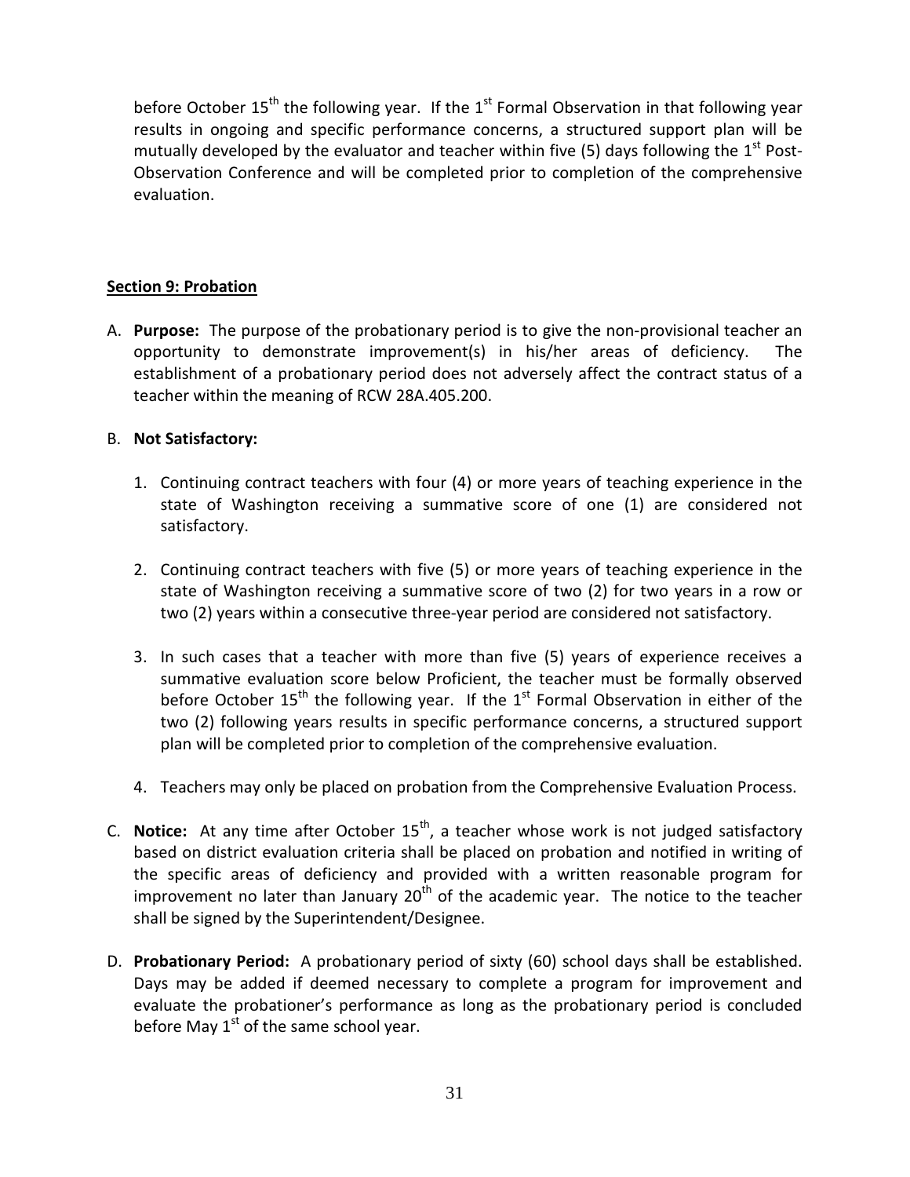before October 15th the following year. If the 1st Formal Observation in that following year results in ongoing and specific performance concerns, a structured support plan will be mutually developed by the evaluator and teacher within five (5) days following the 1st Post-Observation Conference and will be completed prior to completion of the comprehensive evaluation.

**Section 9: Probation**

A. **Purpose:** The purpose of the probationary period is to give the non-provisional teacher an opportunity to demonstrate improvement(s) in his/her areas of deficiency. The establishment of a probationary period does not adversely affect the contract status of a teacher within the meaning of RCW 28A.405.200.

B. **Not Satisfactory:**

   1. Continuing contract teachers with four (4) or more years of teaching experience in the state of Washington receiving a summative score of one (1) are considered not satisfactory.

   2. Continuing contract teachers with five (5) or more years of teaching experience in the state of Washington receiving a summative score of two (2) for two years in a row or two (2) years within a consecutive three-year period are considered not satisfactory.

   3. In such cases that a teacher with more than five (5) years of experience receives a summative evaluation score below Proficient, the teacher must be formally observed before October 15th the following year. If the 1st Formal Observation in either of the two (2) following years results in specific performance concerns, a structured support plan will be completed prior to completion of the comprehensive evaluation.

   4. Teachers may only be placed on probation from the Comprehensive Evaluation Process.

C. **Notice:** At any time after October 15th, a teacher whose work is not judged satisfactory based on district evaluation criteria shall be placed on probation and notified in writing of the specific areas of deficiency and provided with a written reasonable program for improvement no later than January 20th of the academic year. The notice to the teacher shall be signed by the Superintendent/Designee.

D. **Probationary Period:** A probationary period of sixty (60) school days shall be established. Days may be added if deemed necessary to complete a program for improvement and evaluate the probationer's performance as long as the probationary period is concluded before May 1st of the same school year.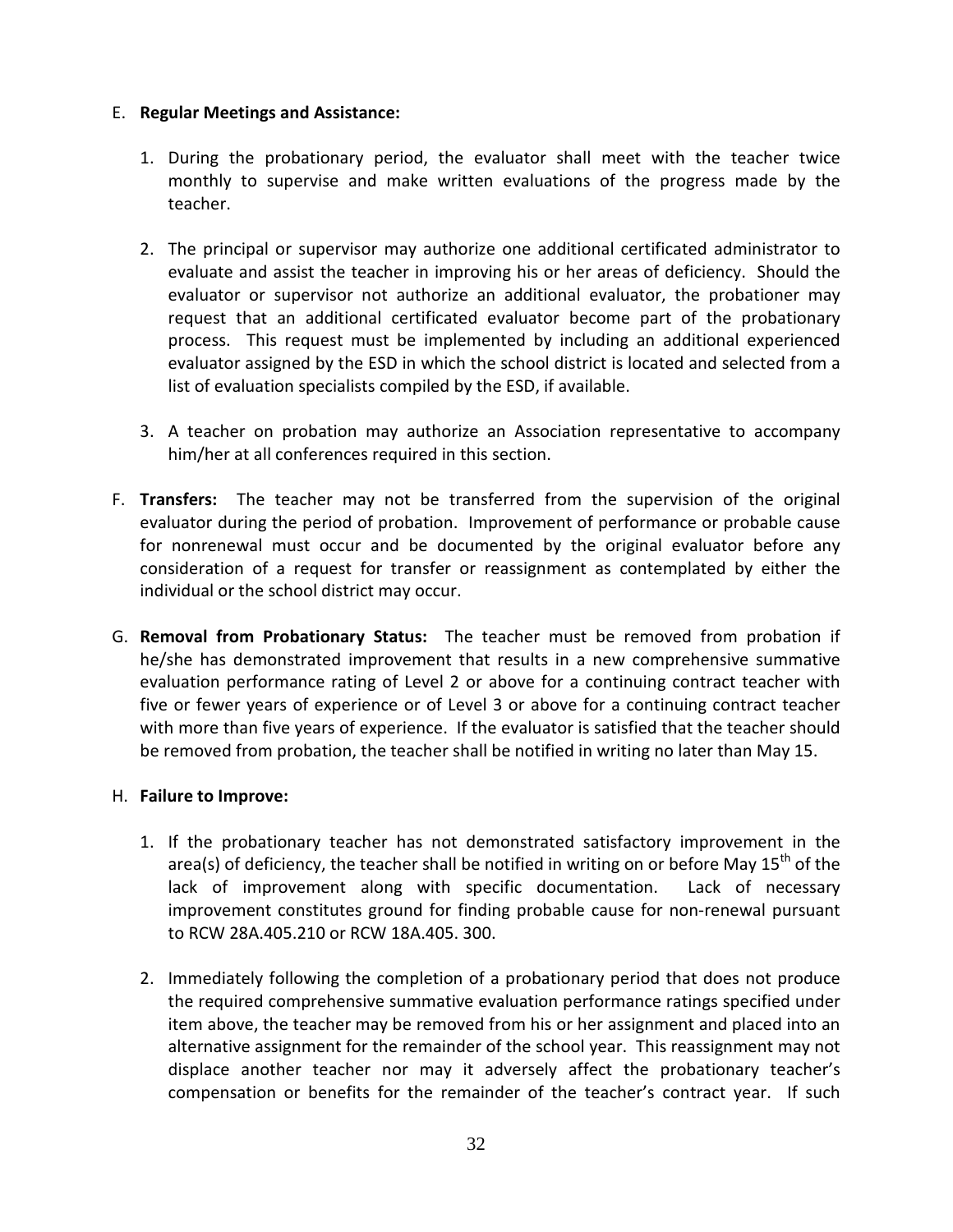E. **Regular Meetings and Assistance:**

1. During the probationary period, the evaluator shall meet with the teacher twice monthly to supervise and make written evaluations of the progress made by the teacher.

2. The principal or supervisor may authorize one additional certificated administrator to evaluate and assist the teacher in improving his or her areas of deficiency. Should the evaluator or supervisor not authorize an additional evaluator, the probationer may request that an additional certificated evaluator become part of the probationary process. This request must be implemented by including an additional experienced evaluator assigned by the ESD in which the school district is located and selected from a list of evaluation specialists compiled by the ESD, if available.

3. A teacher on probation may authorize an Association representative to accompany him/her at all conferences required in this section.

F. **Transfers:** The teacher may not be transferred from the supervision of the original evaluator during the period of probation. Improvement of performance or probable cause for nonrenewal must occur and be documented by the original evaluator before any consideration of a request for transfer or reassignment as contemplated by either the individual or the school district may occur.

G. **Removal from Probationary Status:** The teacher must be removed from probation if he/she has demonstrated improvement that results in a new comprehensive summative evaluation performance rating of Level 2 or above for a continuing contract teacher with five or fewer years of experience or of Level 3 or above for a continuing contract teacher with more than five years of experience. If the evaluator is satisfied that the teacher should be removed from probation, the teacher shall be notified in writing no later than May 15.

H. **Failure to Improve:**

1. If the probationary teacher has not demonstrated satisfactory improvement in the area(s) of deficiency, the teacher shall be notified in writing on or before May 15th of the lack of improvement along with specific documentation. Lack of necessary improvement constitutes ground for finding probable cause for non-renewal pursuant to RCW 28A.405.210 or RCW 18A.405. 300.

2. Immediately following the completion of a probationary period that does not produce the required comprehensive summative evaluation performance ratings specified under item above, the teacher may be removed from his or her assignment and placed into an alternative assignment for the remainder of the school year. This reassignment may not displace another teacher nor may it adversely affect the probationary teacher's compensation or benefits for the remainder of the teacher's contract year. If such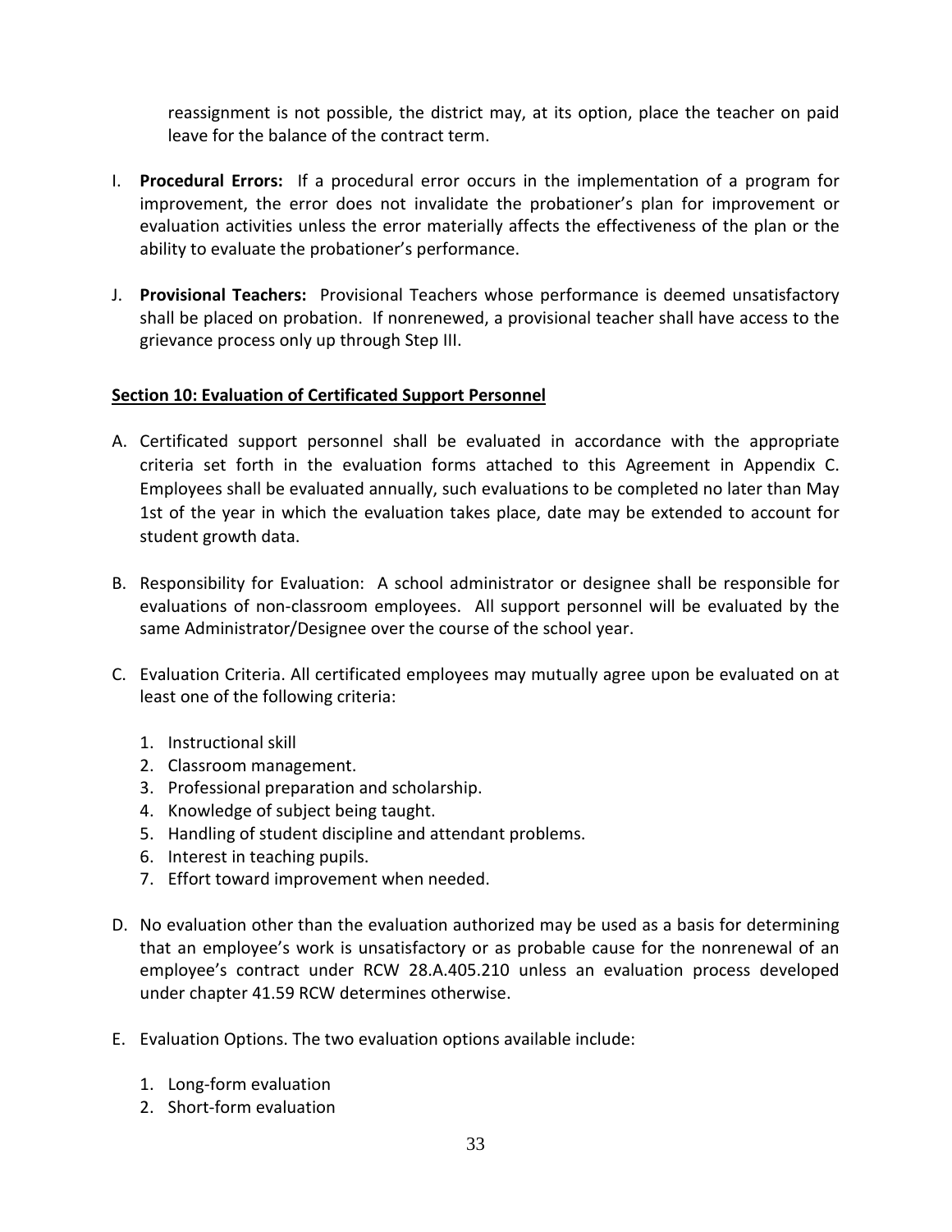reassignment is not possible, the district may, at its option, place the teacher on paid leave for the balance of the contract term.

I. **Procedural Errors:** If a procedural error occurs in the implementation of a program for improvement, the error does not invalidate the probationer's plan for improvement or evaluation activities unless the error materially affects the effectiveness of the plan or the ability to evaluate the probationer's performance.

J. **Provisional Teachers:** Provisional Teachers whose performance is deemed unsatisfactory shall be placed on probation. If nonrenewed, a provisional teacher shall have access to the grievance process only up through Step III.

**Section 10: Evaluation of Certificated Support Personnel**

A. Certificated support personnel shall be evaluated in accordance with the appropriate criteria set forth in the evaluation forms attached to this Agreement in Appendix C. Employees shall be evaluated annually, such evaluations to be completed no later than May 1st of the year in which the evaluation takes place, date may be extended to account for student growth data.

B. Responsibility for Evaluation: A school administrator or designee shall be responsible for evaluations of non-classroom employees. All support personnel will be evaluated by the same Administrator/Designee over the course of the school year.

C. Evaluation Criteria. All certificated employees may mutually agree upon be evaluated on at least one of the following criteria:

1. Instructional skill
2. Classroom management.
3. Professional preparation and scholarship.
4. Knowledge of subject being taught.
5. Handling of student discipline and attendant problems.
6. Interest in teaching pupils.
7. Effort toward improvement when needed.

D. No evaluation other than the evaluation authorized may be used as a basis for determining that an employee's work is unsatisfactory or as probable cause for the nonrenewal of an employee's contract under RCW 28.A.405.210 unless an evaluation process developed under chapter 41.59 RCW determines otherwise.

E. Evaluation Options. The two evaluation options available include:

1. Long-form evaluation
2. Short-form evaluation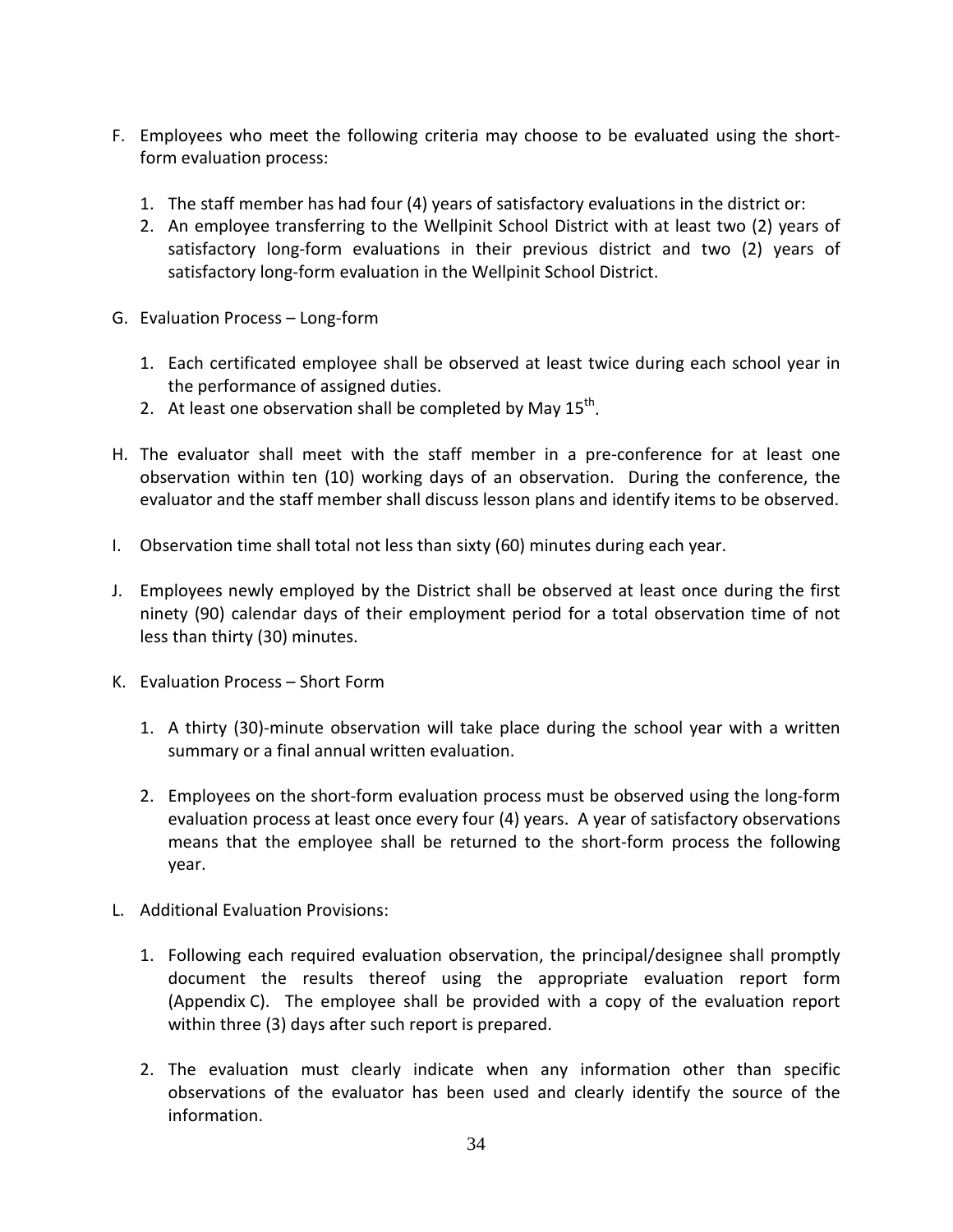F. Employees who meet the following criteria may choose to be evaluated using the short-form evaluation process:

   1. The staff member has had four (4) years of satisfactory evaluations in the district or:
   2. An employee transferring to the Wellpinit School District with at least two (2) years of satisfactory long-form evaluations in their previous district and two (2) years of satisfactory long-form evaluation in the Wellpinit School District.

G. Evaluation Process – Long-form

   1. Each certificated employee shall be observed at least twice during each school year in the performance of assigned duties.
   2. At least one observation shall be completed by May 15th.

H. The evaluator shall meet with the staff member in a pre-conference for at least one observation within ten (10) working days of an observation. During the conference, the evaluator and the staff member shall discuss lesson plans and identify items to be observed.

I. Observation time shall total not less than sixty (60) minutes during each year.

J. Employees newly employed by the District shall be observed at least once during the first ninety (90) calendar days of their employment period for a total observation time of not less than thirty (30) minutes.

K. Evaluation Process – Short Form

   1. A thirty (30)-minute observation will take place during the school year with a written summary or a final annual written evaluation.

   2. Employees on the short-form evaluation process must be observed using the long-form evaluation process at least once every four (4) years. A year of satisfactory observations means that the employee shall be returned to the short-form process the following year.

L. Additional Evaluation Provisions:

   1. Following each required evaluation observation, the principal/designee shall promptly document the results thereof using the appropriate evaluation report form (Appendix C). The employee shall be provided with a copy of the evaluation report within three (3) days after such report is prepared.

   2. The evaluation must clearly indicate when any information other than specific observations of the evaluator has been used and clearly identify the source of the information.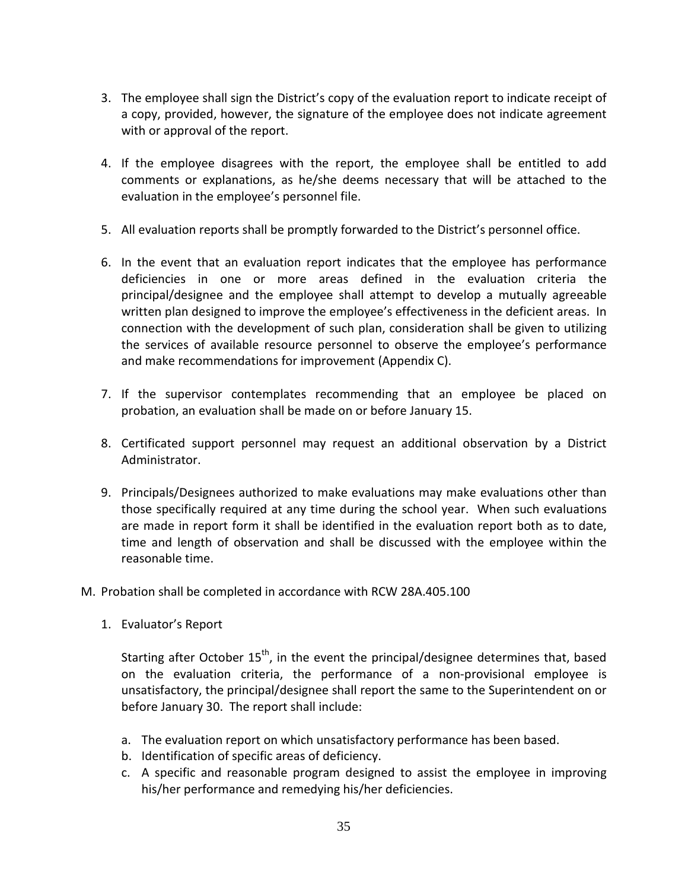3. The employee shall sign the District's copy of the evaluation report to indicate receipt of a copy, provided, however, the signature of the employee does not indicate agreement with or approval of the report.

4. If the employee disagrees with the report, the employee shall be entitled to add comments or explanations, as he/she deems necessary that will be attached to the evaluation in the employee's personnel file.

5. All evaluation reports shall be promptly forwarded to the District's personnel office.

6. In the event that an evaluation report indicates that the employee has performance deficiencies in one or more areas defined in the evaluation criteria the principal/designee and the employee shall attempt to develop a mutually agreeable written plan designed to improve the employee's effectiveness in the deficient areas. In connection with the development of such plan, consideration shall be given to utilizing the services of available resource personnel to observe the employee's performance and make recommendations for improvement (Appendix C).

7. If the supervisor contemplates recommending that an employee be placed on probation, an evaluation shall be made on or before January 15.

8. Certificated support personnel may request an additional observation by a District Administrator.

9. Principals/Designees authorized to make evaluations may make evaluations other than those specifically required at any time during the school year. When such evaluations are made in report form it shall be identified in the evaluation report both as to date, time and length of observation and shall be discussed with the employee within the reasonable time.

M. Probation shall be completed in accordance with RCW 28A.405.100

1. Evaluator's Report

   Starting after October 15th, in the event the principal/designee determines that, based on the evaluation criteria, the performance of a non-provisional employee is unsatisfactory, the principal/designee shall report the same to the Superintendent on or before January 30. The report shall include:

   a. The evaluation report on which unsatisfactory performance has been based.
   b. Identification of specific areas of deficiency.
   c. A specific and reasonable program designed to assist the employee in improving his/her performance and remedying his/her deficiencies.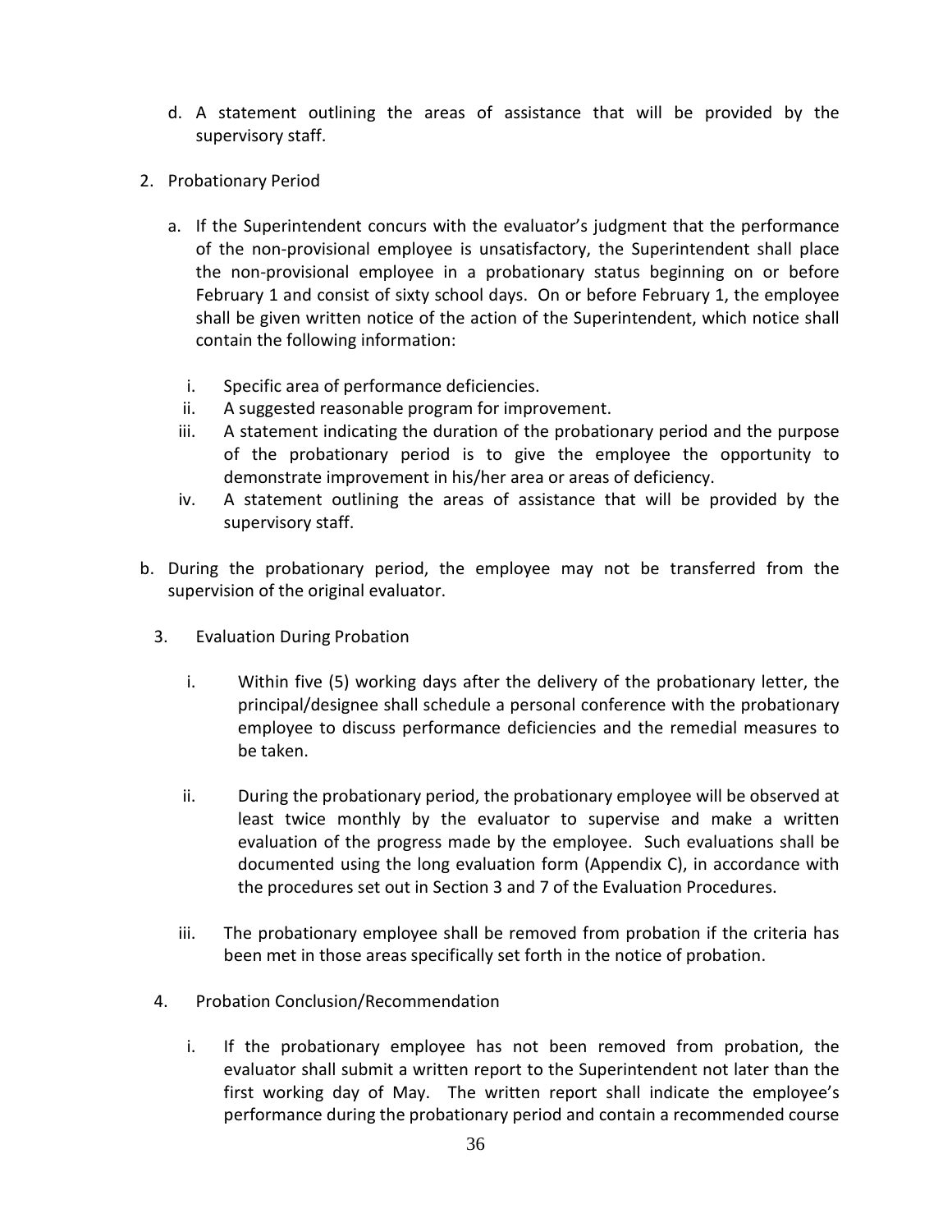d. A statement outlining the areas of assistance that will be provided by the supervisory staff.

2. Probationary Period

   a. If the Superintendent concurs with the evaluator's judgment that the performance of the non-provisional employee is unsatisfactory, the Superintendent shall place the non-provisional employee in a probationary status beginning on or before February 1 and consist of sixty school days. On or before February 1, the employee shall be given written notice of the action of the Superintendent, which notice shall contain the following information:

      i. Specific area of performance deficiencies.
      ii. A suggested reasonable program for improvement.
      iii. A statement indicating the duration of the probationary period and the purpose of the probationary period is to give the employee the opportunity to demonstrate improvement in his/her area or areas of deficiency.
      iv. A statement outlining the areas of assistance that will be provided by the supervisory staff.

b. During the probationary period, the employee may not be transferred from the supervision of the original evaluator.

3. Evaluation During Probation

   i. Within five (5) working days after the delivery of the probationary letter, the principal/designee shall schedule a personal conference with the probationary employee to discuss performance deficiencies and the remedial measures to be taken.

   ii. During the probationary period, the probationary employee will be observed at least twice monthly by the evaluator to supervise and make a written evaluation of the progress made by the employee. Such evaluations shall be documented using the long evaluation form (Appendix C), in accordance with the procedures set out in Section 3 and 7 of the Evaluation Procedures.

   iii. The probationary employee shall be removed from probation if the criteria has been met in those areas specifically set forth in the notice of probation.

4. Probation Conclusion/Recommendation

   i. If the probationary employee has not been removed from probation, the evaluator shall submit a written report to the Superintendent not later than the first working day of May. The written report shall indicate the employee's performance during the probationary period and contain a recommended course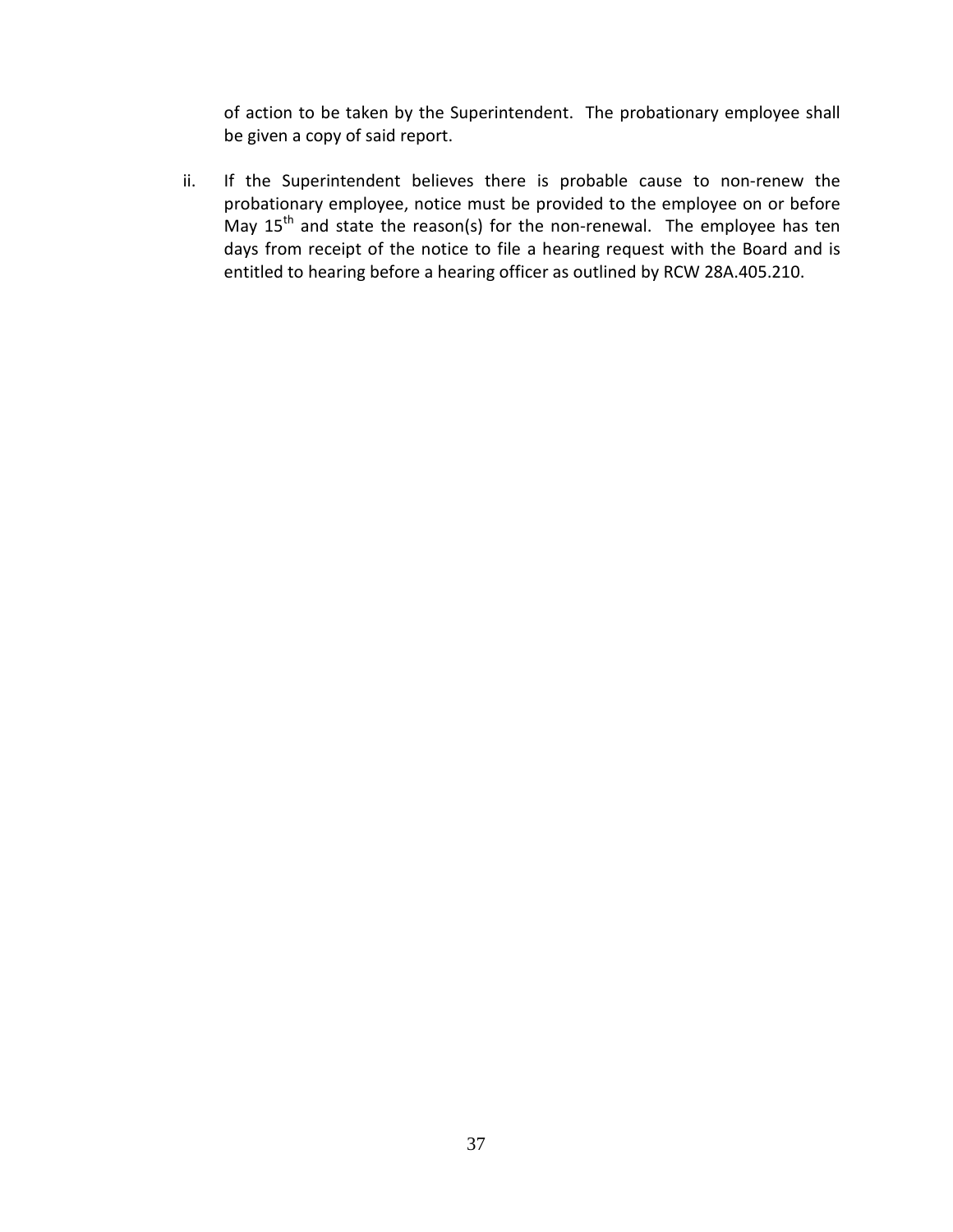of action to be taken by the Superintendent. The probationary employee shall be given a copy of said report.

ii. If the Superintendent believes there is probable cause to non-renew the probationary employee, notice must be provided to the employee on or before May 15th and state the reason(s) for the non-renewal. The employee has ten days from receipt of the notice to file a hearing request with the Board and is entitled to hearing before a hearing officer as outlined by RCW 28A.405.210.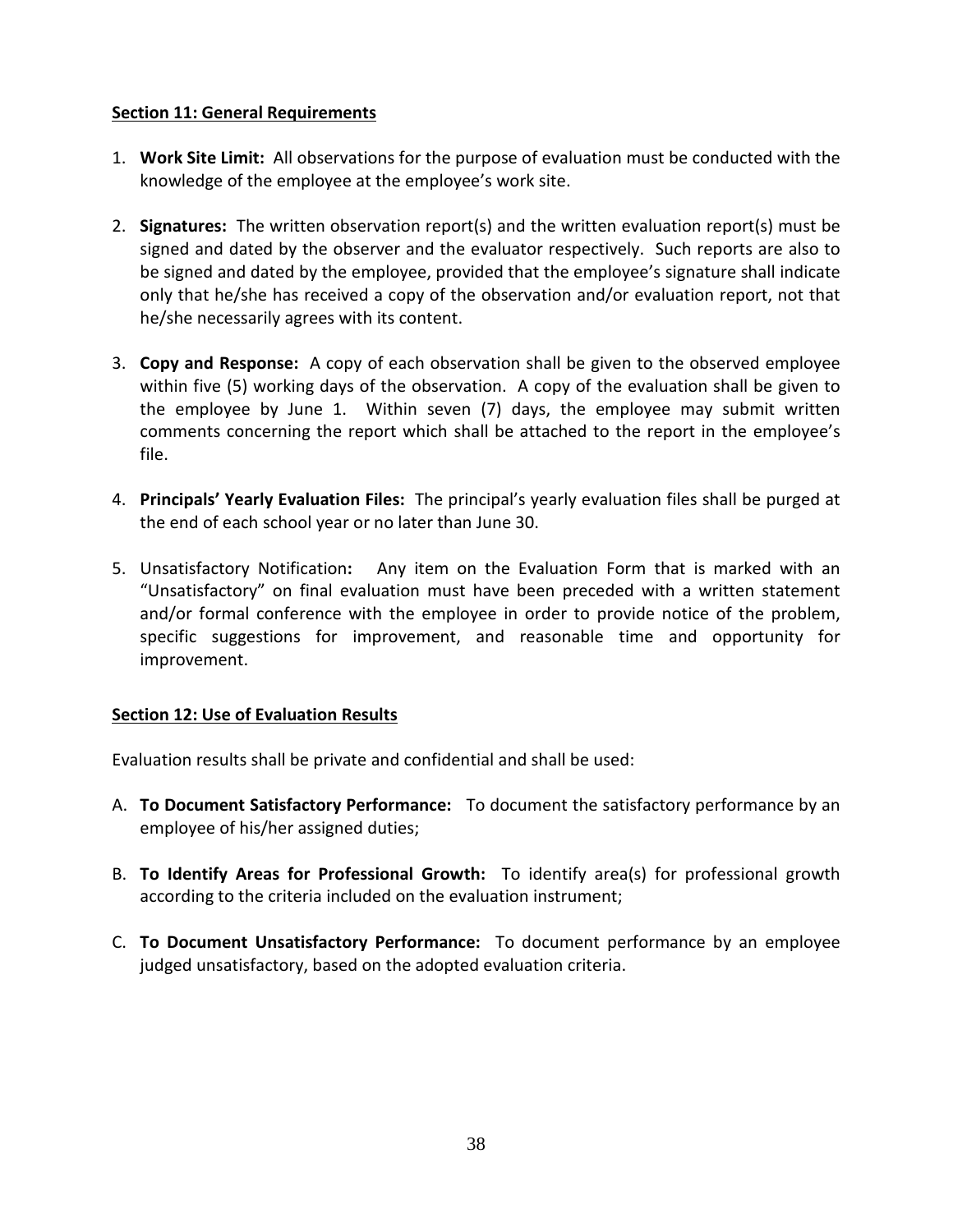## Section 11: General Requirements

1. **Work Site Limit:** All observations for the purpose of evaluation must be conducted with the knowledge of the employee at the employee's work site.

2. **Signatures:** The written observation report(s) and the written evaluation report(s) must be signed and dated by the observer and the evaluator respectively. Such reports are also to be signed and dated by the employee, provided that the employee's signature shall indicate only that he/she has received a copy of the observation and/or evaluation report, not that he/she necessarily agrees with its content.

3. **Copy and Response:** A copy of each observation shall be given to the observed employee within five (5) working days of the observation. A copy of the evaluation shall be given to the employee by June 1. Within seven (7) days, the employee may submit written comments concerning the report which shall be attached to the report in the employee's file.

4. **Principals' Yearly Evaluation Files:** The principal's yearly evaluation files shall be purged at the end of each school year or no later than June 30.

5. Unsatisfactory Notification**:** Any item on the Evaluation Form that is marked with an "Unsatisfactory" on final evaluation must have been preceded with a written statement and/or formal conference with the employee in order to provide notice of the problem, specific suggestions for improvement, and reasonable time and opportunity for improvement.

## Section 12: Use of Evaluation Results

Evaluation results shall be private and confidential and shall be used:

A. **To Document Satisfactory Performance:** To document the satisfactory performance by an employee of his/her assigned duties;

B. **To Identify Areas for Professional Growth:** To identify area(s) for professional growth according to the criteria included on the evaluation instrument;

C. **To Document Unsatisfactory Performance:** To document performance by an employee judged unsatisfactory, based on the adopted evaluation criteria.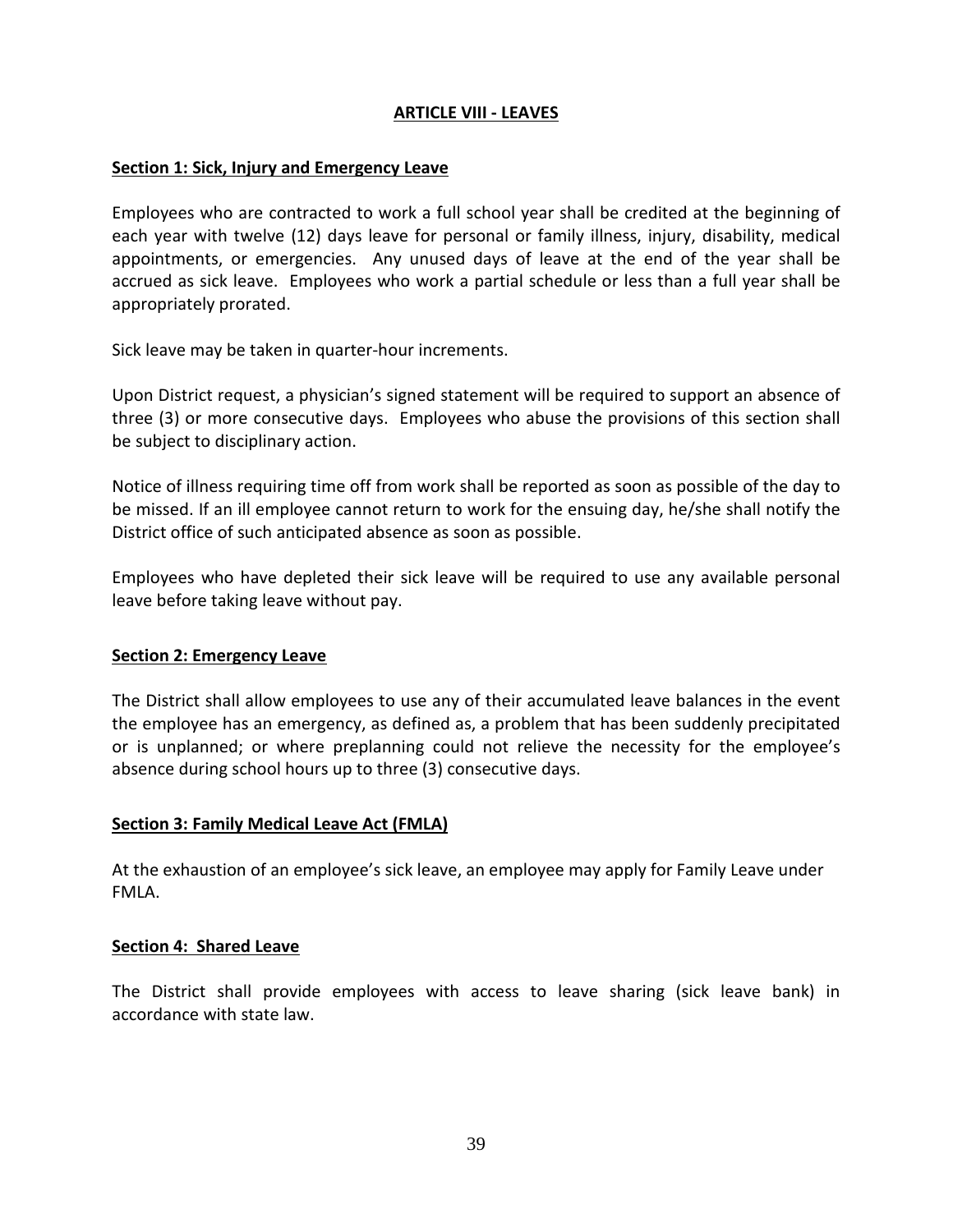## ARTICLE VIII - LEAVES

### Section 1: Sick, Injury and Emergency Leave

Employees who are contracted to work a full school year shall be credited at the beginning of each year with twelve (12) days leave for personal or family illness, injury, disability, medical appointments, or emergencies. Any unused days of leave at the end of the year shall be accrued as sick leave. Employees who work a partial schedule or less than a full year shall be appropriately prorated.

Sick leave may be taken in quarter-hour increments.

Upon District request, a physician's signed statement will be required to support an absence of three (3) or more consecutive days. Employees who abuse the provisions of this section shall be subject to disciplinary action.

Notice of illness requiring time off from work shall be reported as soon as possible of the day to be missed. If an ill employee cannot return to work for the ensuing day, he/she shall notify the District office of such anticipated absence as soon as possible.

Employees who have depleted their sick leave will be required to use any available personal leave before taking leave without pay.

### Section 2: Emergency Leave

The District shall allow employees to use any of their accumulated leave balances in the event the employee has an emergency, as defined as, a problem that has been suddenly precipitated or is unplanned; or where preplanning could not relieve the necessity for the employee's absence during school hours up to three (3) consecutive days.

### Section 3: Family Medical Leave Act (FMLA)

At the exhaustion of an employee's sick leave, an employee may apply for Family Leave under FMLA.

### Section 4: Shared Leave

The District shall provide employees with access to leave sharing (sick leave bank) in accordance with state law.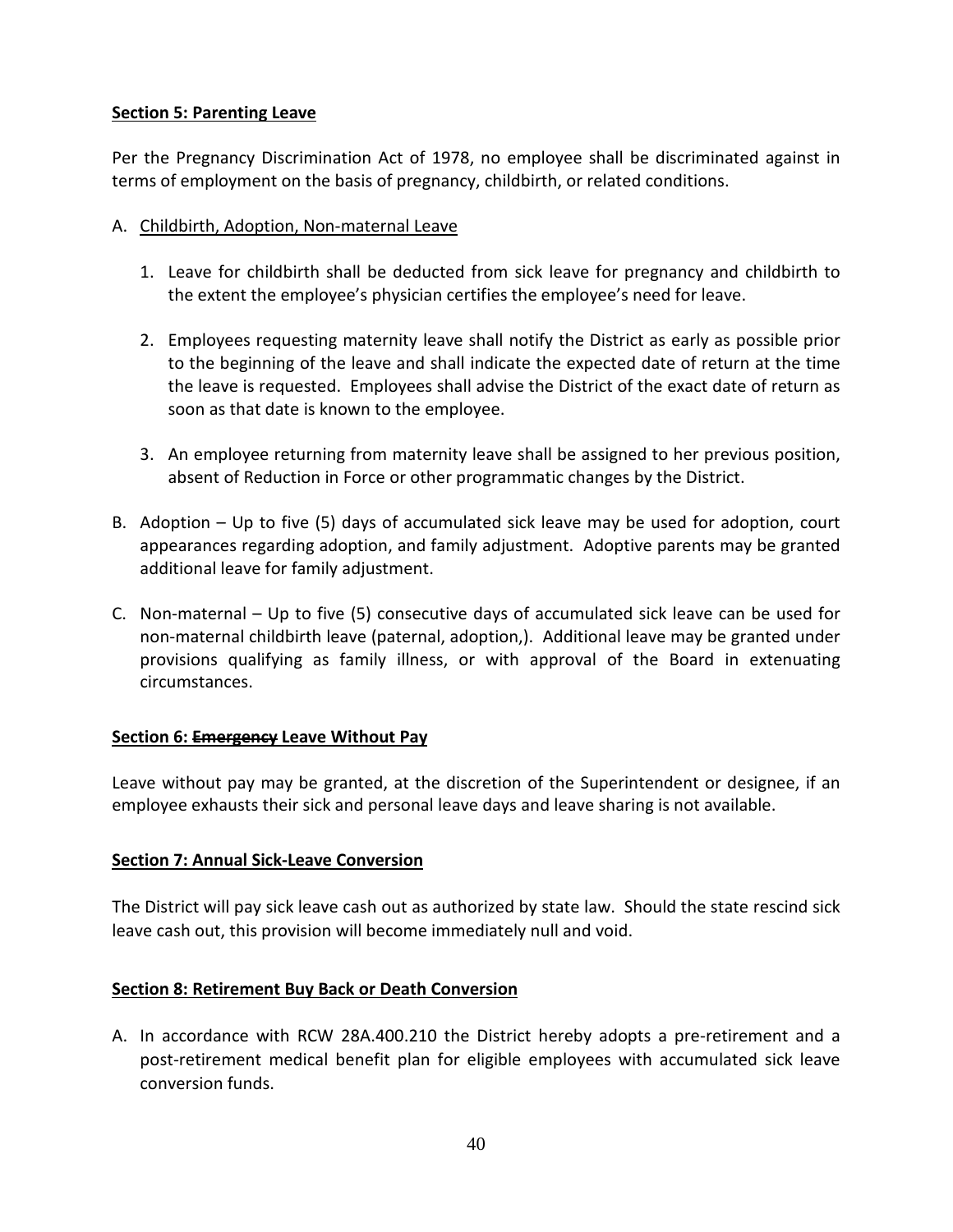**Section 5: Parenting Leave**

Per the Pregnancy Discrimination Act of 1978, no employee shall be discriminated against in terms of employment on the basis of pregnancy, childbirth, or related conditions.

A. Childbirth, Adoption, Non-maternal Leave

   1. Leave for childbirth shall be deducted from sick leave for pregnancy and childbirth to the extent the employee's physician certifies the employee's need for leave.

   2. Employees requesting maternity leave shall notify the District as early as possible prior to the beginning of the leave and shall indicate the expected date of return at the time the leave is requested. Employees shall advise the District of the exact date of return as soon as that date is known to the employee.

   3. An employee returning from maternity leave shall be assigned to her previous position, absent of Reduction in Force or other programmatic changes by the District.

B. Adoption – Up to five (5) days of accumulated sick leave may be used for adoption, court appearances regarding adoption, and family adjustment. Adoptive parents may be granted additional leave for family adjustment.

C. Non-maternal – Up to five (5) consecutive days of accumulated sick leave can be used for non-maternal childbirth leave (paternal, adoption,). Additional leave may be granted under provisions qualifying as family illness, or with approval of the Board in extenuating circumstances.

**Section 6: ~~Emergency~~ Leave Without Pay**

Leave without pay may be granted, at the discretion of the Superintendent or designee, if an employee exhausts their sick and personal leave days and leave sharing is not available.

**Section 7: Annual Sick-Leave Conversion**

The District will pay sick leave cash out as authorized by state law. Should the state rescind sick leave cash out, this provision will become immediately null and void.

**Section 8: Retirement Buy Back or Death Conversion**

A. In accordance with RCW 28A.400.210 the District hereby adopts a pre-retirement and a post-retirement medical benefit plan for eligible employees with accumulated sick leave conversion funds.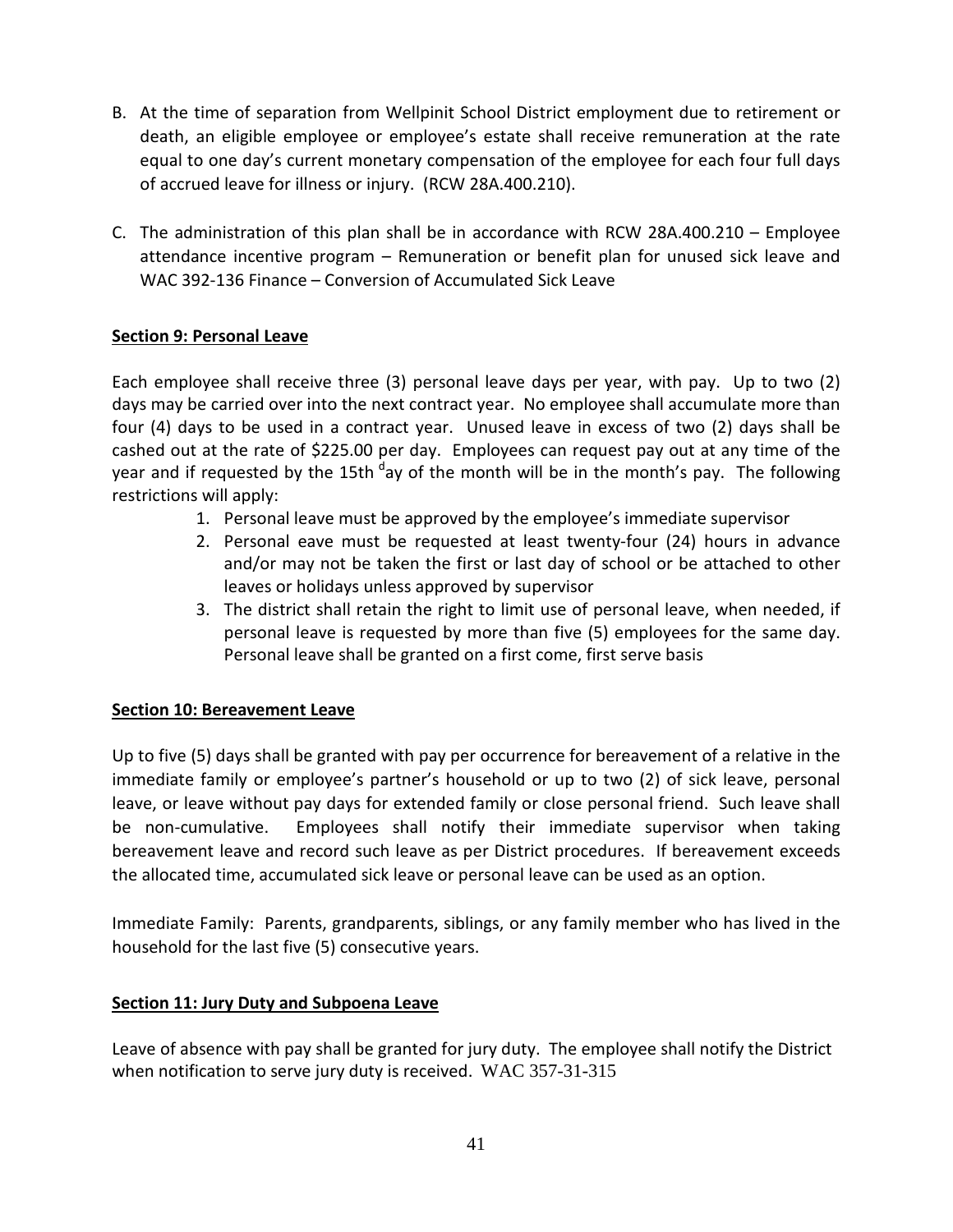B. At the time of separation from Wellpinit School District employment due to retirement or death, an eligible employee or employee's estate shall receive remuneration at the rate equal to one day's current monetary compensation of the employee for each four full days of accrued leave for illness or injury. (RCW 28A.400.210).

C. The administration of this plan shall be in accordance with RCW 28A.400.210 – Employee attendance incentive program – Remuneration or benefit plan for unused sick leave and WAC 392-136 Finance – Conversion of Accumulated Sick Leave

**Section 9: Personal Leave**

Each employee shall receive three (3) personal leave days per year, with pay. Up to two (2) days may be carried over into the next contract year. No employee shall accumulate more than four (4) days to be used in a contract year. Unused leave in excess of two (2) days shall be cashed out at the rate of $225.00 per day. Employees can request pay out at any time of the year and if requested by the 15th [d]ay of the month will be in the month's pay. The following restrictions will apply:

1. Personal leave must be approved by the employee's immediate supervisor
2. Personal eave must be requested at least twenty-four (24) hours in advance and/or may not be taken the first or last day of school or be attached to other leaves or holidays unless approved by supervisor
3. The district shall retain the right to limit use of personal leave, when needed, if personal leave is requested by more than five (5) employees for the same day. Personal leave shall be granted on a first come, first serve basis

**Section 10: Bereavement Leave**

Up to five (5) days shall be granted with pay per occurrence for bereavement of a relative in the immediate family or employee's partner's household or up to two (2) of sick leave, personal leave, or leave without pay days for extended family or close personal friend. Such leave shall be non-cumulative. Employees shall notify their immediate supervisor when taking bereavement leave and record such leave as per District procedures. If bereavement exceeds the allocated time, accumulated sick leave or personal leave can be used as an option.

Immediate Family: Parents, grandparents, siblings, or any family member who has lived in the household for the last five (5) consecutive years.

**Section 11: Jury Duty and Subpoena Leave**

Leave of absence with pay shall be granted for jury duty. The employee shall notify the District when notification to serve jury duty is received. WAC 357-31-315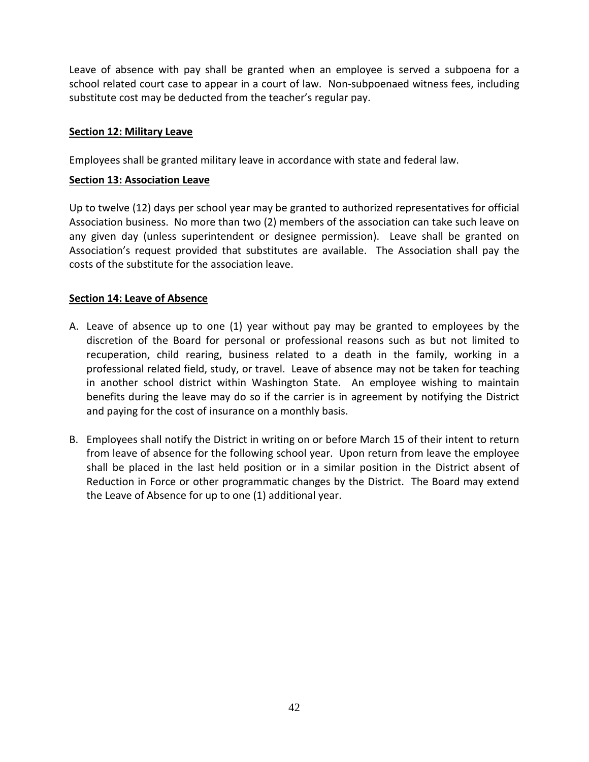Leave of absence with pay shall be granted when an employee is served a subpoena for a school related court case to appear in a court of law. Non-subpoenaed witness fees, including substitute cost may be deducted from the teacher's regular pay.

**Section 12: Military Leave**

Employees shall be granted military leave in accordance with state and federal law.

**Section 13: Association Leave**

Up to twelve (12) days per school year may be granted to authorized representatives for official Association business. No more than two (2) members of the association can take such leave on any given day (unless superintendent or designee permission). Leave shall be granted on Association's request provided that substitutes are available. The Association shall pay the costs of the substitute for the association leave.

**Section 14: Leave of Absence**

A. Leave of absence up to one (1) year without pay may be granted to employees by the discretion of the Board for personal or professional reasons such as but not limited to recuperation, child rearing, business related to a death in the family, working in a professional related field, study, or travel. Leave of absence may not be taken for teaching in another school district within Washington State. An employee wishing to maintain benefits during the leave may do so if the carrier is in agreement by notifying the District and paying for the cost of insurance on a monthly basis.

B. Employees shall notify the District in writing on or before March 15 of their intent to return from leave of absence for the following school year. Upon return from leave the employee shall be placed in the last held position or in a similar position in the District absent of Reduction in Force or other programmatic changes by the District. The Board may extend the Leave of Absence for up to one (1) additional year.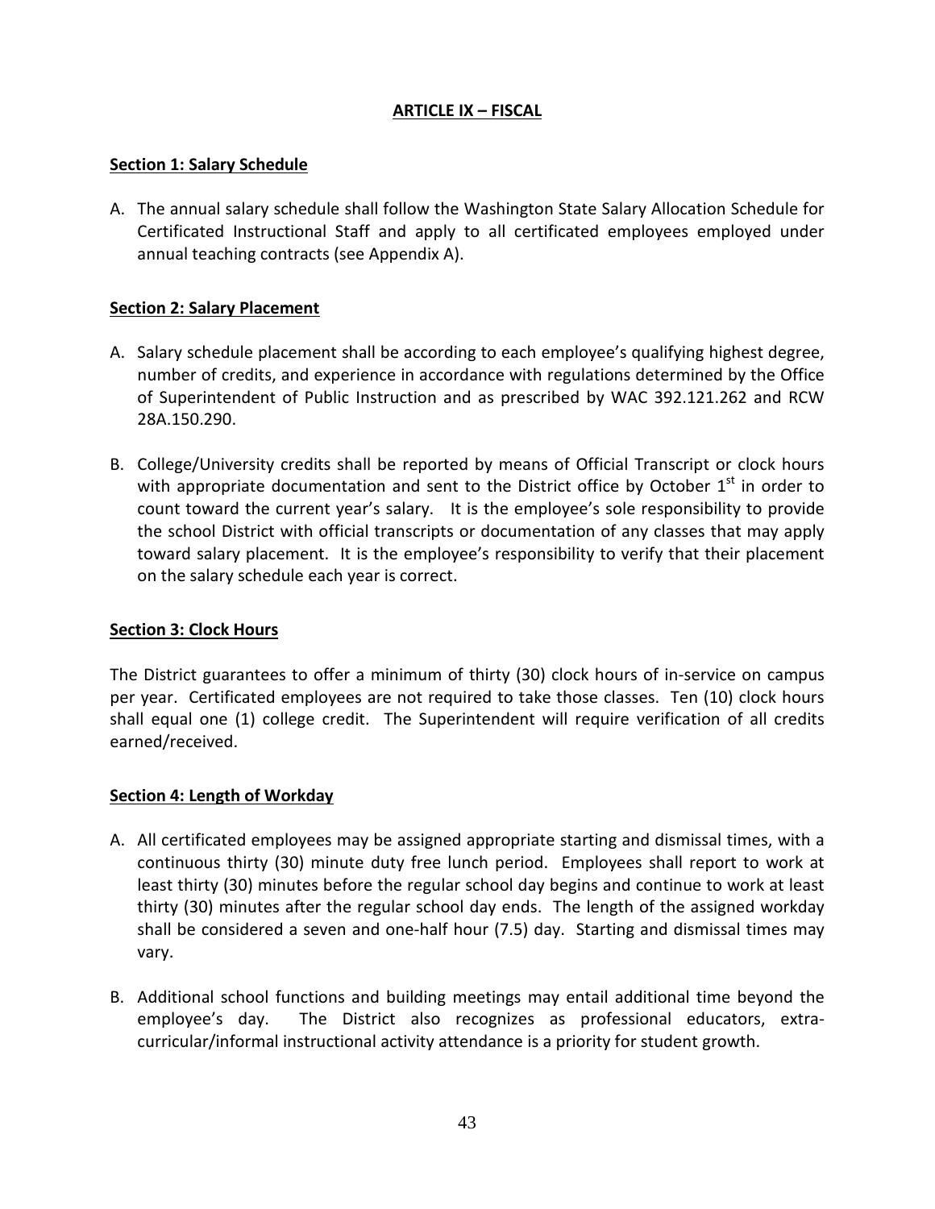## ARTICLE IX – FISCAL

### Section 1: Salary Schedule

A. The annual salary schedule shall follow the Washington State Salary Allocation Schedule for Certificated Instructional Staff and apply to all certificated employees employed under annual teaching contracts (see Appendix A).

### Section 2: Salary Placement

A. Salary schedule placement shall be according to each employee's qualifying highest degree, number of credits, and experience in accordance with regulations determined by the Office of Superintendent of Public Instruction and as prescribed by WAC 392.121.262 and RCW 28A.150.290.

B. College/University credits shall be reported by means of Official Transcript or clock hours with appropriate documentation and sent to the District office by October 1st in order to count toward the current year's salary. It is the employee's sole responsibility to provide the school District with official transcripts or documentation of any classes that may apply toward salary placement. It is the employee's responsibility to verify that their placement on the salary schedule each year is correct.

### Section 3: Clock Hours

The District guarantees to offer a minimum of thirty (30) clock hours of in-service on campus per year. Certificated employees are not required to take those classes. Ten (10) clock hours shall equal one (1) college credit. The Superintendent will require verification of all credits earned/received.

### Section 4: Length of Workday

A. All certificated employees may be assigned appropriate starting and dismissal times, with a continuous thirty (30) minute duty free lunch period. Employees shall report to work at least thirty (30) minutes before the regular school day begins and continue to work at least thirty (30) minutes after the regular school day ends. The length of the assigned workday shall be considered a seven and one-half hour (7.5) day. Starting and dismissal times may vary.

B. Additional school functions and building meetings may entail additional time beyond the employee's day. The District also recognizes as professional educators, extra-curricular/informal instructional activity attendance is a priority for student growth.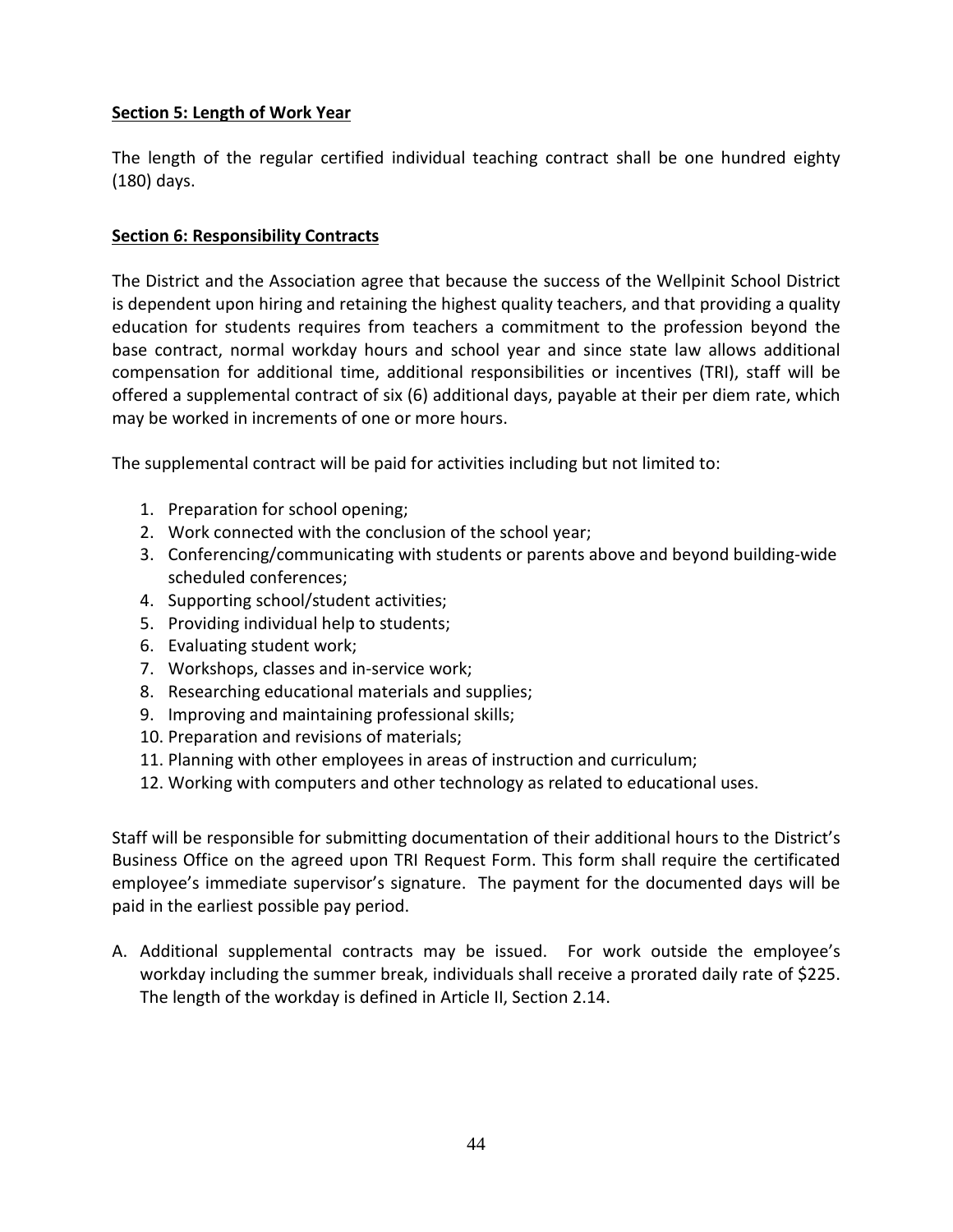**Section 5: Length of Work Year**

The length of the regular certified individual teaching contract shall be one hundred eighty (180) days.

**Section 6: Responsibility Contracts**

The District and the Association agree that because the success of the Wellpinit School District is dependent upon hiring and retaining the highest quality teachers, and that providing a quality education for students requires from teachers a commitment to the profession beyond the base contract, normal workday hours and school year and since state law allows additional compensation for additional time, additional responsibilities or incentives (TRI), staff will be offered a supplemental contract of six (6) additional days, payable at their per diem rate, which may be worked in increments of one or more hours.

The supplemental contract will be paid for activities including but not limited to:

1. Preparation for school opening;
2. Work connected with the conclusion of the school year;
3. Conferencing/communicating with students or parents above and beyond building-wide scheduled conferences;
4. Supporting school/student activities;
5. Providing individual help to students;
6. Evaluating student work;
7. Workshops, classes and in-service work;
8. Researching educational materials and supplies;
9. Improving and maintaining professional skills;
10. Preparation and revisions of materials;
11. Planning with other employees in areas of instruction and curriculum;
12. Working with computers and other technology as related to educational uses.

Staff will be responsible for submitting documentation of their additional hours to the District's Business Office on the agreed upon TRI Request Form. This form shall require the certificated employee's immediate supervisor's signature. The payment for the documented days will be paid in the earliest possible pay period.

A. Additional supplemental contracts may be issued. For work outside the employee's workday including the summer break, individuals shall receive a prorated daily rate of $225. The length of the workday is defined in Article II, Section 2.14.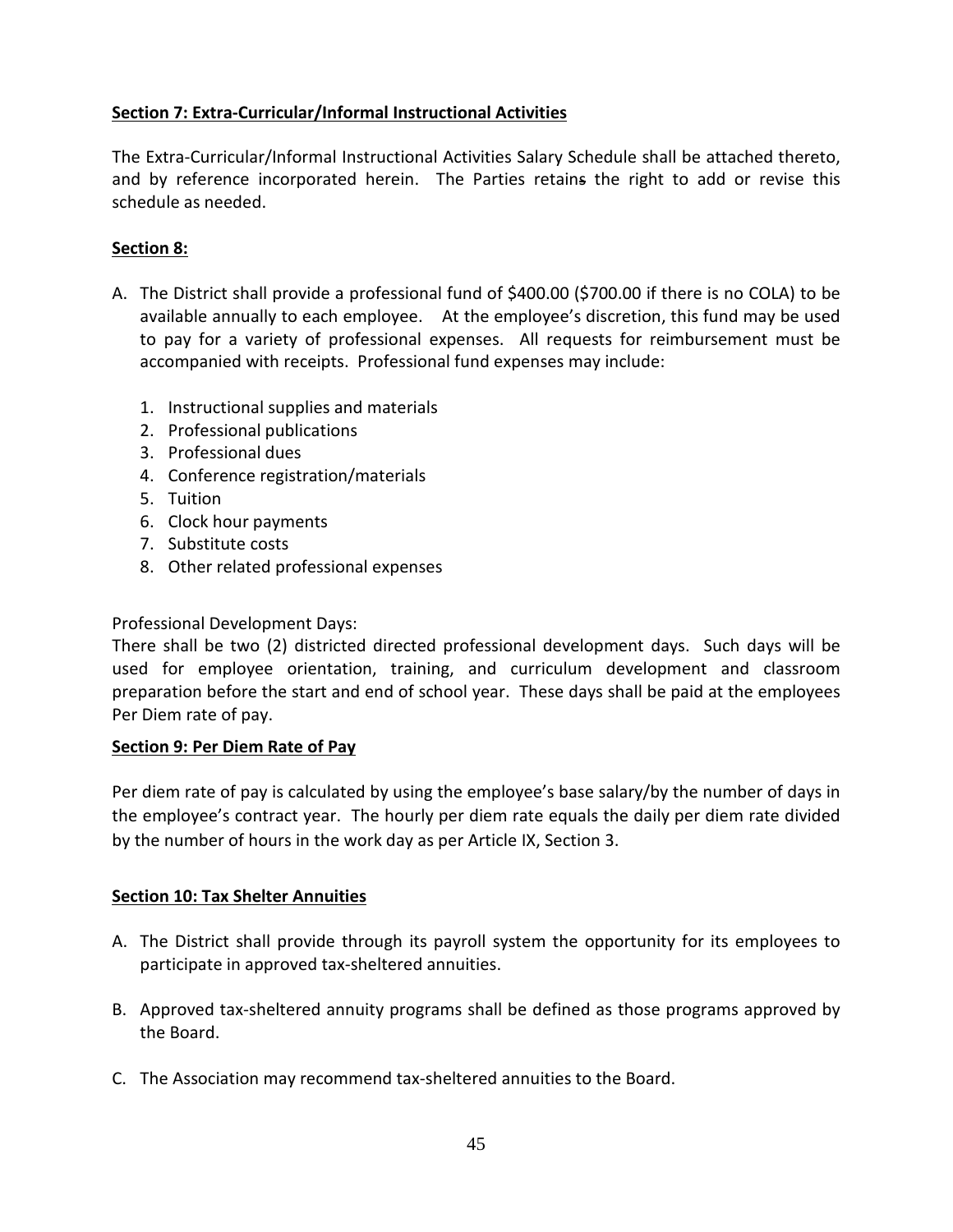**Section 7: Extra-Curricular/Informal Instructional Activities**

The Extra-Curricular/Informal Instructional Activities Salary Schedule shall be attached thereto, and by reference incorporated herein. The Parties retains the right to add or revise this schedule as needed.

**Section 8:**

A. The District shall provide a professional fund of $400.00 ($700.00 if there is no COLA) to be available annually to each employee. At the employee's discretion, this fund may be used to pay for a variety of professional expenses. All requests for reimbursement must be accompanied with receipts. Professional fund expenses may include:

   1. Instructional supplies and materials
   2. Professional publications
   3. Professional dues
   4. Conference registration/materials
   5. Tuition
   6. Clock hour payments
   7. Substitute costs
   8. Other related professional expenses

Professional Development Days:
There shall be two (2) districted directed professional development days. Such days will be used for employee orientation, training, and curriculum development and classroom preparation before the start and end of school year. These days shall be paid at the employees Per Diem rate of pay.

**Section 9: Per Diem Rate of Pay**

Per diem rate of pay is calculated by using the employee's base salary/by the number of days in the employee's contract year. The hourly per diem rate equals the daily per diem rate divided by the number of hours in the work day as per Article IX, Section 3.

**Section 10: Tax Shelter Annuities**

A. The District shall provide through its payroll system the opportunity for its employees to participate in approved tax-sheltered annuities.

B. Approved tax-sheltered annuity programs shall be defined as those programs approved by the Board.

C. The Association may recommend tax-sheltered annuities to the Board.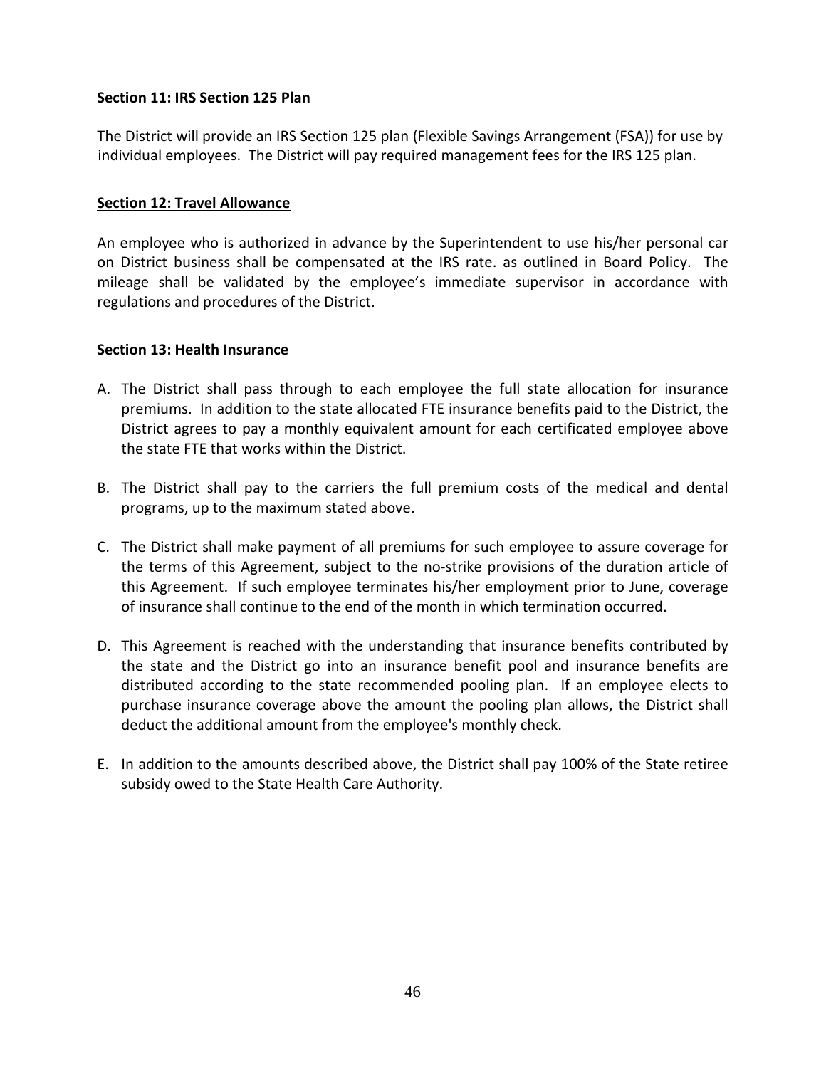**Section 11: IRS Section 125 Plan**

The District will provide an IRS Section 125 plan (Flexible Savings Arrangement (FSA)) for use by individual employees. The District will pay required management fees for the IRS 125 plan.

**Section 12: Travel Allowance**

An employee who is authorized in advance by the Superintendent to use his/her personal car on District business shall be compensated at the IRS rate. as outlined in Board Policy. The mileage shall be validated by the employee's immediate supervisor in accordance with regulations and procedures of the District.

**Section 13: Health Insurance**

A. The District shall pass through to each employee the full state allocation for insurance premiums. In addition to the state allocated FTE insurance benefits paid to the District, the District agrees to pay a monthly equivalent amount for each certificated employee above the state FTE that works within the District.

B. The District shall pay to the carriers the full premium costs of the medical and dental programs, up to the maximum stated above.

C. The District shall make payment of all premiums for such employee to assure coverage for the terms of this Agreement, subject to the no-strike provisions of the duration article of this Agreement. If such employee terminates his/her employment prior to June, coverage of insurance shall continue to the end of the month in which termination occurred.

D. This Agreement is reached with the understanding that insurance benefits contributed by the state and the District go into an insurance benefit pool and insurance benefits are distributed according to the state recommended pooling plan. If an employee elects to purchase insurance coverage above the amount the pooling plan allows, the District shall deduct the additional amount from the employee's monthly check.

E. In addition to the amounts described above, the District shall pay 100% of the State retiree subsidy owed to the State Health Care Authority.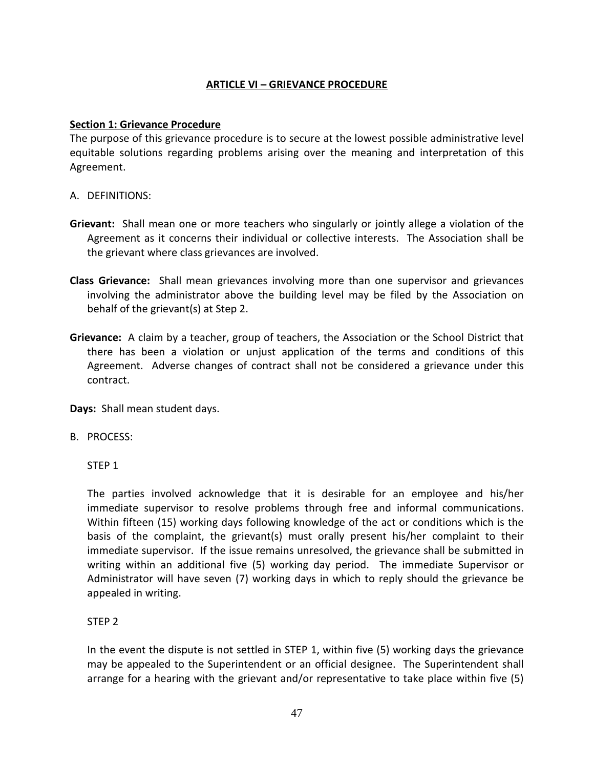## ARTICLE VI – GRIEVANCE PROCEDURE

### Section 1: Grievance Procedure

The purpose of this grievance procedure is to secure at the lowest possible administrative level equitable solutions regarding problems arising over the meaning and interpretation of this Agreement.

A. DEFINITIONS:

**Grievant:** Shall mean one or more teachers who singularly or jointly allege a violation of the Agreement as it concerns their individual or collective interests. The Association shall be the grievant where class grievances are involved.

**Class Grievance:** Shall mean grievances involving more than one supervisor and grievances involving the administrator above the building level may be filed by the Association on behalf of the grievant(s) at Step 2.

**Grievance:** A claim by a teacher, group of teachers, the Association or the School District that there has been a violation or unjust application of the terms and conditions of this Agreement. Adverse changes of contract shall not be considered a grievance under this contract.

**Days:** Shall mean student days.

B. PROCESS:

STEP 1

The parties involved acknowledge that it is desirable for an employee and his/her immediate supervisor to resolve problems through free and informal communications. Within fifteen (15) working days following knowledge of the act or conditions which is the basis of the complaint, the grievant(s) must orally present his/her complaint to their immediate supervisor. If the issue remains unresolved, the grievance shall be submitted in writing within an additional five (5) working day period. The immediate Supervisor or Administrator will have seven (7) working days in which to reply should the grievance be appealed in writing.

STEP 2

In the event the dispute is not settled in STEP 1, within five (5) working days the grievance may be appealed to the Superintendent or an official designee. The Superintendent shall arrange for a hearing with the grievant and/or representative to take place within five (5)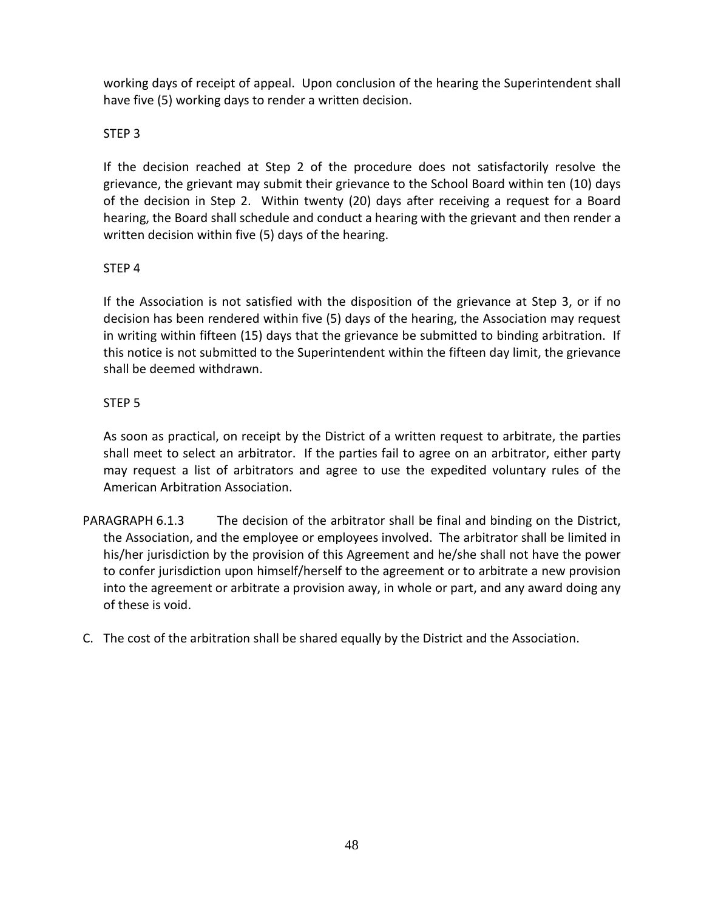working days of receipt of appeal. Upon conclusion of the hearing the Superintendent shall have five (5) working days to render a written decision.

STEP 3

If the decision reached at Step 2 of the procedure does not satisfactorily resolve the grievance, the grievant may submit their grievance to the School Board within ten (10) days of the decision in Step 2. Within twenty (20) days after receiving a request for a Board hearing, the Board shall schedule and conduct a hearing with the grievant and then render a written decision within five (5) days of the hearing.

STEP 4

If the Association is not satisfied with the disposition of the grievance at Step 3, or if no decision has been rendered within five (5) days of the hearing, the Association may request in writing within fifteen (15) days that the grievance be submitted to binding arbitration. If this notice is not submitted to the Superintendent within the fifteen day limit, the grievance shall be deemed withdrawn.

STEP 5

As soon as practical, on receipt by the District of a written request to arbitrate, the parties shall meet to select an arbitrator. If the parties fail to agree on an arbitrator, either party may request a list of arbitrators and agree to use the expedited voluntary rules of the American Arbitration Association.

PARAGRAPH 6.1.3 The decision of the arbitrator shall be final and binding on the District, the Association, and the employee or employees involved. The arbitrator shall be limited in his/her jurisdiction by the provision of this Agreement and he/she shall not have the power to confer jurisdiction upon himself/herself to the agreement or to arbitrate a new provision into the agreement or arbitrate a provision away, in whole or part, and any award doing any of these is void.

C. The cost of the arbitration shall be shared equally by the District and the Association.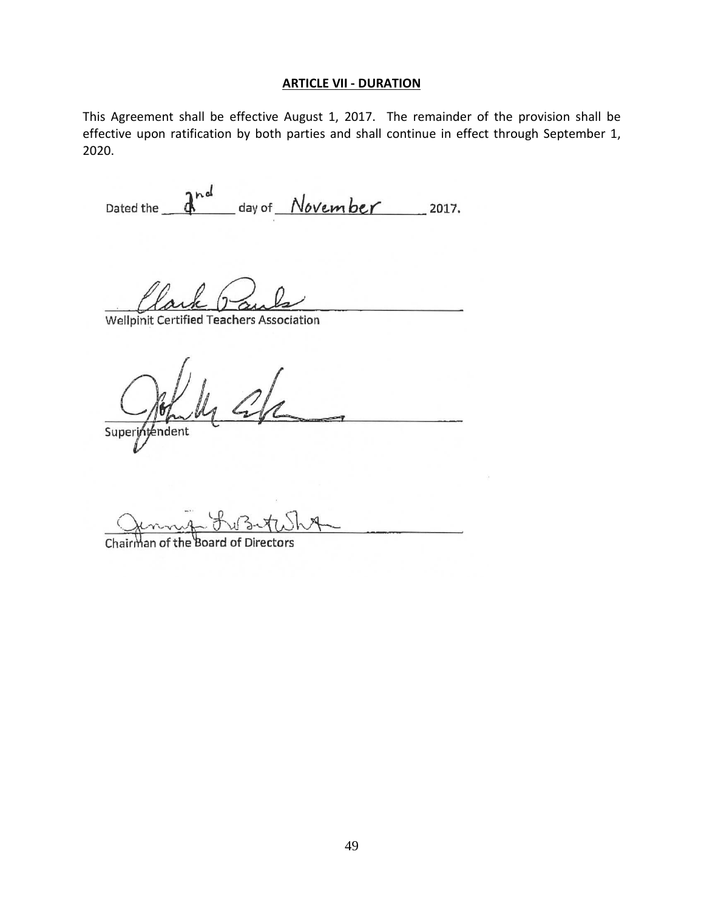## ARTICLE VII - DURATION

This Agreement shall be effective August 1, 2017. The remainder of the provision shall be effective upon ratification by both parties and shall continue in effect through September 1, 2020.

Dated the 2nd day of November 2017.

Wellpinit Certified Teachers Association

Superintendent

Chairman of the Board of Directors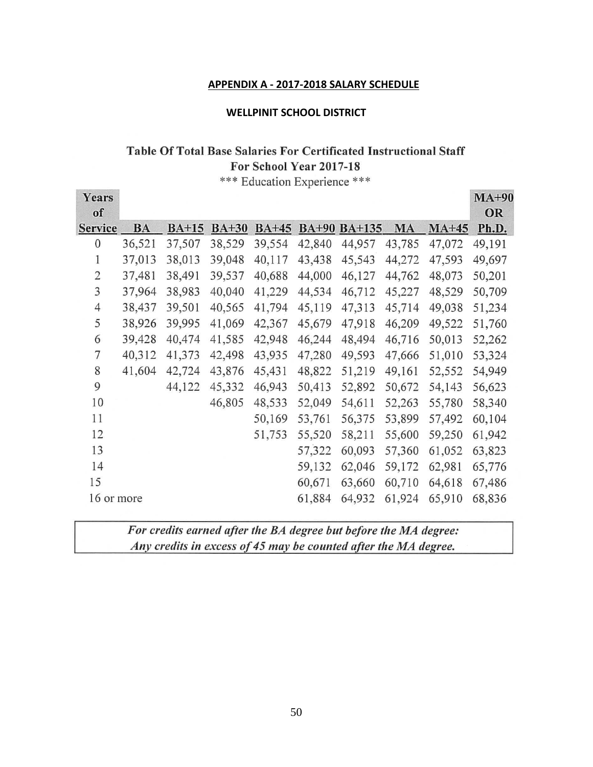**APPENDIX A - 2017-2018 SALARY SCHEDULE**

**WELLPINIT SCHOOL DISTRICT**

**Table Of Total Base Salaries For Certificated Instructional Staff**
**For School Year 2017-18**
*** Education Experience ***

| Years of Service | BA | BA+15 | BA+30 | BA+45 | BA+90 | BA+135 | MA | MA+45 | MA+90 OR Ph.D. |
|---|---|---|---|---|---|---|---|---|---|
| 0 | 36,521 | 37,507 | 38,529 | 39,554 | 42,840 | 44,957 | 43,785 | 47,072 | 49,191 |
| 1 | 37,013 | 38,013 | 39,048 | 40,117 | 43,438 | 45,543 | 44,272 | 47,593 | 49,697 |
| 2 | 37,481 | 38,491 | 39,537 | 40,688 | 44,000 | 46,127 | 44,762 | 48,073 | 50,201 |
| 3 | 37,964 | 38,983 | 40,040 | 41,229 | 44,534 | 46,712 | 45,227 | 48,529 | 50,709 |
| 4 | 38,437 | 39,501 | 40,565 | 41,794 | 45,119 | 47,313 | 45,714 | 49,038 | 51,234 |
| 5 | 38,926 | 39,995 | 41,069 | 42,367 | 45,679 | 47,918 | 46,209 | 49,522 | 51,760 |
| 6 | 39,428 | 40,474 | 41,585 | 42,948 | 46,244 | 48,494 | 46,716 | 50,013 | 52,262 |
| 7 | 40,312 | 41,373 | 42,498 | 43,935 | 47,280 | 49,593 | 47,666 | 51,010 | 53,324 |
| 8 | 41,604 | 42,724 | 43,876 | 45,431 | 48,822 | 51,219 | 49,161 | 52,552 | 54,949 |
| 9 | | 44,122 | 45,332 | 46,943 | 50,413 | 52,892 | 50,672 | 54,143 | 56,623 |
| 10 | | | 46,805 | 48,533 | 52,049 | 54,611 | 52,263 | 55,780 | 58,340 |
| 11 | | | | 50,169 | 53,761 | 56,375 | 53,899 | 57,492 | 60,104 |
| 12 | | | | 51,753 | 55,520 | 58,211 | 55,600 | 59,250 | 61,942 |
| 13 | | | | | 57,322 | 60,093 | 57,360 | 61,052 | 63,823 |
| 14 | | | | | 59,132 | 62,046 | 59,172 | 62,981 | 65,776 |
| 15 | | | | | 60,671 | 63,660 | 60,710 | 64,618 | 67,486 |
| 16 or more | | | | | 61,884 | 64,932 | 61,924 | 65,910 | 68,836 |

***For credits earned after the BA degree but before the MA degree: Any credits in excess of 45 may be counted after the MA degree.***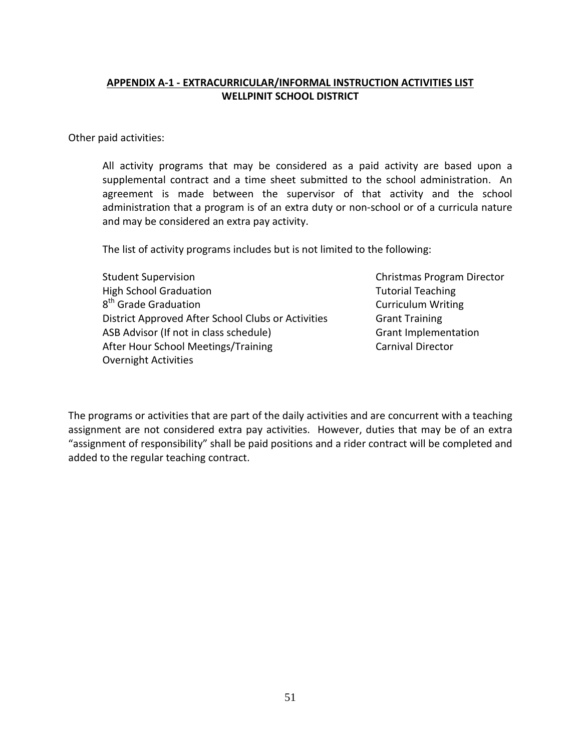## APPENDIX A-1 - EXTRACURRICULAR/INFORMAL INSTRUCTION ACTIVITIES LIST
## WELLPINIT SCHOOL DISTRICT

Other paid activities:

All activity programs that may be considered as a paid activity are based upon a supplemental contract and a time sheet submitted to the school administration. An agreement is made between the supervisor of that activity and the school administration that a program is of an extra duty or non-school or of a curricula nature and may be considered an extra pay activity.

The list of activity programs includes but is not limited to the following:

- Student Supervision
- High School Graduation
- 8th Grade Graduation
- District Approved After School Clubs or Activities
- ASB Advisor (If not in class schedule)
- After Hour School Meetings/Training
- Overnight Activities
- Christmas Program Director
- Tutorial Teaching
- Curriculum Writing
- Grant Training
- Grant Implementation
- Carnival Director

The programs or activities that are part of the daily activities and are concurrent with a teaching assignment are not considered extra pay activities. However, duties that may be of an extra "assignment of responsibility" shall be paid positions and a rider contract will be completed and added to the regular teaching contract.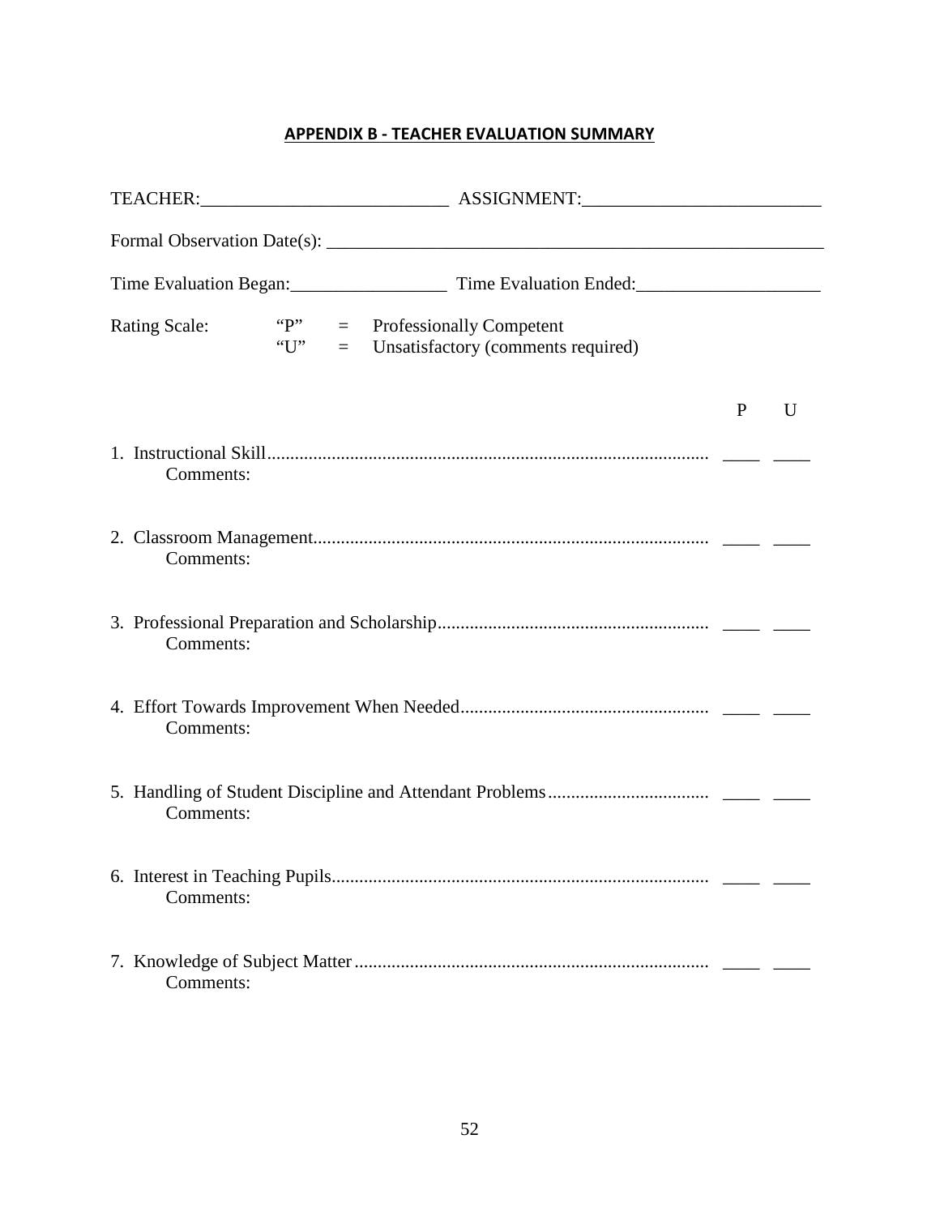## APPENDIX B - TEACHER EVALUATION SUMMARY

TEACHER:___________________________ ASSIGNMENT:_________________________

Formal Observation Date(s): _______________________________________________________

Time Evaluation Began:_________________ Time Evaluation Ended:____________________

Rating Scale: "P" = Professionally Competent
"U" = Unsatisfactory (comments required)

| | P | U |
|---|---|---|
| 1. Instructional Skill | ____ | ____ |
| Comments: | | |
| 2. Classroom Management | ____ | ____ |
| Comments: | | |
| 3. Professional Preparation and Scholarship | ____ | ____ |
| Comments: | | |
| 4. Effort Towards Improvement When Needed | ____ | ____ |
| Comments: | | |
| 5. Handling of Student Discipline and Attendant Problems | ____ | ____ |
| Comments: | | |
| 6. Interest in Teaching Pupils | ____ | ____ |
| Comments: | | |
| 7. Knowledge of Subject Matter | ____ | ____ |
| Comments: | | |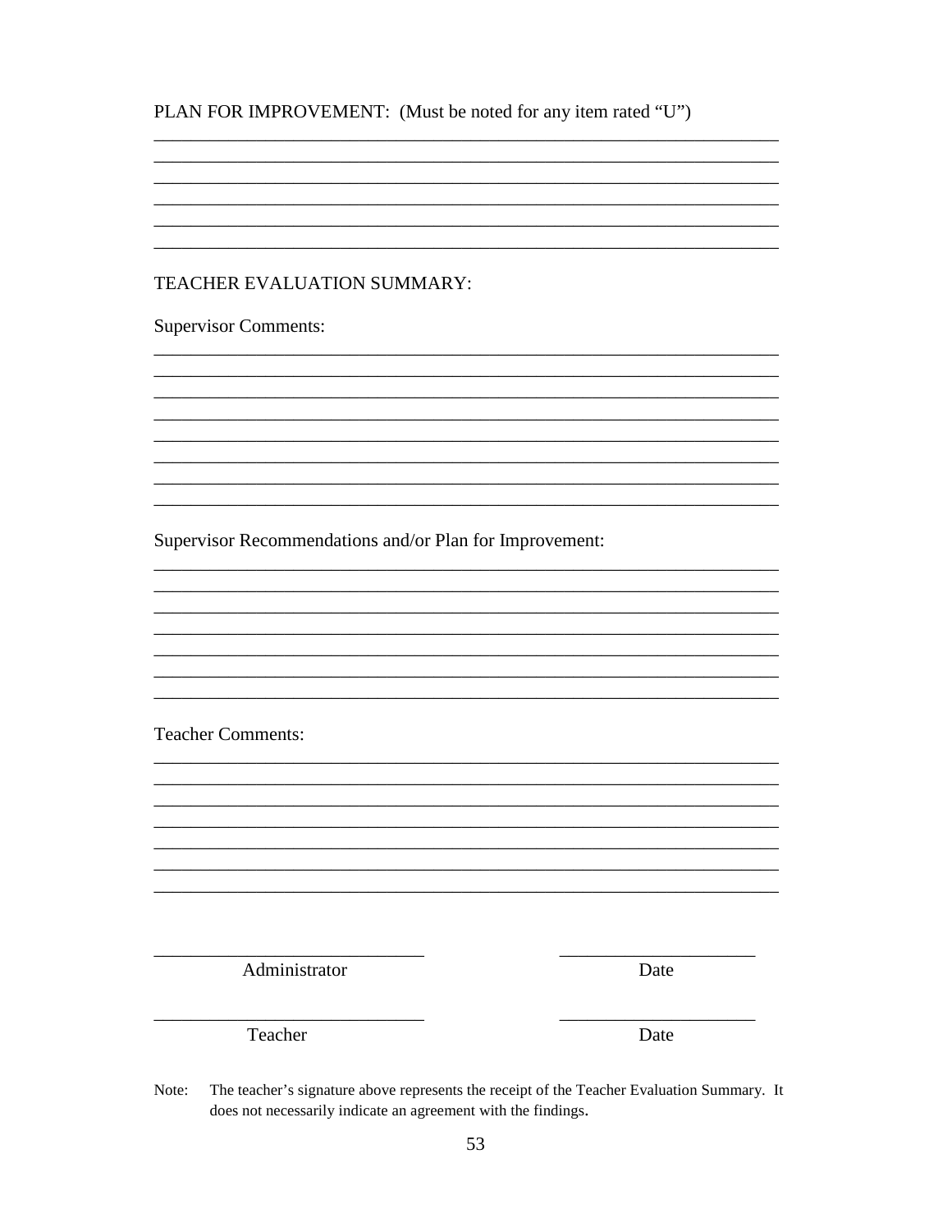PLAN FOR IMPROVEMENT: (Must be noted for any item rated "U")

______________________________________________________________________
______________________________________________________________________
______________________________________________________________________
______________________________________________________________________
______________________________________________________________________
______________________________________________________________________

TEACHER EVALUATION SUMMARY:

Supervisor Comments:

______________________________________________________________________
______________________________________________________________________
______________________________________________________________________
______________________________________________________________________
______________________________________________________________________
______________________________________________________________________
______________________________________________________________________
______________________________________________________________________

Supervisor Recommendations and/or Plan for Improvement:

______________________________________________________________________
______________________________________________________________________
______________________________________________________________________
______________________________________________________________________
______________________________________________________________________
______________________________________________________________________
______________________________________________________________________

Teacher Comments:

______________________________________________________________________
______________________________________________________________________
______________________________________________________________________
______________________________________________________________________
______________________________________________________________________
______________________________________________________________________
______________________________________________________________________

| ______________________________ | ______________________ |
|---|---|
| Administrator | Date |
| ______________________________ | ______________________ |
| Teacher | Date |

Note: The teacher's signature above represents the receipt of the Teacher Evaluation Summary. It does not necessarily indicate an agreement with the findings.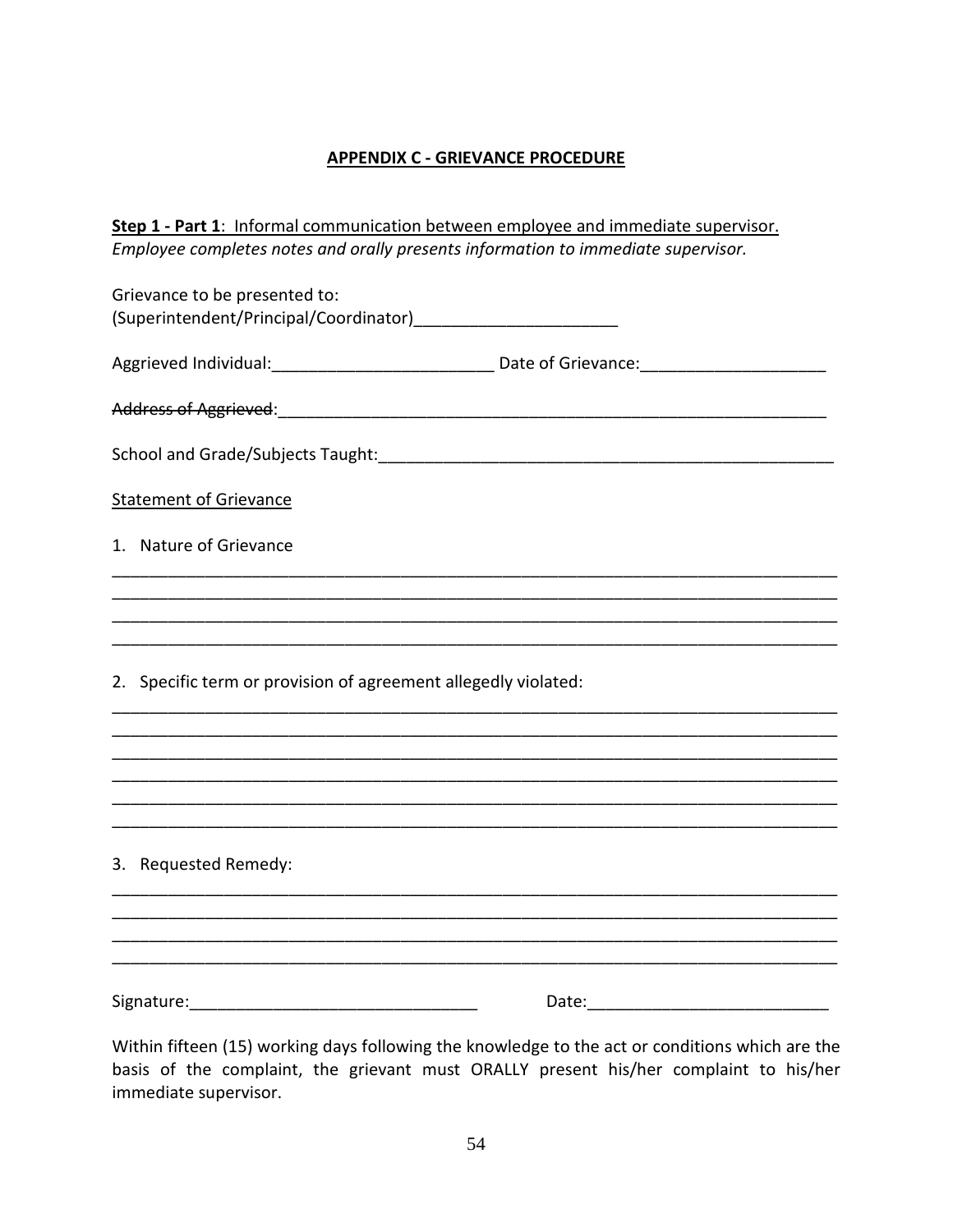**APPENDIX C - GRIEVANCE PROCEDURE**

**Step 1 - Part 1**: Informal communication between employee and immediate supervisor.
*Employee completes notes and orally presents information to immediate supervisor.*

Grievance to be presented to:
(Superintendent/Principal/Coordinator)______________________

Aggrieved Individual:________________________ Date of Grievance:____________________

~~Address of Aggrieved~~:_______________________________________________________________

School and Grade/Subjects Taught:___________________________________________________

Statement of Grievance

1. Nature of Grievance

_______________________________________________________________________________
_______________________________________________________________________________
_______________________________________________________________________________
_______________________________________________________________________________

2. Specific term or provision of agreement allegedly violated:

_______________________________________________________________________________
_______________________________________________________________________________
_______________________________________________________________________________
_______________________________________________________________________________
_______________________________________________________________________________
_______________________________________________________________________________

3. Requested Remedy:

_______________________________________________________________________________
_______________________________________________________________________________
_______________________________________________________________________________
_______________________________________________________________________________

Signature:_______________________________ Date:__________________________

Within fifteen (15) working days following the knowledge to the act or conditions which are the basis of the complaint, the grievant must ORALLY present his/her complaint to his/her immediate supervisor.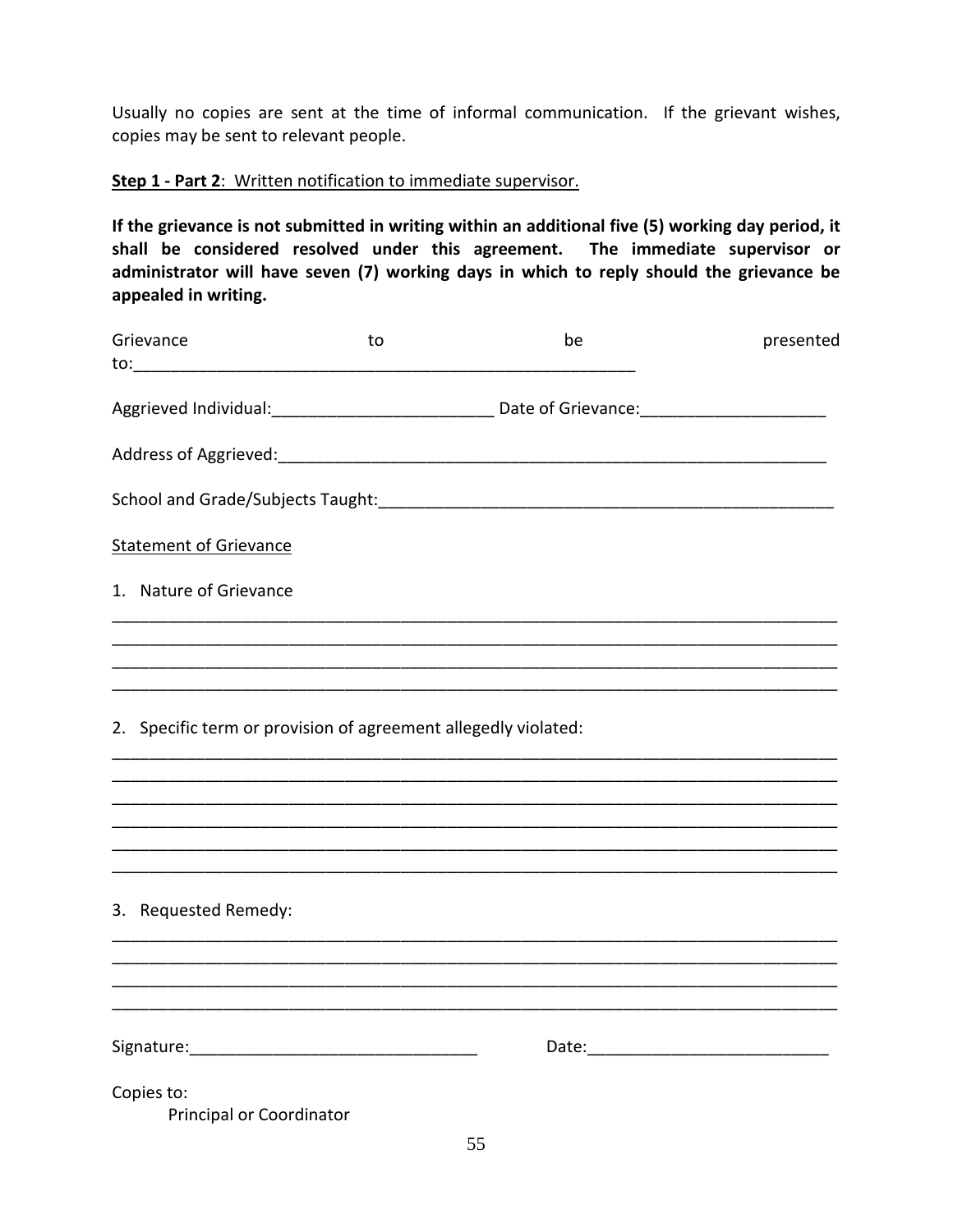Usually no copies are sent at the time of informal communication. If the grievant wishes, copies may be sent to relevant people.

**<u>Step 1 - Part 2</u>**<u>: Written notification to immediate supervisor.</u>

**If the grievance is not submitted in writing within an additional five (5) working day period, it shall be considered resolved under this agreement. The immediate supervisor or administrator will have seven (7) working days in which to reply should the grievance be appealed in writing.**

Grievance to be presented to:_______________________________________________________

Aggrieved Individual:________________________ Date of Grievance:____________________

Address of Aggrieved:_____________________________________________________________

School and Grade/Subjects Taught:__________________________________________________

<u>Statement of Grievance</u>

1. Nature of Grievance

____________________________________________________________________________
____________________________________________________________________________
____________________________________________________________________________
____________________________________________________________________________

2. Specific term or provision of agreement allegedly violated:

____________________________________________________________________________
____________________________________________________________________________
____________________________________________________________________________
____________________________________________________________________________
____________________________________________________________________________
____________________________________________________________________________

3. Requested Remedy:

____________________________________________________________________________
____________________________________________________________________________
____________________________________________________________________________
____________________________________________________________________________

Signature:_______________________________ Date:_________________________

Copies to:
    Principal or Coordinator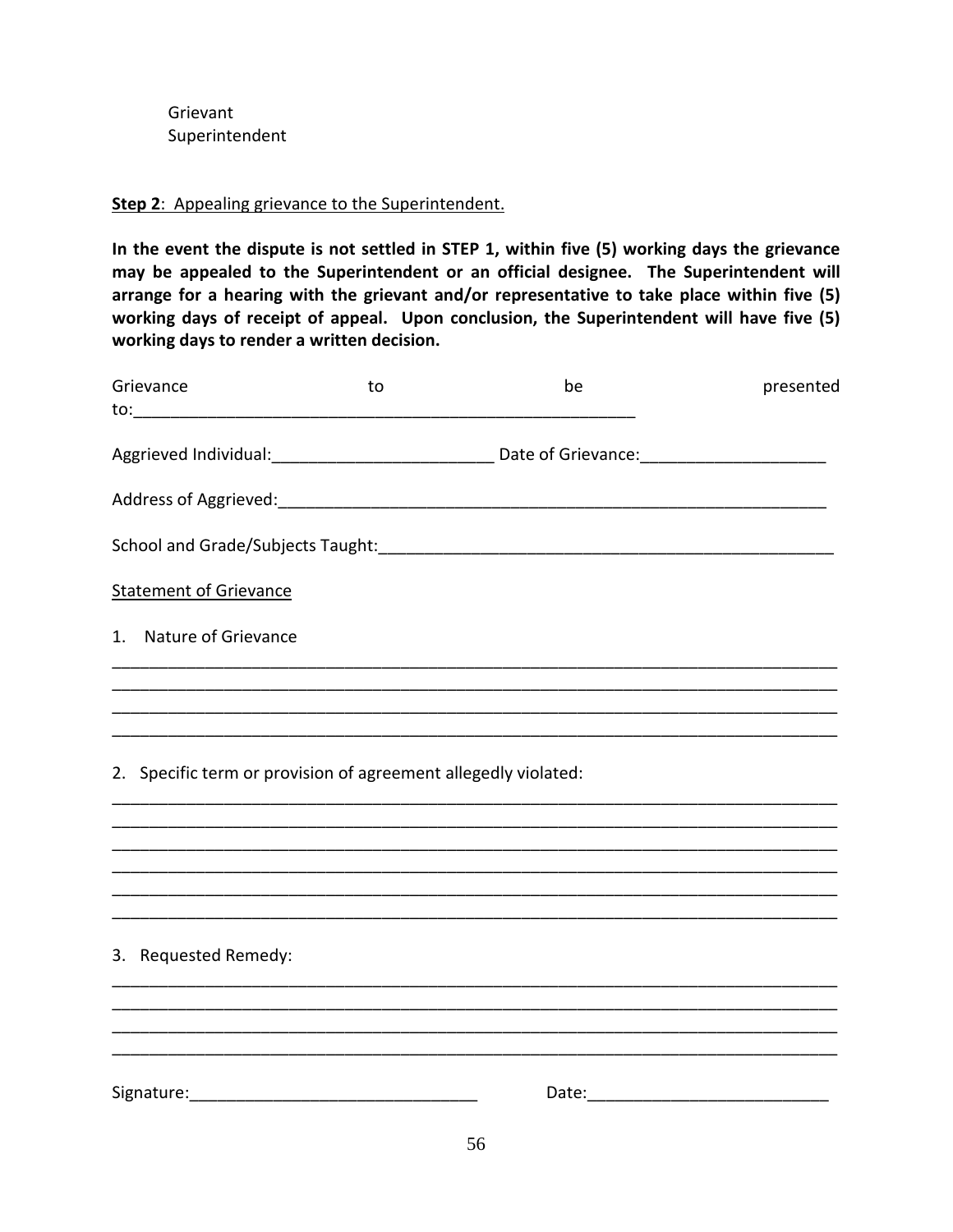Grievant
Superintendent

**Step 2**: Appealing grievance to the Superintendent.

**In the event the dispute is not settled in STEP 1, within five (5) working days the grievance may be appealed to the Superintendent or an official designee. The Superintendent will arrange for a hearing with the grievant and/or representative to take place within five (5) working days of receipt of appeal. Upon conclusion, the Superintendent will have five (5) working days to render a written decision.**

Grievance to be presented to:_______________________________________________________

Aggrieved Individual:________________________ Date of Grievance:____________________

Address of Aggrieved:_____________________________________________________________

School and Grade/Subjects Taught:__________________________________________________

Statement of Grievance

1. Nature of Grievance

_______________________________________________________________________________
_______________________________________________________________________________
_______________________________________________________________________________
_______________________________________________________________________________

2. Specific term or provision of agreement allegedly violated:

_______________________________________________________________________________
_______________________________________________________________________________
_______________________________________________________________________________
_______________________________________________________________________________
_______________________________________________________________________________
_______________________________________________________________________________

3. Requested Remedy:

_______________________________________________________________________________
_______________________________________________________________________________
_______________________________________________________________________________
_______________________________________________________________________________

Signature:______________________________ Date:_________________________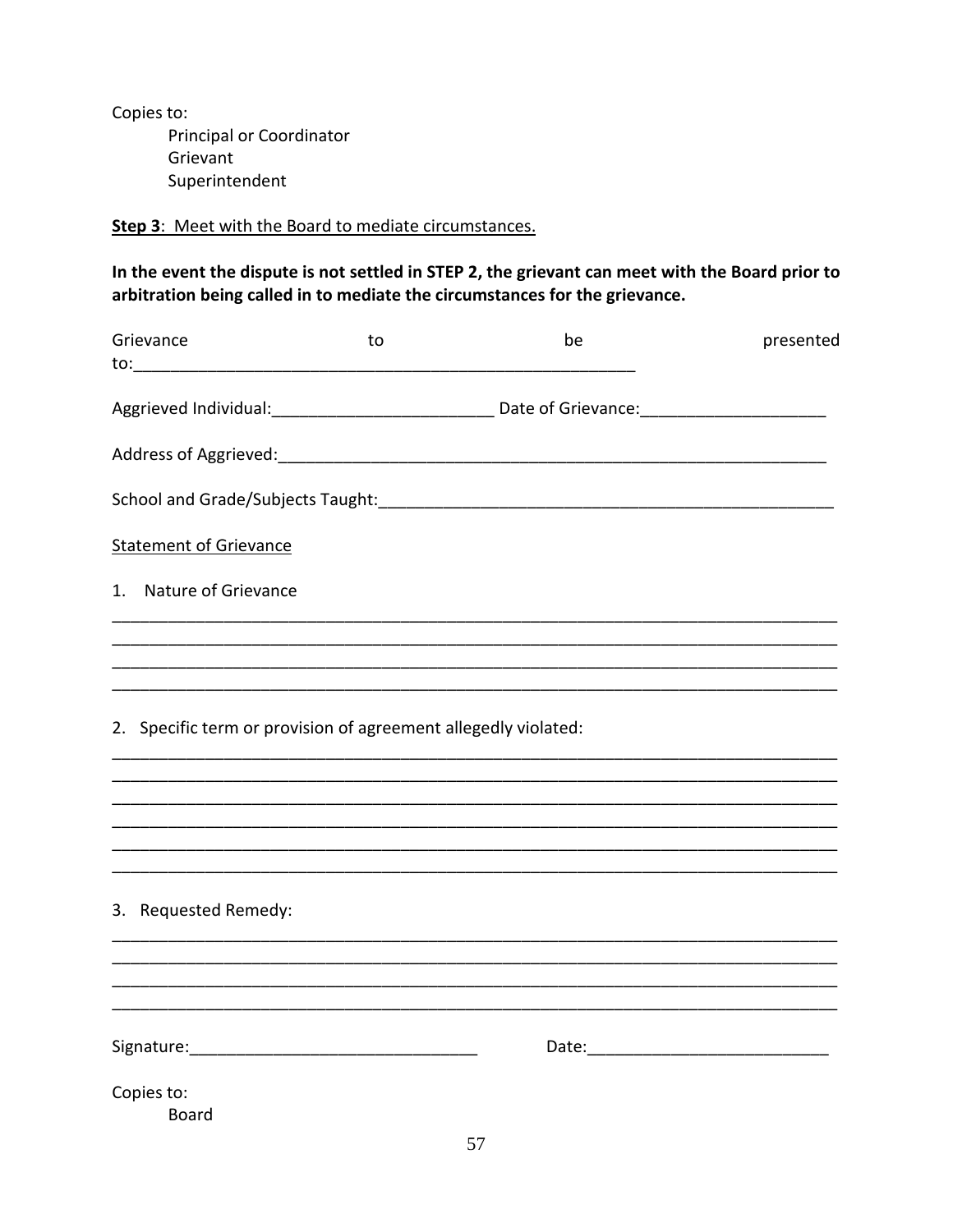Copies to:
Principal or Coordinator
Grievant
Superintendent

**Step 3**: Meet with the Board to mediate circumstances.

**In the event the dispute is not settled in STEP 2, the grievant can meet with the Board prior to arbitration being called in to mediate the circumstances for the grievance.**

Grievance to be presented to:_______________________________________________________

Aggrieved Individual:________________________ Date of Grievance:____________________

Address of Aggrieved:_____________________________________________________________

School and Grade/Subjects Taught:__________________________________________________

Statement of Grievance

1. Nature of Grievance

_____________________________________________________________________________
_____________________________________________________________________________
_____________________________________________________________________________
_____________________________________________________________________________

2. Specific term or provision of agreement allegedly violated:

_____________________________________________________________________________
_____________________________________________________________________________
_____________________________________________________________________________
_____________________________________________________________________________
_____________________________________________________________________________
_____________________________________________________________________________

3. Requested Remedy:

_____________________________________________________________________________
_____________________________________________________________________________
_____________________________________________________________________________
_____________________________________________________________________________

Signature:_______________________________ Date:__________________________

Copies to:
Board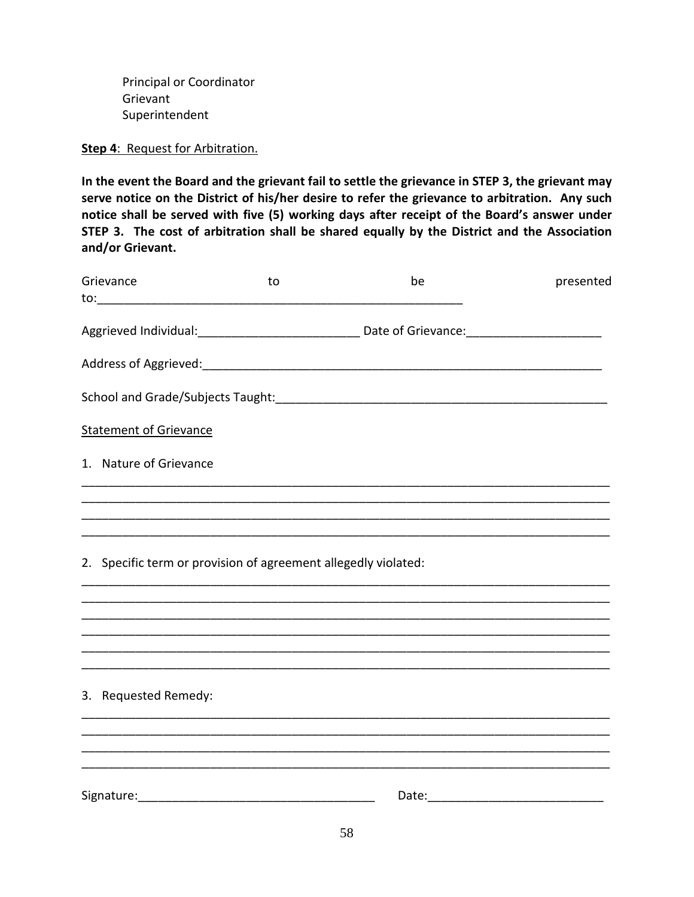Principal or Coordinator
Grievant
Superintendent

**Step 4**: Request for Arbitration.

**In the event the Board and the grievant fail to settle the grievance in STEP 3, the grievant may serve notice on the District of his/her desire to refer the grievance to arbitration. Any such notice shall be served with five (5) working days after receipt of the Board's answer under STEP 3. The cost of arbitration shall be shared equally by the District and the Association and/or Grievant.**

Grievance to be presented to:_______________________________________________________

Aggrieved Individual:________________________ Date of Grievance:____________________

Address of Aggrieved:_____________________________________________________________

School and Grade/Subjects Taught:___________________________________________________

Statement of Grievance

1. Nature of Grievance

_____________________________________________________________________________
_____________________________________________________________________________
_____________________________________________________________________________
_____________________________________________________________________________

2. Specific term or provision of agreement allegedly violated:

_____________________________________________________________________________
_____________________________________________________________________________
_____________________________________________________________________________
_____________________________________________________________________________
_____________________________________________________________________________
_____________________________________________________________________________

3. Requested Remedy:

_____________________________________________________________________________
_____________________________________________________________________________
_____________________________________________________________________________
_____________________________________________________________________________

Signature:__________________________________ Date:_________________________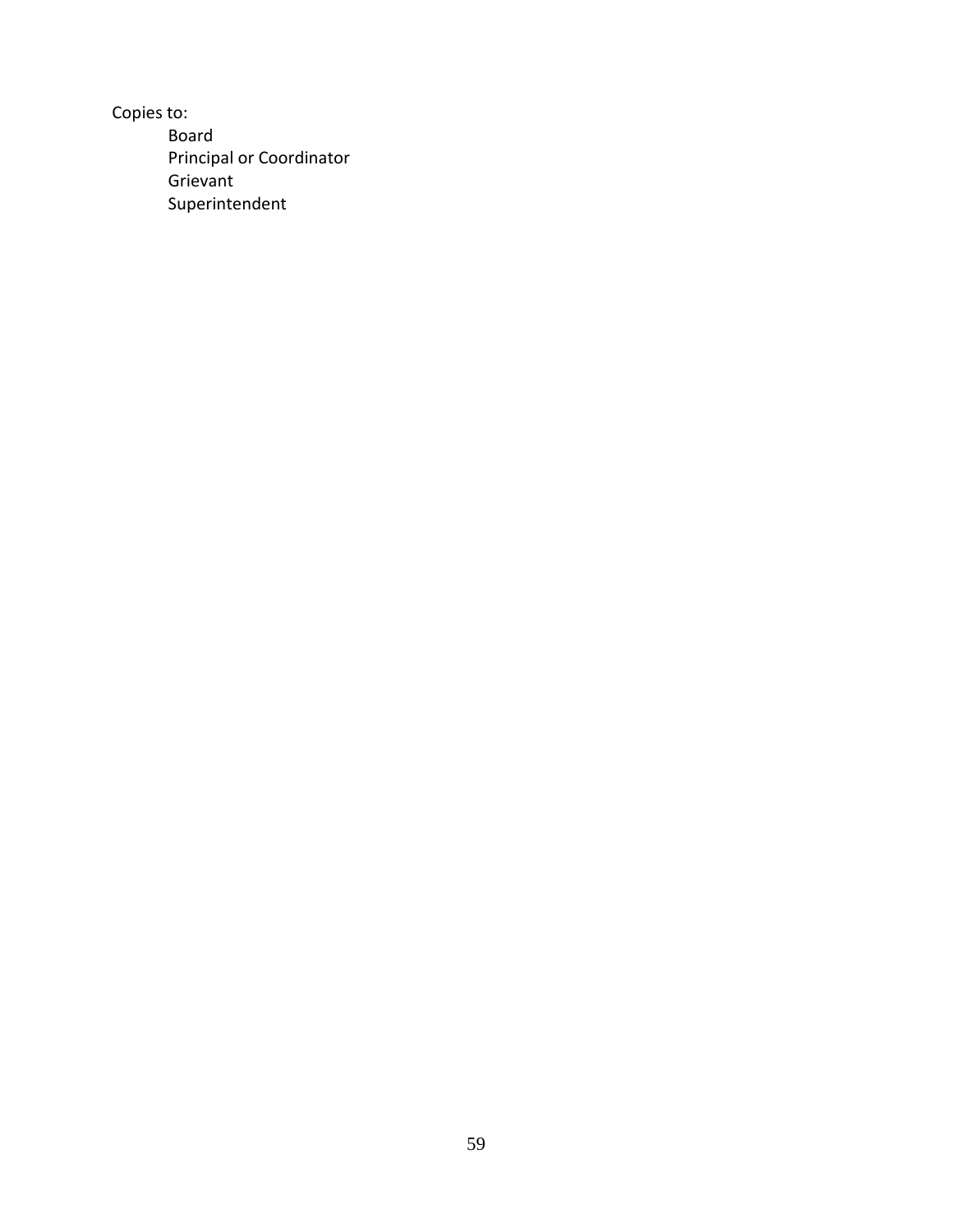Copies to:

- Board
- Principal or Coordinator
- Grievant
- Superintendent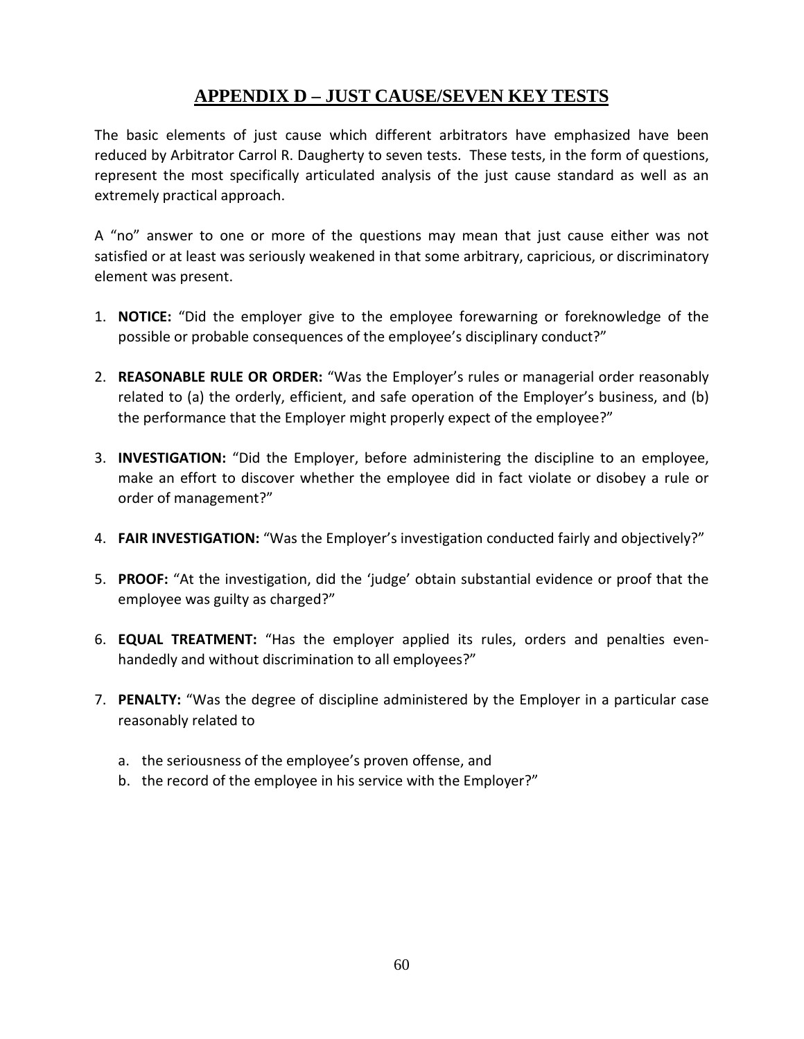# APPENDIX D – JUST CAUSE/SEVEN KEY TESTS

The basic elements of just cause which different arbitrators have emphasized have been reduced by Arbitrator Carrol R. Daugherty to seven tests. These tests, in the form of questions, represent the most specifically articulated analysis of the just cause standard as well as an extremely practical approach.

A "no" answer to one or more of the questions may mean that just cause either was not satisfied or at least was seriously weakened in that some arbitrary, capricious, or discriminatory element was present.

1. **NOTICE:** "Did the employer give to the employee forewarning or foreknowledge of the possible or probable consequences of the employee's disciplinary conduct?"

2. **REASONABLE RULE OR ORDER:** "Was the Employer's rules or managerial order reasonably related to (a) the orderly, efficient, and safe operation of the Employer's business, and (b) the performance that the Employer might properly expect of the employee?"

3. **INVESTIGATION:** "Did the Employer, before administering the discipline to an employee, make an effort to discover whether the employee did in fact violate or disobey a rule or order of management?"

4. **FAIR INVESTIGATION:** "Was the Employer's investigation conducted fairly and objectively?"

5. **PROOF:** "At the investigation, did the 'judge' obtain substantial evidence or proof that the employee was guilty as charged?"

6. **EQUAL TREATMENT:** "Has the employer applied its rules, orders and penalties even-handedly and without discrimination to all employees?"

7. **PENALTY:** "Was the degree of discipline administered by the Employer in a particular case reasonably related to

   a. the seriousness of the employee's proven offense, and
   b. the record of the employee in his service with the Employer?"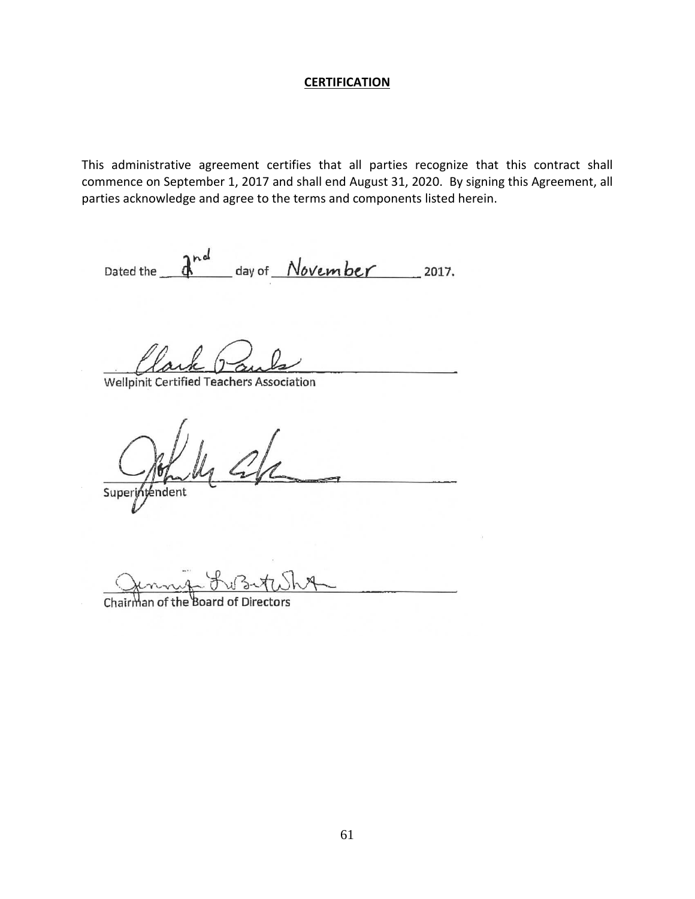## **CERTIFICATION**

This administrative agreement certifies that all parties recognize that this contract shall commence on September 1, 2017 and shall end August 31, 2020. By signing this Agreement, all parties acknowledge and agree to the terms and components listed herein.

Dated the 2nd day of November 2017.

______________________________
Wellpinit Certified Teachers Association

______________________________
Superintendent

______________________________
Chairman of the Board of Directors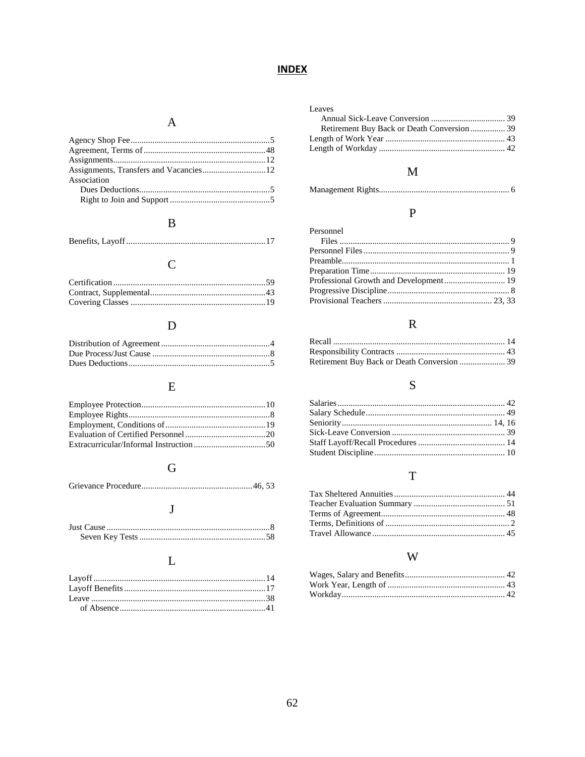# INDEX

## A

Agency Shop Fee ........ 5
Agreement, Terms of ........ 48
Assignments ........ 12
Assignments, Transfers and Vacancies ........ 12
Association
 Dues Deductions ........ 5
 Right to Join and Support ........ 5

## B

Benefits, Layoff ........ 17

## C

Certification ........ 59
Contract, Supplemental ........ 43
Covering Classes ........ 19

## D

Distribution of Agreement ........ 4
Due Process/Just Cause ........ 8
Dues Deductions ........ 5

## E

Employee Protection ........ 10
Employee Rights ........ 8
Employment, Conditions of ........ 19
Evaluation of Certified Personnel ........ 20
Extracurricular/Informal Instruction ........ 50

## G

Grievance Procedure ........ 46, 53

## J

Just Cause ........ 8
 Seven Key Tests ........ 58

## L

Layoff ........ 14
Layoff Benefits ........ 17
Leave ........ 38
 of Absence ........ 41
Leaves
 Annual Sick-Leave Conversion ........ 39
 Retirement Buy Back or Death Conversion ........ 39
Length of Work Year ........ 43
Length of Workday ........ 42

## M

Management Rights ........ 6

## P

Personnel
 Files ........ 9
Personnel Files ........ 9
Preamble ........ 1
Preparation Time ........ 19
Professional Growth and Development ........ 19
Progressive Discipline ........ 8
Provisional Teachers ........ 23, 33

## R

Recall ........ 14
Responsibility Contracts ........ 43
Retirement Buy Back or Death Conversion ........ 39

## S

Salaries ........ 42
Salary Schedule ........ 49
Seniority ........ 14, 16
Sick-Leave Conversion ........ 39
Staff Layoff/Recall Procedures ........ 14
Student Discipline ........ 10

## T

Tax Sheltered Annuities ........ 44
Teacher Evaluation Summary ........ 51
Terms of Agreement ........ 48
Terms, Definitions of ........ 2
Travel Allowance ........ 45

## W

Wages, Salary and Benefits ........ 42
Work Year, Length of ........ 43
Workday ........ 42